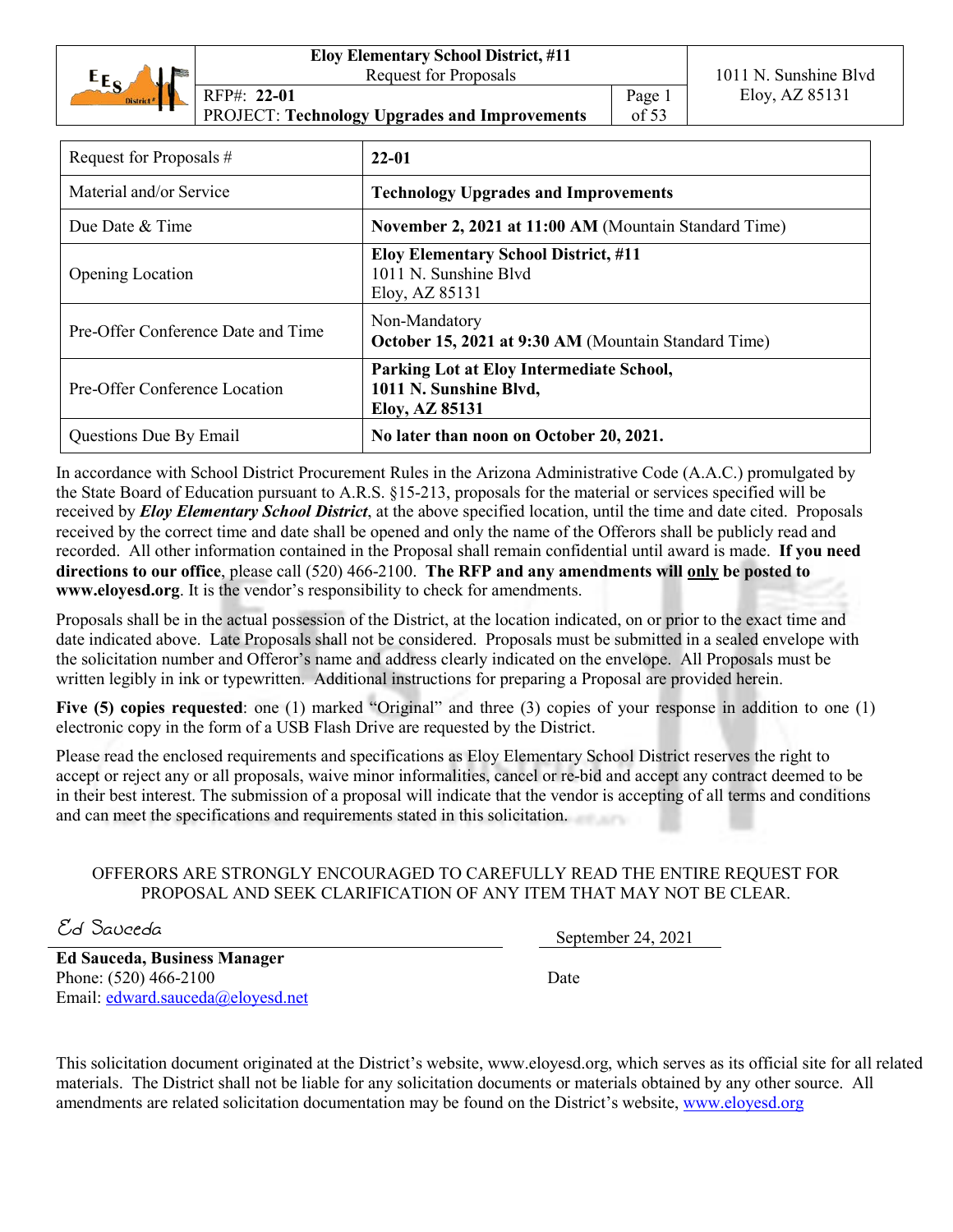| Request for Proposals # | **22-01** |
|---|---|
| Material and/or Service | **Technology Upgrades and Improvements** |
| Due Date & Time | **November 2, 2021 at 11:00 AM** (Mountain Standard Time) |
| Opening Location | **Eloy Elementary School District, #11**<br>1011 N. Sunshine Blvd<br>Eloy, AZ 85131 |
| Pre-Offer Conference Date and Time | Non-Mandatory<br>**October 15, 2021 at 9:30 AM** (Mountain Standard Time) |
| Pre-Offer Conference Location | **Parking Lot at Eloy Intermediate School,**<br>**1011 N. Sunshine Blvd,**<br>**Eloy, AZ 85131** |
| Questions Due By Email | **No later than noon on October 20, 2021.** |

In accordance with School District Procurement Rules in the Arizona Administrative Code (A.A.C.) promulgated by the State Board of Education pursuant to A.R.S. §15-213, proposals for the material or services specified will be received by ***Eloy Elementary School District***, at the above specified location, until the time and date cited. Proposals received by the correct time and date shall be opened and only the name of the Offerors shall be publicly read and recorded. All other information contained in the Proposal shall remain confidential until award is made. **If you need directions to our office**, please call (520) 466-2100. **The RFP and any amendments will only be posted to www.eloyesd.org**. It is the vendor's responsibility to check for amendments.

Proposals shall be in the actual possession of the District, at the location indicated, on or prior to the exact time and date indicated above. Late Proposals shall not be considered. Proposals must be submitted in a sealed envelope with the solicitation number and Offeror's name and address clearly indicated on the envelope. All Proposals must be written legibly in ink or typewritten. Additional instructions for preparing a Proposal are provided herein.

**Five (5) copies requested**: one (1) marked "Original" and three (3) copies of your response in addition to one (1) electronic copy in the form of a USB Flash Drive are requested by the District.

Please read the enclosed requirements and specifications as Eloy Elementary School District reserves the right to accept or reject any or all proposals, waive minor informalities, cancel or re-bid and accept any contract deemed to be in their best interest. The submission of a proposal will indicate that the vendor is accepting of all terms and conditions and can meet the specifications and requirements stated in this solicitation.

OFFERORS ARE STRONGLY ENCOURAGED TO CAREFULLY READ THE ENTIRE REQUEST FOR PROPOSAL AND SEEK CLARIFICATION OF ANY ITEM THAT MAY NOT BE CLEAR.

*Ed Sauceda*

**Ed Sauceda, Business Manager**
Phone: (520) 466-2100
Email: edward.sauceda@eloyesd.net

September 24, 2021
Date

This solicitation document originated at the District's website, www.eloyesd.org, which serves as its official site for all related materials. The District shall not be liable for any solicitation documents or materials obtained by any other source. All amendments are related solicitation documentation may be found on the District's website, www.eloyesd.org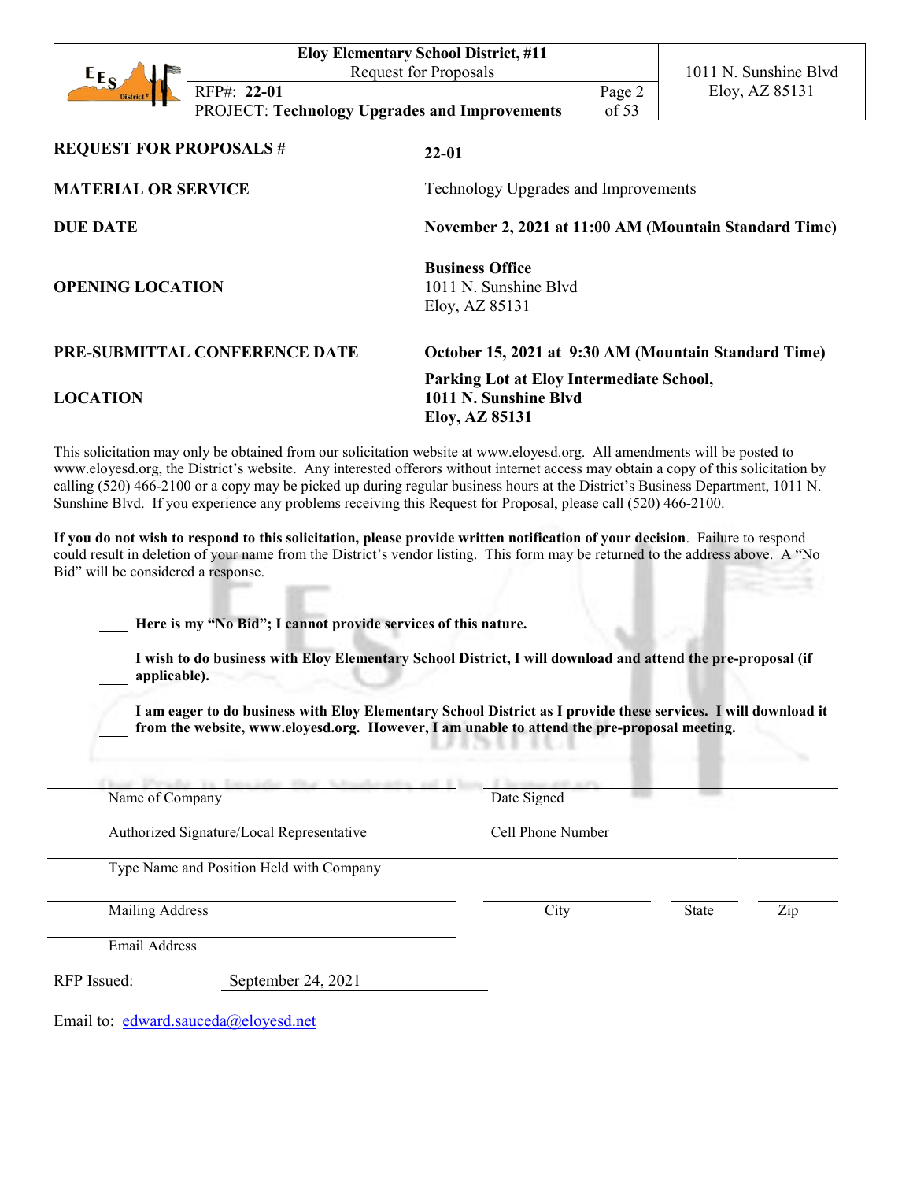| | |
|---|---|
| **REQUEST FOR PROPOSALS #** | **22-01** |
| **MATERIAL OR SERVICE** | Technology Upgrades and Improvements |
| **DUE DATE** | **November 2, 2021 at 11:00 AM (Mountain Standard Time)** |
| **OPENING LOCATION** | **Business Office**<br>1011 N. Sunshine Blvd<br>Eloy, AZ 85131 |
| **PRE-SUBMITTAL CONFERENCE DATE** | **October 15, 2021 at 9:30 AM (Mountain Standard Time)** |
| **LOCATION** | **Parking Lot at Eloy Intermediate School, 1011 N. Sunshine Blvd Eloy, AZ 85131** |

This solicitation may only be obtained from our solicitation website at www.eloyesd.org. All amendments will be posted to www.eloyesd.org, the District's website. Any interested offerors without internet access may obtain a copy of this solicitation by calling (520) 466-2100 or a copy may be picked up during regular business hours at the District's Business Department, 1011 N. Sunshine Blvd. If you experience any problems receiving this Request for Proposal, please call (520) 466-2100.

**If you do not wish to respond to this solicitation, please provide written notification of your decision**. Failure to respond could result in deletion of your name from the District's vendor listing. This form may be returned to the address above. A "No Bid" will be considered a response.

____ **Here is my "No Bid"; I cannot provide services of this nature.**

____ **I wish to do business with Eloy Elementary School District, I will download and attend the pre-proposal (if applicable).**

____ **I am eager to do business with Eloy Elementary School District as I provide these services. I will download it from the website, www.eloyesd.org. However, I am unable to attend the pre-proposal meeting.**

| | |
|---|---|
| Name of Company | Date Signed |
| Authorized Signature/Local Representative | Cell Phone Number |
| Type Name and Position Held with Company | |
| Mailing Address | City / State / Zip |
| Email Address | |

RFP Issued: September 24, 2021

Email to: edward.sauceda@eloyesd.net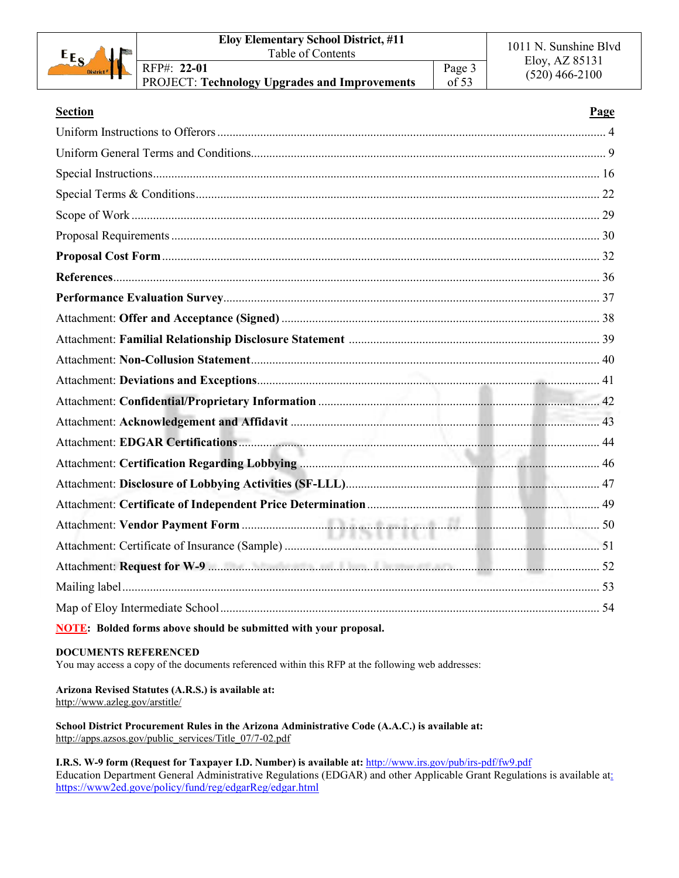| Section | Page |
|---|---|
| Uniform Instructions to Offerors | 4 |
| Uniform General Terms and Conditions | 9 |
| Special Instructions | 16 |
| Special Terms & Conditions | 22 |
| Scope of Work | 29 |
| Proposal Requirements | 30 |
| **Proposal Cost Form** | 32 |
| **References** | 36 |
| **Performance Evaluation Survey** | 37 |
| Attachment: **Offer and Acceptance (Signed)** | 38 |
| Attachment: **Familial Relationship Disclosure Statement** | 39 |
| Attachment: **Non-Collusion Statement** | 40 |
| Attachment: **Deviations and Exceptions** | 41 |
| Attachment: **Confidential/Proprietary Information** | 42 |
| Attachment: **Acknowledgement and Affidavit** | 43 |
| Attachment: **EDGAR Certifications** | 44 |
| Attachment: **Certification Regarding Lobbying** | 46 |
| Attachment: **Disclosure of Lobbying Activities (SF-LLL)** | 47 |
| Attachment: **Certificate of Independent Price Determination** | 49 |
| Attachment: **Vendor Payment Form** | 50 |
| Attachment: Certificate of Insurance (Sample) | 51 |
| Attachment: **Request for W-9** | 52 |
| Mailing label | 53 |
| Map of Eloy Intermediate School | 54 |

**NOTE: Bolded forms above should be submitted with your proposal.**

**DOCUMENTS REFERENCED**

You may access a copy of the documents referenced within this RFP at the following web addresses:

**Arizona Revised Statutes (A.R.S.) is available at:**
http://www.azleg.gov/arstitle/

**School District Procurement Rules in the Arizona Administrative Code (A.A.C.) is available at:**
http://apps.azsos.gov/public_services/Title_07/7-02.pdf

**I.R.S. W-9 form (Request for Taxpayer I.D. Number) is available at:** http://www.irs.gov/pub/irs-pdf/fw9.pdf
Education Department General Administrative Regulations (EDGAR) and other Applicable Grant Regulations is available at: https://www2ed.gove/policy/fund/reg/edgarReg/edgar.html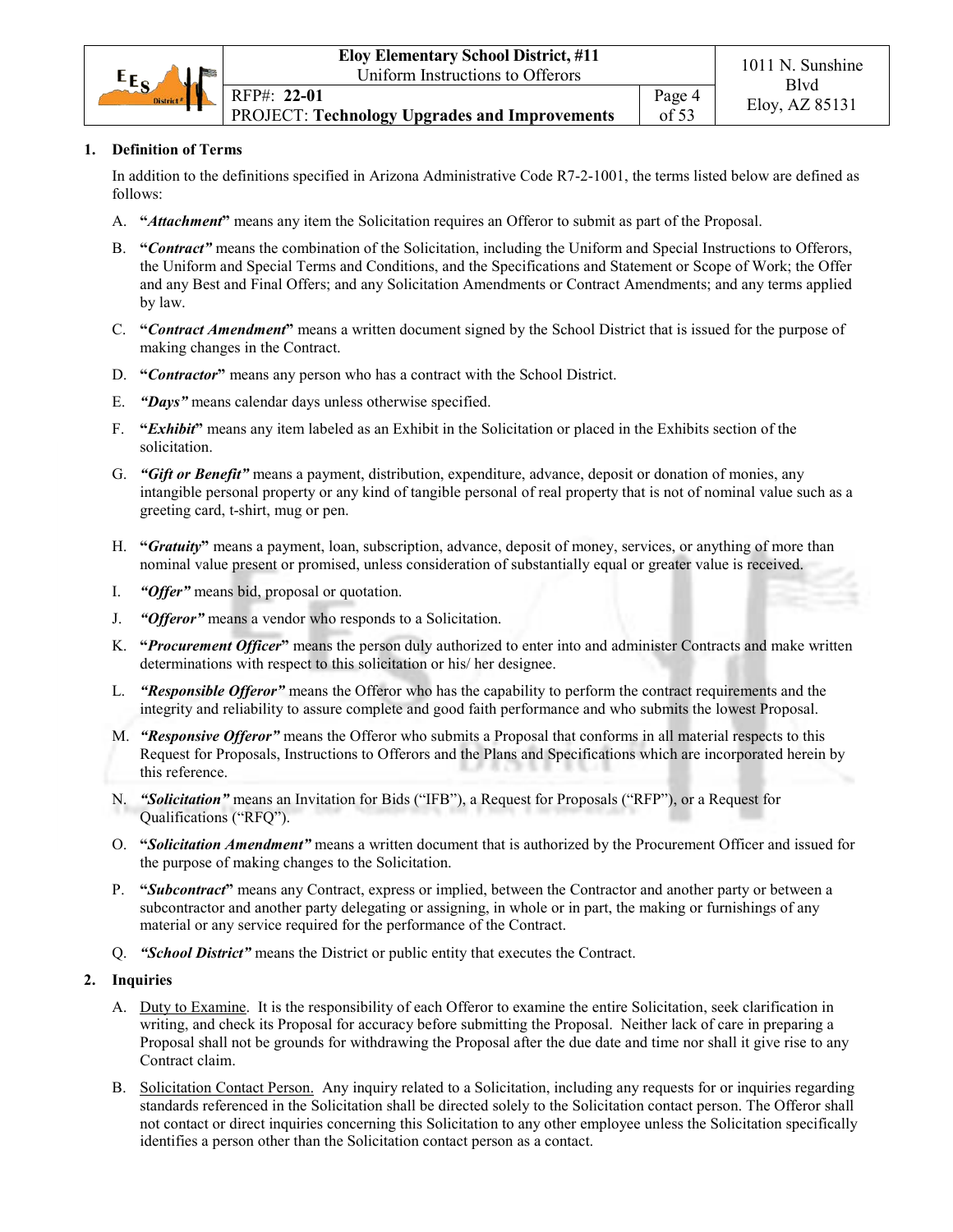## 1. Definition of Terms

In addition to the definitions specified in Arizona Administrative Code R7-2-1001, the terms listed below are defined as follows:

A. **"*Attachment*"** means any item the Solicitation requires an Offeror to submit as part of the Proposal.

B. **"*Contract"*** means the combination of the Solicitation, including the Uniform and Special Instructions to Offerors, the Uniform and Special Terms and Conditions, and the Specifications and Statement or Scope of Work; the Offer and any Best and Final Offers; and any Solicitation Amendments or Contract Amendments; and any terms applied by law.

C. **"*Contract Amendment*"** means a written document signed by the School District that is issued for the purpose of making changes in the Contract.

D. **"*Contractor*"** means any person who has a contract with the School District.

E. ***"Days"*** means calendar days unless otherwise specified.

F. **"*Exhibit*"** means any item labeled as an Exhibit in the Solicitation or placed in the Exhibits section of the solicitation.

G. ***"Gift or Benefit"*** means a payment, distribution, expenditure, advance, deposit or donation of monies, any intangible personal property or any kind of tangible personal of real property that is not of nominal value such as a greeting card, t-shirt, mug or pen.

H. **"*Gratuity*"** means a payment, loan, subscription, advance, deposit of money, services, or anything of more than nominal value present or promised, unless consideration of substantially equal or greater value is received.

I. ***"Offer"*** means bid, proposal or quotation.

J. ***"Offeror"*** means a vendor who responds to a Solicitation.

K. **"*Procurement Officer*"** means the person duly authorized to enter into and administer Contracts and make written determinations with respect to this solicitation or his/ her designee.

L. ***"Responsible Offeror"*** means the Offeror who has the capability to perform the contract requirements and the integrity and reliability to assure complete and good faith performance and who submits the lowest Proposal.

M. ***"Responsive Offeror"*** means the Offeror who submits a Proposal that conforms in all material respects to this Request for Proposals, Instructions to Offerors and the Plans and Specifications which are incorporated herein by this reference.

N. ***"Solicitation"*** means an Invitation for Bids ("IFB"), a Request for Proposals ("RFP"), or a Request for Qualifications ("RFQ").

O. **"*Solicitation Amendment"*** means a written document that is authorized by the Procurement Officer and issued for the purpose of making changes to the Solicitation.

P. **"*Subcontract*"** means any Contract, express or implied, between the Contractor and another party or between a subcontractor and another party delegating or assigning, in whole or in part, the making or furnishings of any material or any service required for the performance of the Contract.

Q. ***"School District"*** means the District or public entity that executes the Contract.

## 2. Inquiries

A. Duty to Examine. It is the responsibility of each Offeror to examine the entire Solicitation, seek clarification in writing, and check its Proposal for accuracy before submitting the Proposal. Neither lack of care in preparing a Proposal shall not be grounds for withdrawing the Proposal after the due date and time nor shall it give rise to any Contract claim.

B. Solicitation Contact Person. Any inquiry related to a Solicitation, including any requests for or inquiries regarding standards referenced in the Solicitation shall be directed solely to the Solicitation contact person. The Offeror shall not contact or direct inquiries concerning this Solicitation to any other employee unless the Solicitation specifically identifies a person other than the Solicitation contact person as a contact.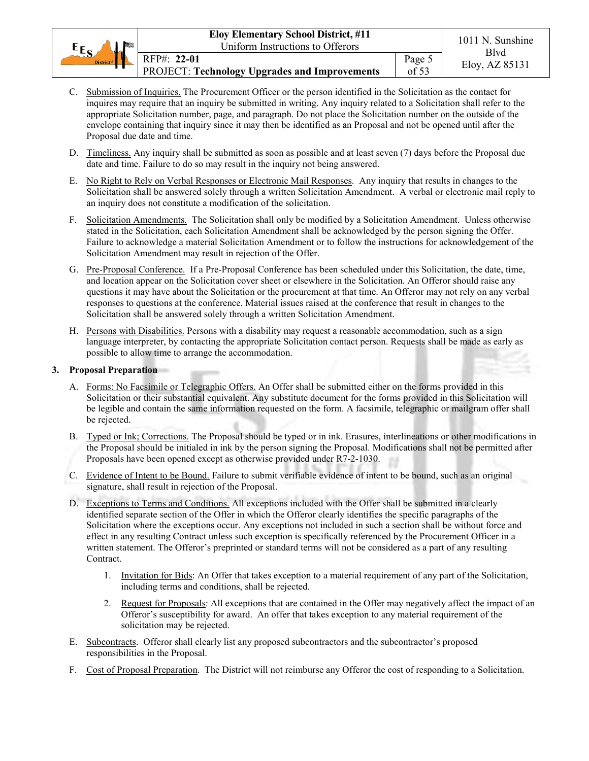C. Submission of Inquiries. The Procurement Officer or the person identified in the Solicitation as the contact for inquires may require that an inquiry be submitted in writing. Any inquiry related to a Solicitation shall refer to the appropriate Solicitation number, page, and paragraph. Do not place the Solicitation number on the outside of the envelope containing that inquiry since it may then be identified as an Proposal and not be opened until after the Proposal due date and time.

D. Timeliness. Any inquiry shall be submitted as soon as possible and at least seven (7) days before the Proposal due date and time. Failure to do so may result in the inquiry not being answered.

E. No Right to Rely on Verbal Responses or Electronic Mail Responses. Any inquiry that results in changes to the Solicitation shall be answered solely through a written Solicitation Amendment. A verbal or electronic mail reply to an inquiry does not constitute a modification of the solicitation.

F. Solicitation Amendments. The Solicitation shall only be modified by a Solicitation Amendment. Unless otherwise stated in the Solicitation, each Solicitation Amendment shall be acknowledged by the person signing the Offer. Failure to acknowledge a material Solicitation Amendment or to follow the instructions for acknowledgement of the Solicitation Amendment may result in rejection of the Offer.

G. Pre-Proposal Conference. If a Pre-Proposal Conference has been scheduled under this Solicitation, the date, time, and location appear on the Solicitation cover sheet or elsewhere in the Solicitation. An Offeror should raise any questions it may have about the Solicitation or the procurement at that time. An Offeror may not rely on any verbal responses to questions at the conference. Material issues raised at the conference that result in changes to the Solicitation shall be answered solely through a written Solicitation Amendment.

H. Persons with Disabilities. Persons with a disability may request a reasonable accommodation, such as a sign language interpreter, by contacting the appropriate Solicitation contact person. Requests shall be made as early as possible to allow time to arrange the accommodation.

**3. Proposal Preparation**

A. Forms: No Facsimile or Telegraphic Offers. An Offer shall be submitted either on the forms provided in this Solicitation or their substantial equivalent. Any substitute document for the forms provided in this Solicitation will be legible and contain the same information requested on the form. A facsimile, telegraphic or mailgram offer shall be rejected.

B. Typed or Ink; Corrections. The Proposal should be typed or in ink. Erasures, interlineations or other modifications in the Proposal should be initialed in ink by the person signing the Proposal. Modifications shall not be permitted after Proposals have been opened except as otherwise provided under R7-2-1030.

C. Evidence of Intent to be Bound. Failure to submit verifiable evidence of intent to be bound, such as an original signature, shall result in rejection of the Proposal.

D. Exceptions to Terms and Conditions. All exceptions included with the Offer shall be submitted in a clearly identified separate section of the Offer in which the Offeror clearly identifies the specific paragraphs of the Solicitation where the exceptions occur. Any exceptions not included in such a section shall be without force and effect in any resulting Contract unless such exception is specifically referenced by the Procurement Officer in a written statement. The Offeror's preprinted or standard terms will not be considered as a part of any resulting Contract.

1. Invitation for Bids: An Offer that takes exception to a material requirement of any part of the Solicitation, including terms and conditions, shall be rejected.

2. Request for Proposals: All exceptions that are contained in the Offer may negatively affect the impact of an Offeror's susceptibility for award. An offer that takes exception to any material requirement of the solicitation may be rejected.

E. Subcontracts. Offeror shall clearly list any proposed subcontractors and the subcontractor's proposed responsibilities in the Proposal.

F. Cost of Proposal Preparation. The District will not reimburse any Offeror the cost of responding to a Solicitation.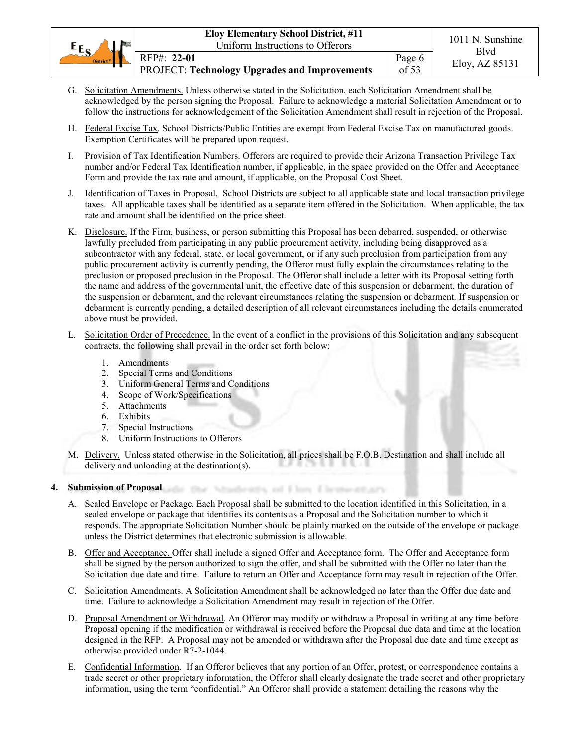G. Solicitation Amendments. Unless otherwise stated in the Solicitation, each Solicitation Amendment shall be acknowledged by the person signing the Proposal. Failure to acknowledge a material Solicitation Amendment or to follow the instructions for acknowledgement of the Solicitation Amendment shall result in rejection of the Proposal.

H. Federal Excise Tax. School Districts/Public Entities are exempt from Federal Excise Tax on manufactured goods. Exemption Certificates will be prepared upon request.

I. Provision of Tax Identification Numbers. Offerors are required to provide their Arizona Transaction Privilege Tax number and/or Federal Tax Identification number, if applicable, in the space provided on the Offer and Acceptance Form and provide the tax rate and amount, if applicable, on the Proposal Cost Sheet.

J. Identification of Taxes in Proposal. School Districts are subject to all applicable state and local transaction privilege taxes. All applicable taxes shall be identified as a separate item offered in the Solicitation. When applicable, the tax rate and amount shall be identified on the price sheet.

K. Disclosure. If the Firm, business, or person submitting this Proposal has been debarred, suspended, or otherwise lawfully precluded from participating in any public procurement activity, including being disapproved as a subcontractor with any federal, state, or local government, or if any such preclusion from participation from any public procurement activity is currently pending, the Offeror must fully explain the circumstances relating to the preclusion or proposed preclusion in the Proposal. The Offeror shall include a letter with its Proposal setting forth the name and address of the governmental unit, the effective date of this suspension or debarment, the duration of the suspension or debarment, and the relevant circumstances relating the suspension or debarment. If suspension or debarment is currently pending, a detailed description of all relevant circumstances including the details enumerated above must be provided.

L. Solicitation Order of Precedence. In the event of a conflict in the provisions of this Solicitation and any subsequent contracts, the following shall prevail in the order set forth below:

1. Amendments
2. Special Terms and Conditions
3. Uniform General Terms and Conditions
4. Scope of Work/Specifications
5. Attachments
6. Exhibits
7. Special Instructions
8. Uniform Instructions to Offerors

M. Delivery. Unless stated otherwise in the Solicitation, all prices shall be F.O.B. Destination and shall include all delivery and unloading at the destination(s).

**4. Submission of Proposal**

A. Sealed Envelope or Package. Each Proposal shall be submitted to the location identified in this Solicitation, in a sealed envelope or package that identifies its contents as a Proposal and the Solicitation number to which it responds. The appropriate Solicitation Number should be plainly marked on the outside of the envelope or package unless the District determines that electronic submission is allowable.

B. Offer and Acceptance. Offer shall include a signed Offer and Acceptance form. The Offer and Acceptance form shall be signed by the person authorized to sign the offer, and shall be submitted with the Offer no later than the Solicitation due date and time. Failure to return an Offer and Acceptance form may result in rejection of the Offer.

C. Solicitation Amendments. A Solicitation Amendment shall be acknowledged no later than the Offer due date and time. Failure to acknowledge a Solicitation Amendment may result in rejection of the Offer.

D. Proposal Amendment or Withdrawal. An Offeror may modify or withdraw a Proposal in writing at any time before Proposal opening if the modification or withdrawal is received before the Proposal due data and time at the location designed in the RFP. A Proposal may not be amended or withdrawn after the Proposal due date and time except as otherwise provided under R7-2-1044.

E. Confidential Information. If an Offeror believes that any portion of an Offer, protest, or correspondence contains a trade secret or other proprietary information, the Offeror shall clearly designate the trade secret and other proprietary information, using the term "confidential." An Offeror shall provide a statement detailing the reasons why the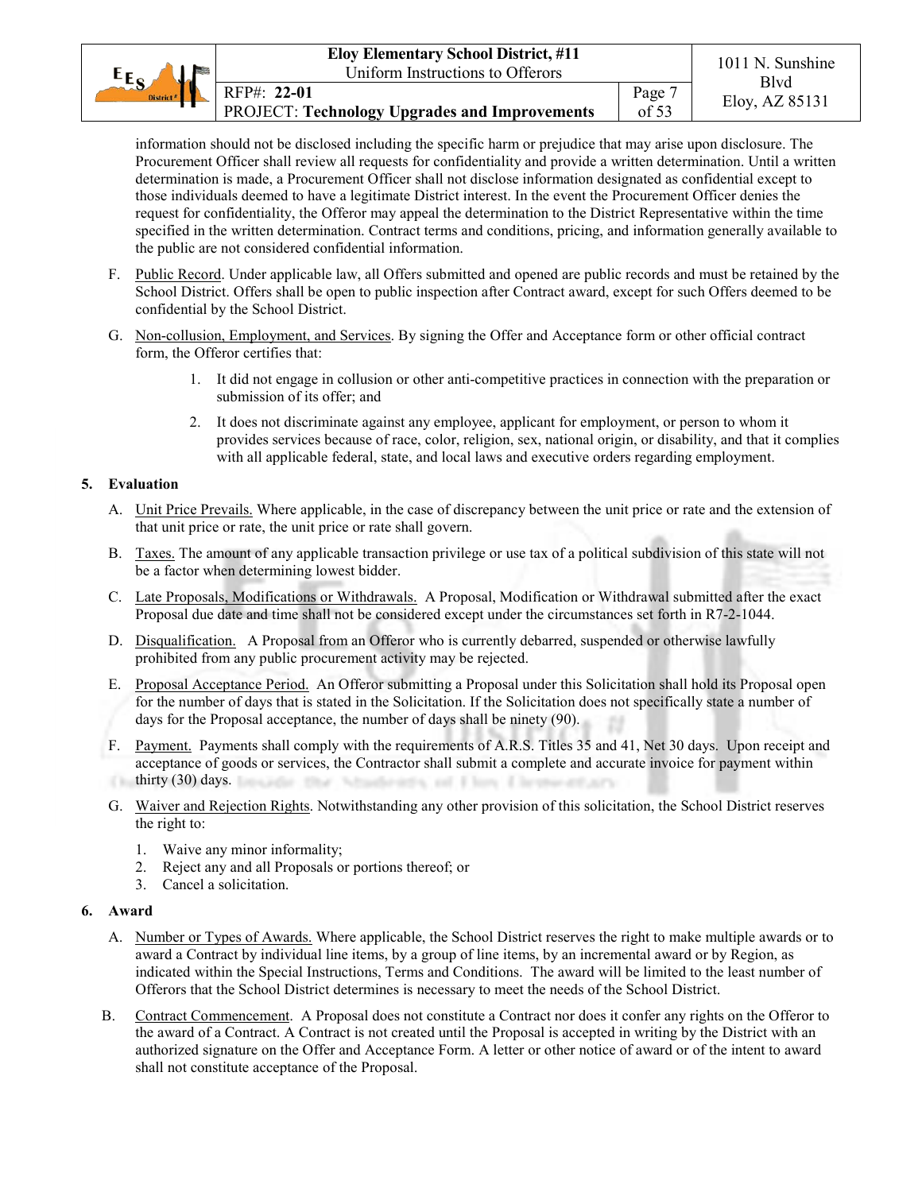information should not be disclosed including the specific harm or prejudice that may arise upon disclosure. The Procurement Officer shall review all requests for confidentiality and provide a written determination. Until a written determination is made, a Procurement Officer shall not disclose information designated as confidential except to those individuals deemed to have a legitimate District interest. In the event the Procurement Officer denies the request for confidentiality, the Offeror may appeal the determination to the District Representative within the time specified in the written determination. Contract terms and conditions, pricing, and information generally available to the public are not considered confidential information.

F. Public Record. Under applicable law, all Offers submitted and opened are public records and must be retained by the School District. Offers shall be open to public inspection after Contract award, except for such Offers deemed to be confidential by the School District.

G. Non-collusion, Employment, and Services. By signing the Offer and Acceptance form or other official contract form, the Offeror certifies that:

1. It did not engage in collusion or other anti-competitive practices in connection with the preparation or submission of its offer; and
2. It does not discriminate against any employee, applicant for employment, or person to whom it provides services because of race, color, religion, sex, national origin, or disability, and that it complies with all applicable federal, state, and local laws and executive orders regarding employment.

**5. Evaluation**

A. Unit Price Prevails. Where applicable, in the case of discrepancy between the unit price or rate and the extension of that unit price or rate, the unit price or rate shall govern.

B. Taxes. The amount of any applicable transaction privilege or use tax of a political subdivision of this state will not be a factor when determining lowest bidder.

C. Late Proposals, Modifications or Withdrawals. A Proposal, Modification or Withdrawal submitted after the exact Proposal due date and time shall not be considered except under the circumstances set forth in R7-2-1044.

D. Disqualification. A Proposal from an Offeror who is currently debarred, suspended or otherwise lawfully prohibited from any public procurement activity may be rejected.

E. Proposal Acceptance Period. An Offeror submitting a Proposal under this Solicitation shall hold its Proposal open for the number of days that is stated in the Solicitation. If the Solicitation does not specifically state a number of days for the Proposal acceptance, the number of days shall be ninety (90).

F. Payment. Payments shall comply with the requirements of A.R.S. Titles 35 and 41, Net 30 days. Upon receipt and acceptance of goods or services, the Contractor shall submit a complete and accurate invoice for payment within thirty (30) days.

G. Waiver and Rejection Rights. Notwithstanding any other provision of this solicitation, the School District reserves the right to:

1. Waive any minor informality;
2. Reject any and all Proposals or portions thereof; or
3. Cancel a solicitation.

**6. Award**

A. Number or Types of Awards. Where applicable, the School District reserves the right to make multiple awards or to award a Contract by individual line items, by a group of line items, by an incremental award or by Region, as indicated within the Special Instructions, Terms and Conditions. The award will be limited to the least number of Offerors that the School District determines is necessary to meet the needs of the School District.

B. Contract Commencement. A Proposal does not constitute a Contract nor does it confer any rights on the Offeror to the award of a Contract. A Contract is not created until the Proposal is accepted in writing by the District with an authorized signature on the Offer and Acceptance Form. A letter or other notice of award or of the intent to award shall not constitute acceptance of the Proposal.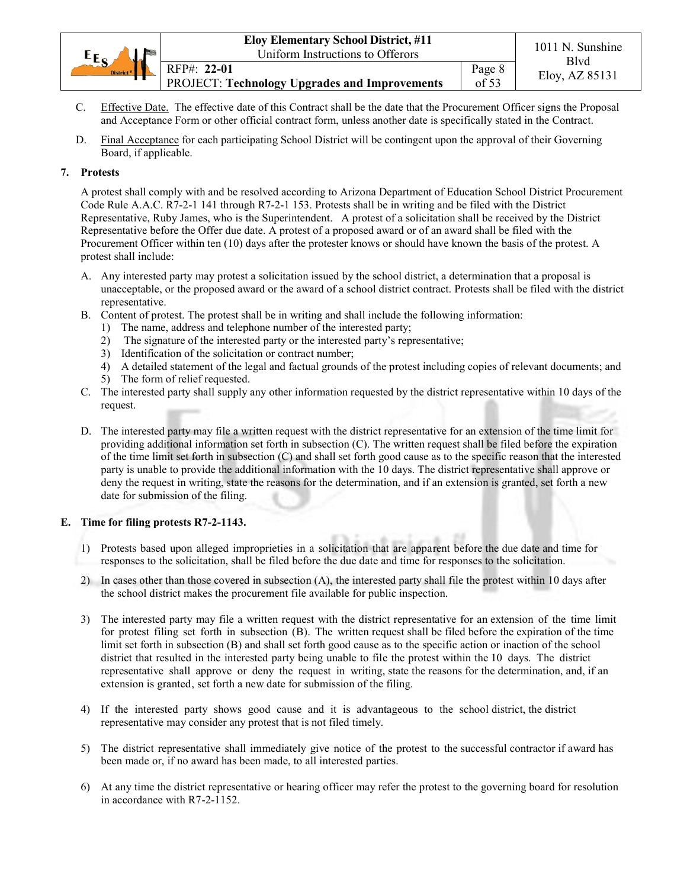C. Effective Date. The effective date of this Contract shall be the date that the Procurement Officer signs the Proposal and Acceptance Form or other official contract form, unless another date is specifically stated in the Contract.

D. Final Acceptance for each participating School District will be contingent upon the approval of their Governing Board, if applicable.

**7. Protests**

A protest shall comply with and be resolved according to Arizona Department of Education School District Procurement Code Rule A.A.C. R7-2-1 141 through R7-2-1 153. Protests shall be in writing and be filed with the District Representative, Ruby James, who is the Superintendent. A protest of a solicitation shall be received by the District Representative before the Offer due date. A protest of a proposed award or of an award shall be filed with the Procurement Officer within ten (10) days after the protester knows or should have known the basis of the protest. A protest shall include:

A. Any interested party may protest a solicitation issued by the school district, a determination that a proposal is unacceptable, or the proposed award or the award of a school district contract. Protests shall be filed with the district representative.

B. Content of protest. The protest shall be in writing and shall include the following information:
   1) The name, address and telephone number of the interested party;
   2) The signature of the interested party or the interested party's representative;
   3) Identification of the solicitation or contract number;
   4) A detailed statement of the legal and factual grounds of the protest including copies of relevant documents; and
   5) The form of relief requested.

C. The interested party shall supply any other information requested by the district representative within 10 days of the request.

D. The interested party may file a written request with the district representative for an extension of the time limit for providing additional information set forth in subsection (C). The written request shall be filed before the expiration of the time limit set forth in subsection (C) and shall set forth good cause as to the specific reason that the interested party is unable to provide the additional information with the 10 days. The district representative shall approve or deny the request in writing, state the reasons for the determination, and if an extension is granted, set forth a new date for submission of the filing.

**E. Time for filing protests R7-2-1143.**

1) Protests based upon alleged improprieties in a solicitation that are apparent before the due date and time for responses to the solicitation, shall be filed before the due date and time for responses to the solicitation.

2) In cases other than those covered in subsection (A), the interested party shall file the protest within 10 days after the school district makes the procurement file available for public inspection.

3) The interested party may file a written request with the district representative for an extension of the time limit for protest filing set forth in subsection (B). The written request shall be filed before the expiration of the time limit set forth in subsection (B) and shall set forth good cause as to the specific action or inaction of the school district that resulted in the interested party being unable to file the protest within the 10 days. The district representative shall approve or deny the request in writing, state the reasons for the determination, and, if an extension is granted, set forth a new date for submission of the filing.

4) If the interested party shows good cause and it is advantageous to the school district, the district representative may consider any protest that is not filed timely.

5) The district representative shall immediately give notice of the protest to the successful contractor if award has been made or, if no award has been made, to all interested parties.

6) At any time the district representative or hearing officer may refer the protest to the governing board for resolution in accordance with R7-2-1152.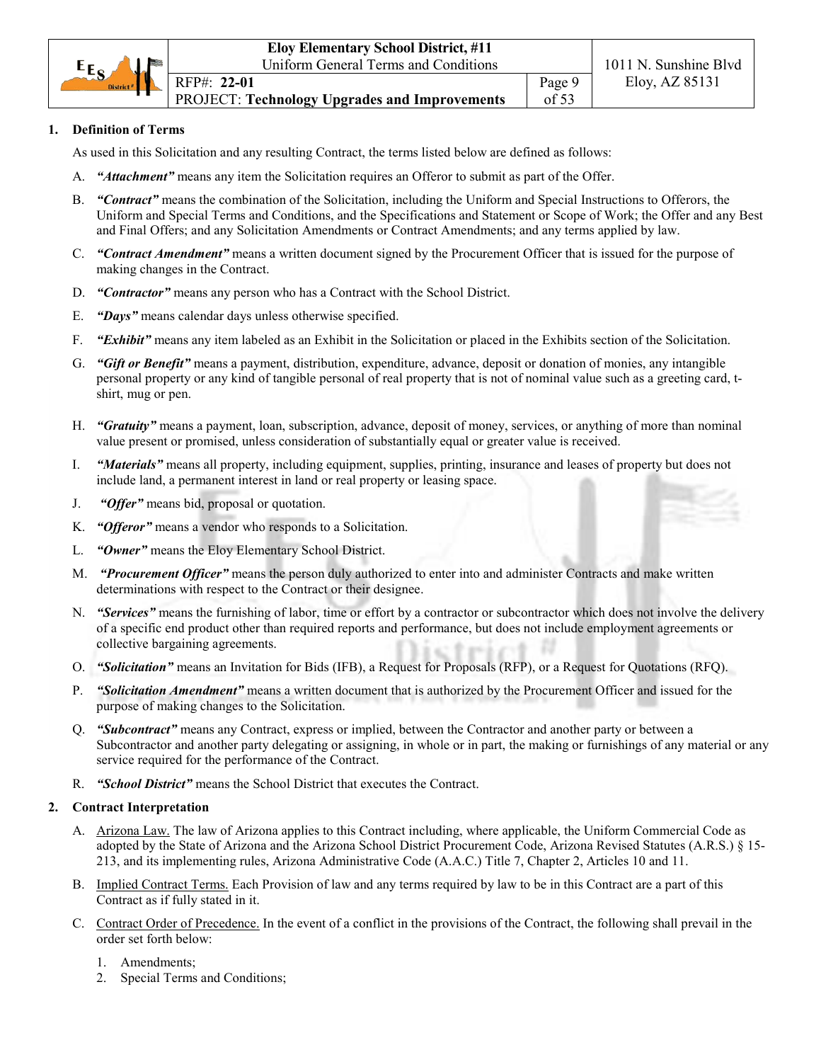## 1. Definition of Terms

As used in this Solicitation and any resulting Contract, the terms listed below are defined as follows:

A. ***"Attachment"*** means any item the Solicitation requires an Offeror to submit as part of the Offer.

B. ***"Contract"*** means the combination of the Solicitation, including the Uniform and Special Instructions to Offerors, the Uniform and Special Terms and Conditions, and the Specifications and Statement or Scope of Work; the Offer and any Best and Final Offers; and any Solicitation Amendments or Contract Amendments; and any terms applied by law.

C. ***"Contract Amendment"*** means a written document signed by the Procurement Officer that is issued for the purpose of making changes in the Contract.

D. ***"Contractor"*** means any person who has a Contract with the School District.

E. ***"Days"*** means calendar days unless otherwise specified.

F. ***"Exhibit"*** means any item labeled as an Exhibit in the Solicitation or placed in the Exhibits section of the Solicitation.

G. ***"Gift or Benefit"*** means a payment, distribution, expenditure, advance, deposit or donation of monies, any intangible personal property or any kind of tangible personal of real property that is not of nominal value such as a greeting card, t-shirt, mug or pen.

H. ***"Gratuity"*** means a payment, loan, subscription, advance, deposit of money, services, or anything of more than nominal value present or promised, unless consideration of substantially equal or greater value is received.

I. ***"Materials"*** means all property, including equipment, supplies, printing, insurance and leases of property but does not include land, a permanent interest in land or real property or leasing space.

J. ***"Offer"*** means bid, proposal or quotation.

K. ***"Offeror"*** means a vendor who responds to a Solicitation.

L. ***"Owner"*** means the Eloy Elementary School District.

M. ***"Procurement Officer"*** means the person duly authorized to enter into and administer Contracts and make written determinations with respect to the Contract or their designee.

N. ***"Services"*** means the furnishing of labor, time or effort by a contractor or subcontractor which does not involve the delivery of a specific end product other than required reports and performance, but does not include employment agreements or collective bargaining agreements.

O. ***"Solicitation"*** means an Invitation for Bids (IFB), a Request for Proposals (RFP), or a Request for Quotations (RFQ).

P. ***"Solicitation Amendment"*** means a written document that is authorized by the Procurement Officer and issued for the purpose of making changes to the Solicitation.

Q. ***"Subcontract"*** means any Contract, express or implied, between the Contractor and another party or between a Subcontractor and another party delegating or assigning, in whole or in part, the making or furnishings of any material or any service required for the performance of the Contract.

R. ***"School District"*** means the School District that executes the Contract.

## 2. Contract Interpretation

A. Arizona Law. The law of Arizona applies to this Contract including, where applicable, the Uniform Commercial Code as adopted by the State of Arizona and the Arizona School District Procurement Code, Arizona Revised Statutes (A.R.S.) § 15-213, and its implementing rules, Arizona Administrative Code (A.A.C.) Title 7, Chapter 2, Articles 10 and 11.

B. Implied Contract Terms. Each Provision of law and any terms required by law to be in this Contract are a part of this Contract as if fully stated in it.

C. Contract Order of Precedence. In the event of a conflict in the provisions of the Contract, the following shall prevail in the order set forth below:

1. Amendments;
2. Special Terms and Conditions;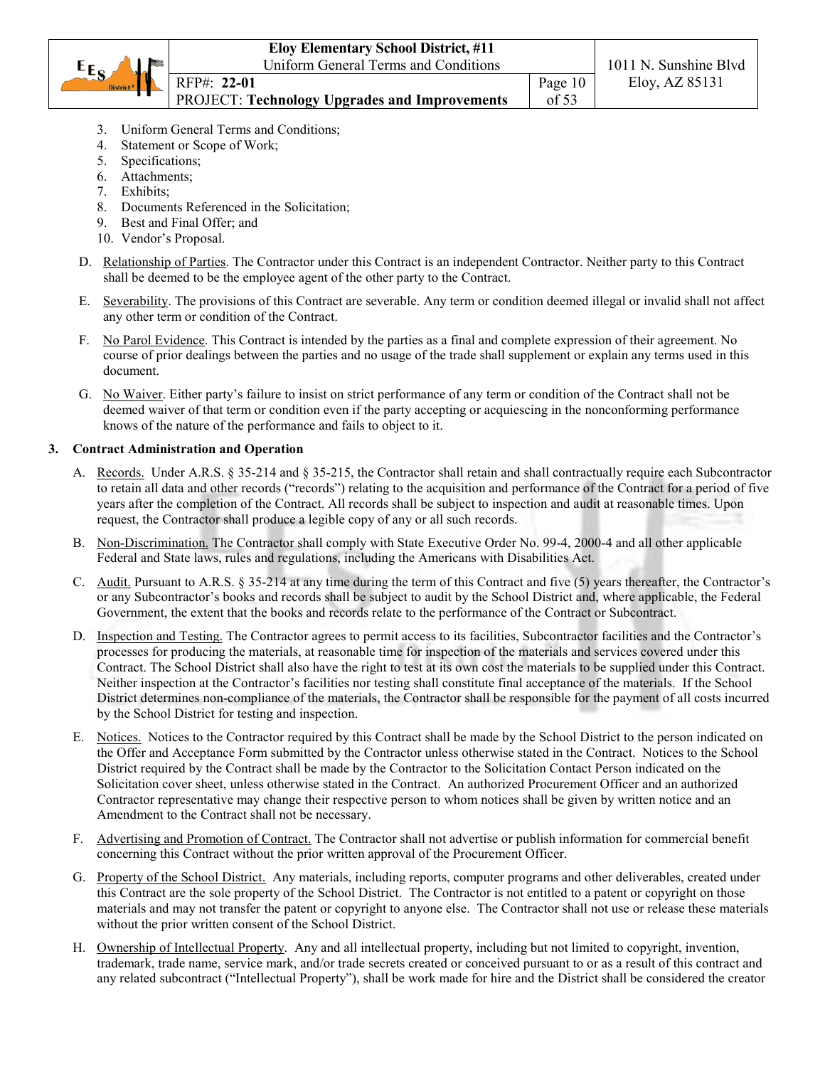3. Uniform General Terms and Conditions;
4. Statement or Scope of Work;
5. Specifications;
6. Attachments;
7. Exhibits;
8. Documents Referenced in the Solicitation;
9. Best and Final Offer; and
10. Vendor's Proposal.

D. Relationship of Parties. The Contractor under this Contract is an independent Contractor. Neither party to this Contract shall be deemed to be the employee agent of the other party to the Contract.

E. Severability. The provisions of this Contract are severable. Any term or condition deemed illegal or invalid shall not affect any other term or condition of the Contract.

F. No Parol Evidence. This Contract is intended by the parties as a final and complete expression of their agreement. No course of prior dealings between the parties and no usage of the trade shall supplement or explain any terms used in this document.

G. No Waiver. Either party's failure to insist on strict performance of any term or condition of the Contract shall not be deemed waiver of that term or condition even if the party accepting or acquiescing in the nonconforming performance knows of the nature of the performance and fails to object to it.

**3. Contract Administration and Operation**

A. Records. Under A.R.S. § 35-214 and § 35-215, the Contractor shall retain and shall contractually require each Subcontractor to retain all data and other records ("records") relating to the acquisition and performance of the Contract for a period of five years after the completion of the Contract. All records shall be subject to inspection and audit at reasonable times. Upon request, the Contractor shall produce a legible copy of any or all such records.

B. Non-Discrimination. The Contractor shall comply with State Executive Order No. 99-4, 2000-4 and all other applicable Federal and State laws, rules and regulations, including the Americans with Disabilities Act.

C. Audit. Pursuant to A.R.S. § 35-214 at any time during the term of this Contract and five (5) years thereafter, the Contractor's or any Subcontractor's books and records shall be subject to audit by the School District and, where applicable, the Federal Government, the extent that the books and records relate to the performance of the Contract or Subcontract.

D. Inspection and Testing. The Contractor agrees to permit access to its facilities, Subcontractor facilities and the Contractor's processes for producing the materials, at reasonable time for inspection of the materials and services covered under this Contract. The School District shall also have the right to test at its own cost the materials to be supplied under this Contract. Neither inspection at the Contractor's facilities nor testing shall constitute final acceptance of the materials. If the School District determines non-compliance of the materials, the Contractor shall be responsible for the payment of all costs incurred by the School District for testing and inspection.

E. Notices. Notices to the Contractor required by this Contract shall be made by the School District to the person indicated on the Offer and Acceptance Form submitted by the Contractor unless otherwise stated in the Contract. Notices to the School District required by the Contract shall be made by the Contractor to the Solicitation Contact Person indicated on the Solicitation cover sheet, unless otherwise stated in the Contract. An authorized Procurement Officer and an authorized Contractor representative may change their respective person to whom notices shall be given by written notice and an Amendment to the Contract shall not be necessary.

F. Advertising and Promotion of Contract. The Contractor shall not advertise or publish information for commercial benefit concerning this Contract without the prior written approval of the Procurement Officer.

G. Property of the School District. Any materials, including reports, computer programs and other deliverables, created under this Contract are the sole property of the School District. The Contractor is not entitled to a patent or copyright on those materials and may not transfer the patent or copyright to anyone else. The Contractor shall not use or release these materials without the prior written consent of the School District.

H. Ownership of Intellectual Property. Any and all intellectual property, including but not limited to copyright, invention, trademark, trade name, service mark, and/or trade secrets created or conceived pursuant to or as a result of this contract and any related subcontract ("Intellectual Property"), shall be work made for hire and the District shall be considered the creator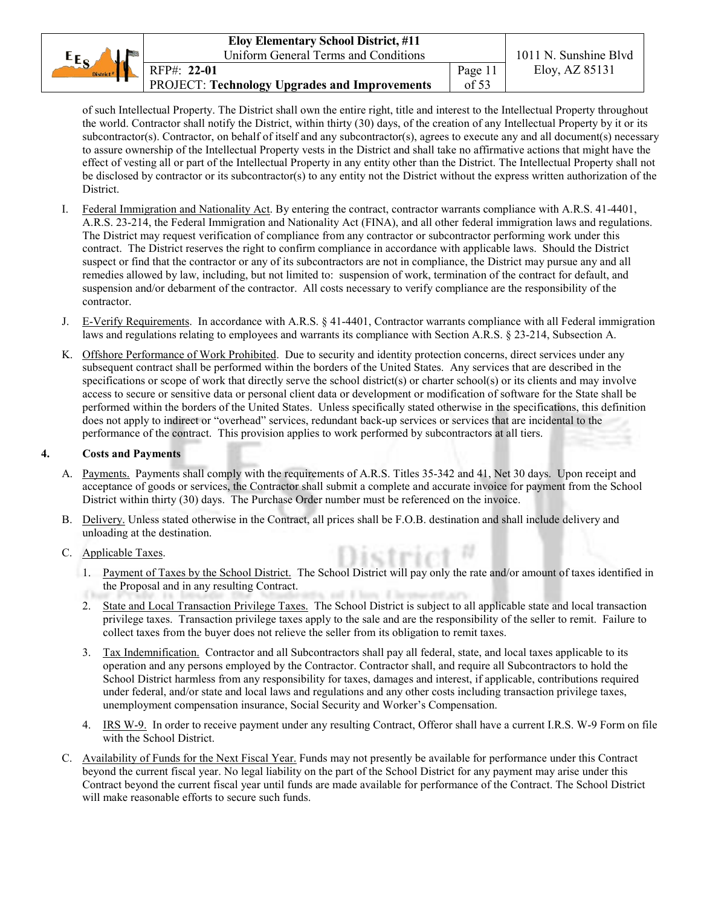of such Intellectual Property. The District shall own the entire right, title and interest to the Intellectual Property throughout the world. Contractor shall notify the District, within thirty (30) days, of the creation of any Intellectual Property by it or its subcontractor(s). Contractor, on behalf of itself and any subcontractor(s), agrees to execute any and all document(s) necessary to assure ownership of the Intellectual Property vests in the District and shall take no affirmative actions that might have the effect of vesting all or part of the Intellectual Property in any entity other than the District. The Intellectual Property shall not be disclosed by contractor or its subcontractor(s) to any entity not the District without the express written authorization of the District.

I. Federal Immigration and Nationality Act. By entering the contract, contractor warrants compliance with A.R.S. 41-4401, A.R.S. 23-214, the Federal Immigration and Nationality Act (FINA), and all other federal immigration laws and regulations. The District may request verification of compliance from any contractor or subcontractor performing work under this contract. The District reserves the right to confirm compliance in accordance with applicable laws. Should the District suspect or find that the contractor or any of its subcontractors are not in compliance, the District may pursue any and all remedies allowed by law, including, but not limited to: suspension of work, termination of the contract for default, and suspension and/or debarment of the contractor. All costs necessary to verify compliance are the responsibility of the contractor.

J. E-Verify Requirements. In accordance with A.R.S. § 41-4401, Contractor warrants compliance with all Federal immigration laws and regulations relating to employees and warrants its compliance with Section A.R.S. § 23-214, Subsection A.

K. Offshore Performance of Work Prohibited. Due to security and identity protection concerns, direct services under any subsequent contract shall be performed within the borders of the United States. Any services that are described in the specifications or scope of work that directly serve the school district(s) or charter school(s) or its clients and may involve access to secure or sensitive data or personal client data or development or modification of software for the State shall be performed within the borders of the United States. Unless specifically stated otherwise in the specifications, this definition does not apply to indirect or "overhead" services, redundant back-up services or services that are incidental to the performance of the contract. This provision applies to work performed by subcontractors at all tiers.

## 4. Costs and Payments

A. Payments. Payments shall comply with the requirements of A.R.S. Titles 35-342 and 41, Net 30 days. Upon receipt and acceptance of goods or services, the Contractor shall submit a complete and accurate invoice for payment from the School District within thirty (30) days. The Purchase Order number must be referenced on the invoice.

B. Delivery. Unless stated otherwise in the Contract, all prices shall be F.O.B. destination and shall include delivery and unloading at the destination.

C. Applicable Taxes.

1. Payment of Taxes by the School District. The School District will pay only the rate and/or amount of taxes identified in the Proposal and in any resulting Contract.
2. State and Local Transaction Privilege Taxes. The School District is subject to all applicable state and local transaction privilege taxes. Transaction privilege taxes apply to the sale and are the responsibility of the seller to remit. Failure to collect taxes from the buyer does not relieve the seller from its obligation to remit taxes.
3. Tax Indemnification. Contractor and all Subcontractors shall pay all federal, state, and local taxes applicable to its operation and any persons employed by the Contractor. Contractor shall, and require all Subcontractors to hold the School District harmless from any responsibility for taxes, damages and interest, if applicable, contributions required under federal, and/or state and local laws and regulations and any other costs including transaction privilege taxes, unemployment compensation insurance, Social Security and Worker's Compensation.
4. IRS W-9. In order to receive payment under any resulting Contract, Offeror shall have a current I.R.S. W-9 Form on file with the School District.

C. Availability of Funds for the Next Fiscal Year. Funds may not presently be available for performance under this Contract beyond the current fiscal year. No legal liability on the part of the School District for any payment may arise under this Contract beyond the current fiscal year until funds are made available for performance of the Contract. The School District will make reasonable efforts to secure such funds.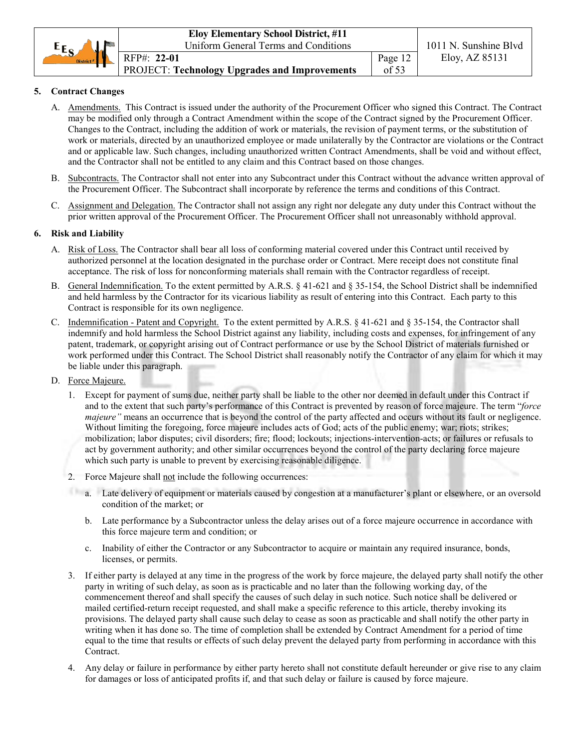## 5. Contract Changes

A. Amendments. This Contract is issued under the authority of the Procurement Officer who signed this Contract. The Contract may be modified only through a Contract Amendment within the scope of the Contract signed by the Procurement Officer. Changes to the Contract, including the addition of work or materials, the revision of payment terms, or the substitution of work or materials, directed by an unauthorized employee or made unilaterally by the Contractor are violations or the Contract and or applicable law. Such changes, including unauthorized written Contract Amendments, shall be void and without effect, and the Contractor shall not be entitled to any claim and this Contract based on those changes.

B. Subcontracts. The Contractor shall not enter into any Subcontract under this Contract without the advance written approval of the Procurement Officer. The Subcontract shall incorporate by reference the terms and conditions of this Contract.

C. Assignment and Delegation. The Contractor shall not assign any right nor delegate any duty under this Contract without the prior written approval of the Procurement Officer. The Procurement Officer shall not unreasonably withhold approval.

## 6. Risk and Liability

A. Risk of Loss. The Contractor shall bear all loss of conforming material covered under this Contract until received by authorized personnel at the location designated in the purchase order or Contract. Mere receipt does not constitute final acceptance. The risk of loss for nonconforming materials shall remain with the Contractor regardless of receipt.

B. General Indemnification. To the extent permitted by A.R.S. § 41-621 and § 35-154, the School District shall be indemnified and held harmless by the Contractor for its vicarious liability as result of entering into this Contract. Each party to this Contract is responsible for its own negligence.

C. Indemnification - Patent and Copyright. To the extent permitted by A.R.S. § 41-621 and § 35-154, the Contractor shall indemnify and hold harmless the School District against any liability, including costs and expenses, for infringement of any patent, trademark, or copyright arising out of Contract performance or use by the School District of materials furnished or work performed under this Contract. The School District shall reasonably notify the Contractor of any claim for which it may be liable under this paragraph.

D. Force Majeure.

1. Except for payment of sums due, neither party shall be liable to the other nor deemed in default under this Contract if and to the extent that such party's performance of this Contract is prevented by reason of force majeure. The term "*force majeure"* means an occurrence that is beyond the control of the party affected and occurs without its fault or negligence. Without limiting the foregoing, force majeure includes acts of God; acts of the public enemy; war; riots; strikes; mobilization; labor disputes; civil disorders; fire; flood; lockouts; injections-intervention-acts; or failures or refusals to act by government authority; and other similar occurrences beyond the control of the party declaring force majeure which such party is unable to prevent by exercising reasonable diligence.

2. Force Majeure shall not include the following occurrences:

   a. Late delivery of equipment or materials caused by congestion at a manufacturer's plant or elsewhere, or an oversold condition of the market; or

   b. Late performance by a Subcontractor unless the delay arises out of a force majeure occurrence in accordance with this force majeure term and condition; or

   c. Inability of either the Contractor or any Subcontractor to acquire or maintain any required insurance, bonds, licenses, or permits.

3. If either party is delayed at any time in the progress of the work by force majeure, the delayed party shall notify the other party in writing of such delay, as soon as is practicable and no later than the following working day, of the commencement thereof and shall specify the causes of such delay in such notice. Such notice shall be delivered or mailed certified-return receipt requested, and shall make a specific reference to this article, thereby invoking its provisions. The delayed party shall cause such delay to cease as soon as practicable and shall notify the other party in writing when it has done so. The time of completion shall be extended by Contract Amendment for a period of time equal to the time that results or effects of such delay prevent the delayed party from performing in accordance with this Contract.

4. Any delay or failure in performance by either party hereto shall not constitute default hereunder or give rise to any claim for damages or loss of anticipated profits if, and that such delay or failure is caused by force majeure.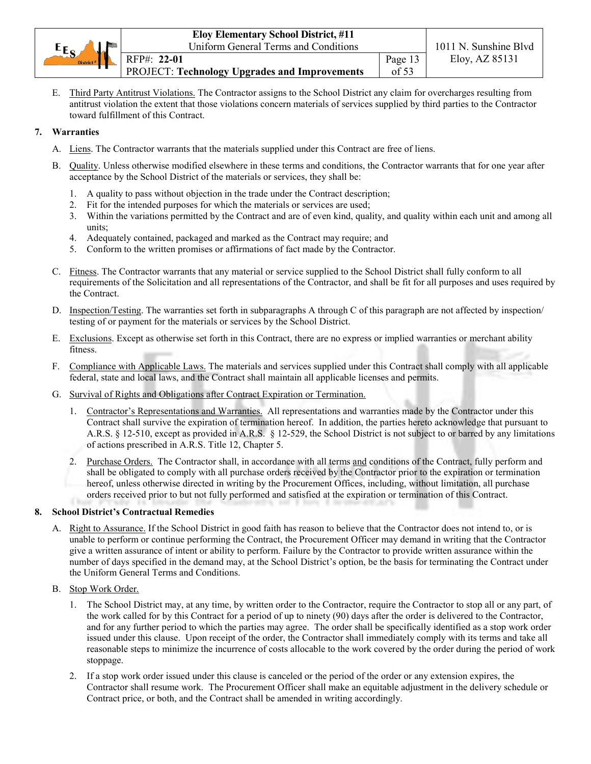E. Third Party Antitrust Violations. The Contractor assigns to the School District any claim for overcharges resulting from antitrust violation the extent that those violations concern materials of services supplied by third parties to the Contractor toward fulfillment of this Contract.

## 7. Warranties

A. Liens. The Contractor warrants that the materials supplied under this Contract are free of liens.

B. Quality. Unless otherwise modified elsewhere in these terms and conditions, the Contractor warrants that for one year after acceptance by the School District of the materials or services, they shall be:

1. A quality to pass without objection in the trade under the Contract description;
2. Fit for the intended purposes for which the materials or services are used;
3. Within the variations permitted by the Contract and are of even kind, quality, and quality within each unit and among all units;
4. Adequately contained, packaged and marked as the Contract may require; and
5. Conform to the written promises or affirmations of fact made by the Contractor.

C. Fitness. The Contractor warrants that any material or service supplied to the School District shall fully conform to all requirements of the Solicitation and all representations of the Contractor, and shall be fit for all purposes and uses required by the Contract.

D. Inspection/Testing. The warranties set forth in subparagraphs A through C of this paragraph are not affected by inspection/ testing of or payment for the materials or services by the School District.

E. Exclusions. Except as otherwise set forth in this Contract, there are no express or implied warranties or merchant ability fitness.

F. Compliance with Applicable Laws. The materials and services supplied under this Contract shall comply with all applicable federal, state and local laws, and the Contract shall maintain all applicable licenses and permits.

G. Survival of Rights and Obligations after Contract Expiration or Termination.

1. Contractor's Representations and Warranties. All representations and warranties made by the Contractor under this Contract shall survive the expiration of termination hereof. In addition, the parties hereto acknowledge that pursuant to A.R.S. § 12-510, except as provided in A.R.S. § 12-529, the School District is not subject to or barred by any limitations of actions prescribed in A.R.S. Title 12, Chapter 5.
2. Purchase Orders. The Contractor shall, in accordance with all terms and conditions of the Contract, fully perform and shall be obligated to comply with all purchase orders received by the Contractor prior to the expiration or termination hereof, unless otherwise directed in writing by the Procurement Offices, including, without limitation, all purchase orders received prior to but not fully performed and satisfied at the expiration or termination of this Contract.

## 8. School District's Contractual Remedies

A. Right to Assurance. If the School District in good faith has reason to believe that the Contractor does not intend to, or is unable to perform or continue performing the Contract, the Procurement Officer may demand in writing that the Contractor give a written assurance of intent or ability to perform. Failure by the Contractor to provide written assurance within the number of days specified in the demand may, at the School District's option, be the basis for terminating the Contract under the Uniform General Terms and Conditions.

B. Stop Work Order.

1. The School District may, at any time, by written order to the Contractor, require the Contractor to stop all or any part, of the work called for by this Contract for a period of up to ninety (90) days after the order is delivered to the Contractor, and for any further period to which the parties may agree. The order shall be specifically identified as a stop work order issued under this clause. Upon receipt of the order, the Contractor shall immediately comply with its terms and take all reasonable steps to minimize the incurrence of costs allocable to the work covered by the order during the period of work stoppage.
2. If a stop work order issued under this clause is canceled or the period of the order or any extension expires, the Contractor shall resume work. The Procurement Officer shall make an equitable adjustment in the delivery schedule or Contract price, or both, and the Contract shall be amended in writing accordingly.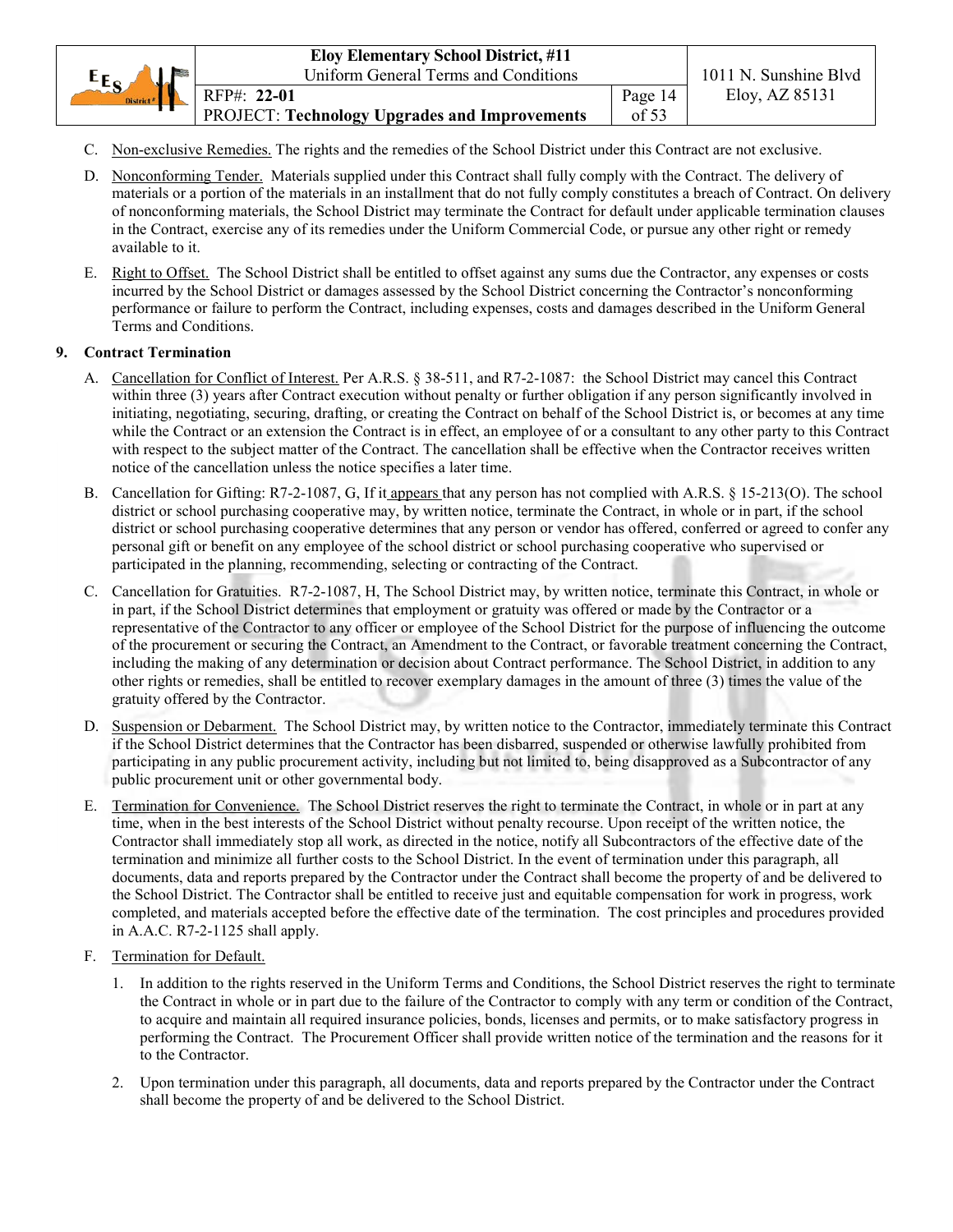C. Non-exclusive Remedies. The rights and the remedies of the School District under this Contract are not exclusive.

D. Nonconforming Tender. Materials supplied under this Contract shall fully comply with the Contract. The delivery of materials or a portion of the materials in an installment that do not fully comply constitutes a breach of Contract. On delivery of nonconforming materials, the School District may terminate the Contract for default under applicable termination clauses in the Contract, exercise any of its remedies under the Uniform Commercial Code, or pursue any other right or remedy available to it.

E. Right to Offset. The School District shall be entitled to offset against any sums due the Contractor, any expenses or costs incurred by the School District or damages assessed by the School District concerning the Contractor's nonconforming performance or failure to perform the Contract, including expenses, costs and damages described in the Uniform General Terms and Conditions.

**9. Contract Termination**

A. Cancellation for Conflict of Interest. Per A.R.S. § 38-511, and R7-2-1087: the School District may cancel this Contract within three (3) years after Contract execution without penalty or further obligation if any person significantly involved in initiating, negotiating, securing, drafting, or creating the Contract on behalf of the School District is, or becomes at any time while the Contract or an extension the Contract is in effect, an employee of or a consultant to any other party to this Contract with respect to the subject matter of the Contract. The cancellation shall be effective when the Contractor receives written notice of the cancellation unless the notice specifies a later time.

B. Cancellation for Gifting: R7-2-1087, G, If it appears that any person has not complied with A.R.S. § 15-213(O). The school district or school purchasing cooperative may, by written notice, terminate the Contract, in whole or in part, if the school district or school purchasing cooperative determines that any person or vendor has offered, conferred or agreed to confer any personal gift or benefit on any employee of the school district or school purchasing cooperative who supervised or participated in the planning, recommending, selecting or contracting of the Contract.

C. Cancellation for Gratuities. R7-2-1087, H, The School District may, by written notice, terminate this Contract, in whole or in part, if the School District determines that employment or gratuity was offered or made by the Contractor or a representative of the Contractor to any officer or employee of the School District for the purpose of influencing the outcome of the procurement or securing the Contract, an Amendment to the Contract, or favorable treatment concerning the Contract, including the making of any determination or decision about Contract performance. The School District, in addition to any other rights or remedies, shall be entitled to recover exemplary damages in the amount of three (3) times the value of the gratuity offered by the Contractor.

D. Suspension or Debarment. The School District may, by written notice to the Contractor, immediately terminate this Contract if the School District determines that the Contractor has been disbarred, suspended or otherwise lawfully prohibited from participating in any public procurement activity, including but not limited to, being disapproved as a Subcontractor of any public procurement unit or other governmental body.

E. Termination for Convenience. The School District reserves the right to terminate the Contract, in whole or in part at any time, when in the best interests of the School District without penalty recourse. Upon receipt of the written notice, the Contractor shall immediately stop all work, as directed in the notice, notify all Subcontractors of the effective date of the termination and minimize all further costs to the School District. In the event of termination under this paragraph, all documents, data and reports prepared by the Contractor under the Contract shall become the property of and be delivered to the School District. The Contractor shall be entitled to receive just and equitable compensation for work in progress, work completed, and materials accepted before the effective date of the termination. The cost principles and procedures provided in A.A.C. R7-2-1125 shall apply.

F. Termination for Default.

1. In addition to the rights reserved in the Uniform Terms and Conditions, the School District reserves the right to terminate the Contract in whole or in part due to the failure of the Contractor to comply with any term or condition of the Contract, to acquire and maintain all required insurance policies, bonds, licenses and permits, or to make satisfactory progress in performing the Contract. The Procurement Officer shall provide written notice of the termination and the reasons for it to the Contractor.

2. Upon termination under this paragraph, all documents, data and reports prepared by the Contractor under the Contract shall become the property of and be delivered to the School District.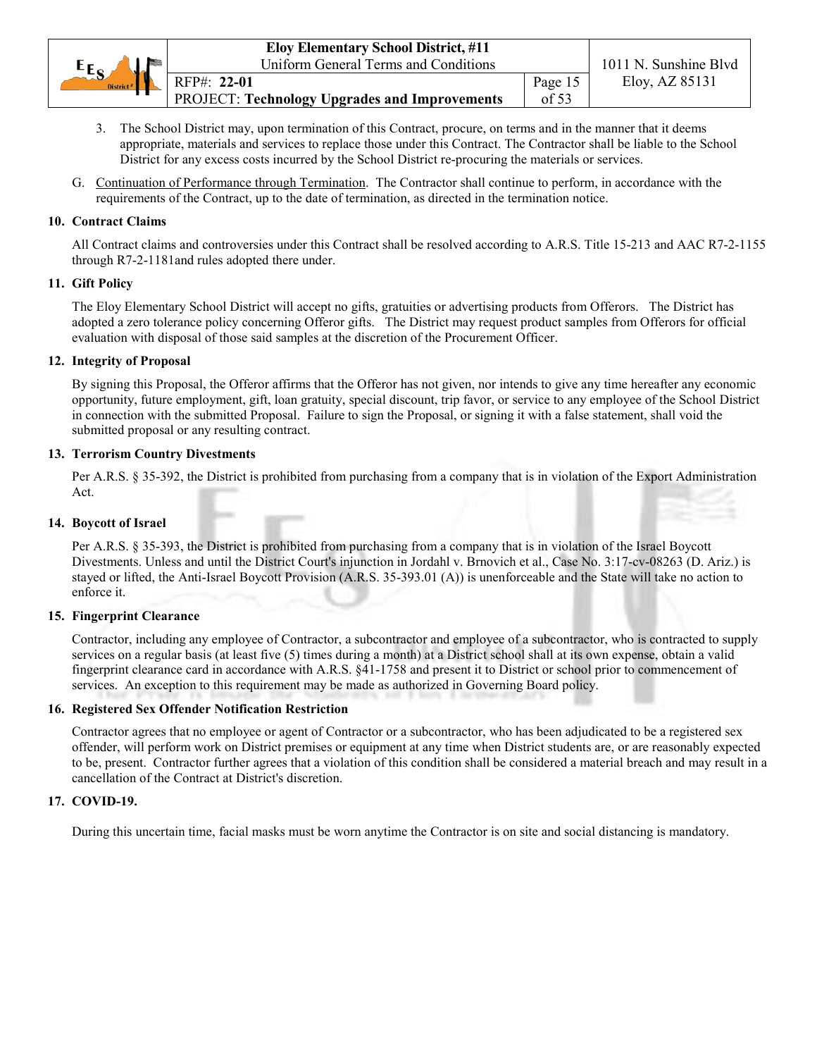3. The School District may, upon termination of this Contract, procure, on terms and in the manner that it deems appropriate, materials and services to replace those under this Contract. The Contractor shall be liable to the School District for any excess costs incurred by the School District re-procuring the materials or services.

G. Continuation of Performance through Termination. The Contractor shall continue to perform, in accordance with the requirements of the Contract, up to the date of termination, as directed in the termination notice.

**10. Contract Claims**

All Contract claims and controversies under this Contract shall be resolved according to A.R.S. Title 15-213 and AAC R7-2-1155 through R7-2-1181and rules adopted there under.

**11. Gift Policy**

The Eloy Elementary School District will accept no gifts, gratuities or advertising products from Offerors. The District has adopted a zero tolerance policy concerning Offeror gifts. The District may request product samples from Offerors for official evaluation with disposal of those said samples at the discretion of the Procurement Officer.

**12. Integrity of Proposal**

By signing this Proposal, the Offeror affirms that the Offeror has not given, nor intends to give any time hereafter any economic opportunity, future employment, gift, loan gratuity, special discount, trip favor, or service to any employee of the School District in connection with the submitted Proposal. Failure to sign the Proposal, or signing it with a false statement, shall void the submitted proposal or any resulting contract.

**13. Terrorism Country Divestments**

Per A.R.S. § 35-392, the District is prohibited from purchasing from a company that is in violation of the Export Administration Act.

**14. Boycott of Israel**

Per A.R.S. § 35-393, the District is prohibited from purchasing from a company that is in violation of the Israel Boycott Divestments. Unless and until the District Court's injunction in Jordahl v. Brnovich et al., Case No. 3:17-cv-08263 (D. Ariz.) is stayed or lifted, the Anti-Israel Boycott Provision (A.R.S. 35-393.01 (A)) is unenforceable and the State will take no action to enforce it.

**15. Fingerprint Clearance**

Contractor, including any employee of Contractor, a subcontractor and employee of a subcontractor, who is contracted to supply services on a regular basis (at least five (5) times during a month) at a District school shall at its own expense, obtain a valid fingerprint clearance card in accordance with A.R.S. §41-1758 and present it to District or school prior to commencement of services. An exception to this requirement may be made as authorized in Governing Board policy.

**16. Registered Sex Offender Notification Restriction**

Contractor agrees that no employee or agent of Contractor or a subcontractor, who has been adjudicated to be a registered sex offender, will perform work on District premises or equipment at any time when District students are, or are reasonably expected to be, present. Contractor further agrees that a violation of this condition shall be considered a material breach and may result in a cancellation of the Contract at District's discretion.

**17. COVID-19.**

During this uncertain time, facial masks must be worn anytime the Contractor is on site and social distancing is mandatory.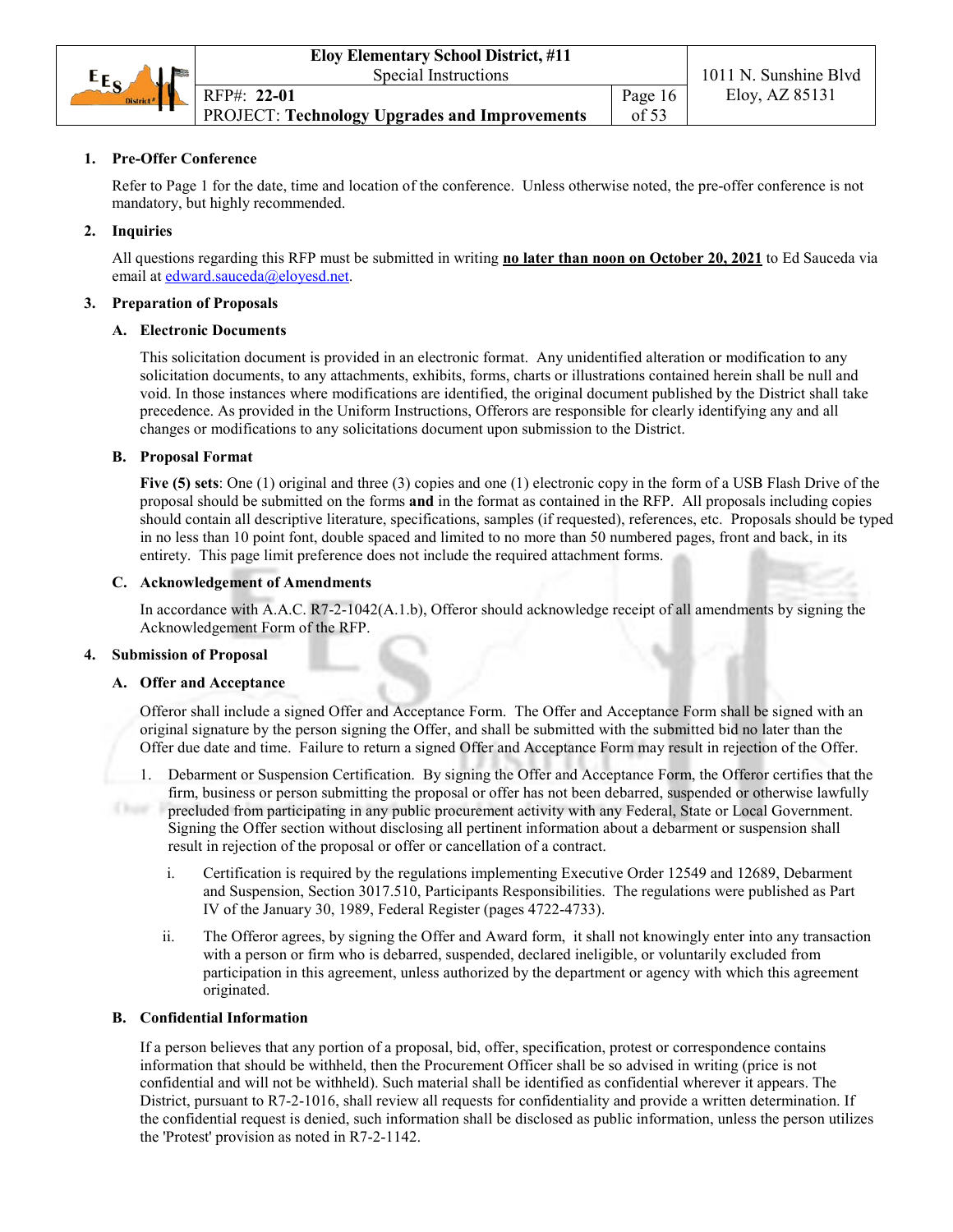1. **Pre-Offer Conference**

   Refer to Page 1 for the date, time and location of the conference. Unless otherwise noted, the pre-offer conference is not mandatory, but highly recommended.

2. **Inquiries**

   All questions regarding this RFP must be submitted in writing **no later than noon on October 20, 2021** to Ed Sauceda via email at edward.sauceda@eloyesd.net.

3. **Preparation of Proposals**

   **A. Electronic Documents**

   This solicitation document is provided in an electronic format. Any unidentified alteration or modification to any solicitation documents, to any attachments, exhibits, forms, charts or illustrations contained herein shall be null and void. In those instances where modifications are identified, the original document published by the District shall take precedence. As provided in the Uniform Instructions, Offerors are responsible for clearly identifying any and all changes or modifications to any solicitations document upon submission to the District.

   **B. Proposal Format**

   **Five (5) sets**: One (1) original and three (3) copies and one (1) electronic copy in the form of a USB Flash Drive of the proposal should be submitted on the forms **and** in the format as contained in the RFP. All proposals including copies should contain all descriptive literature, specifications, samples (if requested), references, etc. Proposals should be typed in no less than 10 point font, double spaced and limited to no more than 50 numbered pages, front and back, in its entirety. This page limit preference does not include the required attachment forms.

   **C. Acknowledgement of Amendments**

   In accordance with A.A.C. R7-2-1042(A.1.b), Offeror should acknowledge receipt of all amendments by signing the Acknowledgement Form of the RFP.

4. **Submission of Proposal**

   **A. Offer and Acceptance**

   Offeror shall include a signed Offer and Acceptance Form. The Offer and Acceptance Form shall be signed with an original signature by the person signing the Offer, and shall be submitted with the submitted bid no later than the Offer due date and time. Failure to return a signed Offer and Acceptance Form may result in rejection of the Offer.

   1. Debarment or Suspension Certification. By signing the Offer and Acceptance Form, the Offeror certifies that the firm, business or person submitting the proposal or offer has not been debarred, suspended or otherwise lawfully precluded from participating in any public procurement activity with any Federal, State or Local Government. Signing the Offer section without disclosing all pertinent information about a debarment or suspension shall result in rejection of the proposal or offer or cancellation of a contract.

      i. Certification is required by the regulations implementing Executive Order 12549 and 12689, Debarment and Suspension, Section 3017.510, Participants Responsibilities. The regulations were published as Part IV of the January 30, 1989, Federal Register (pages 4722-4733).

      ii. The Offeror agrees, by signing the Offer and Award form, it shall not knowingly enter into any transaction with a person or firm who is debarred, suspended, declared ineligible, or voluntarily excluded from participation in this agreement, unless authorized by the department or agency with which this agreement originated.

   **B. Confidential Information**

   If a person believes that any portion of a proposal, bid, offer, specification, protest or correspondence contains information that should be withheld, then the Procurement Officer shall be so advised in writing (price is not confidential and will not be withheld). Such material shall be identified as confidential wherever it appears. The District, pursuant to R7-2-1016, shall review all requests for confidentiality and provide a written determination. If the confidential request is denied, such information shall be disclosed as public information, unless the person utilizes the 'Protest' provision as noted in R7-2-1142.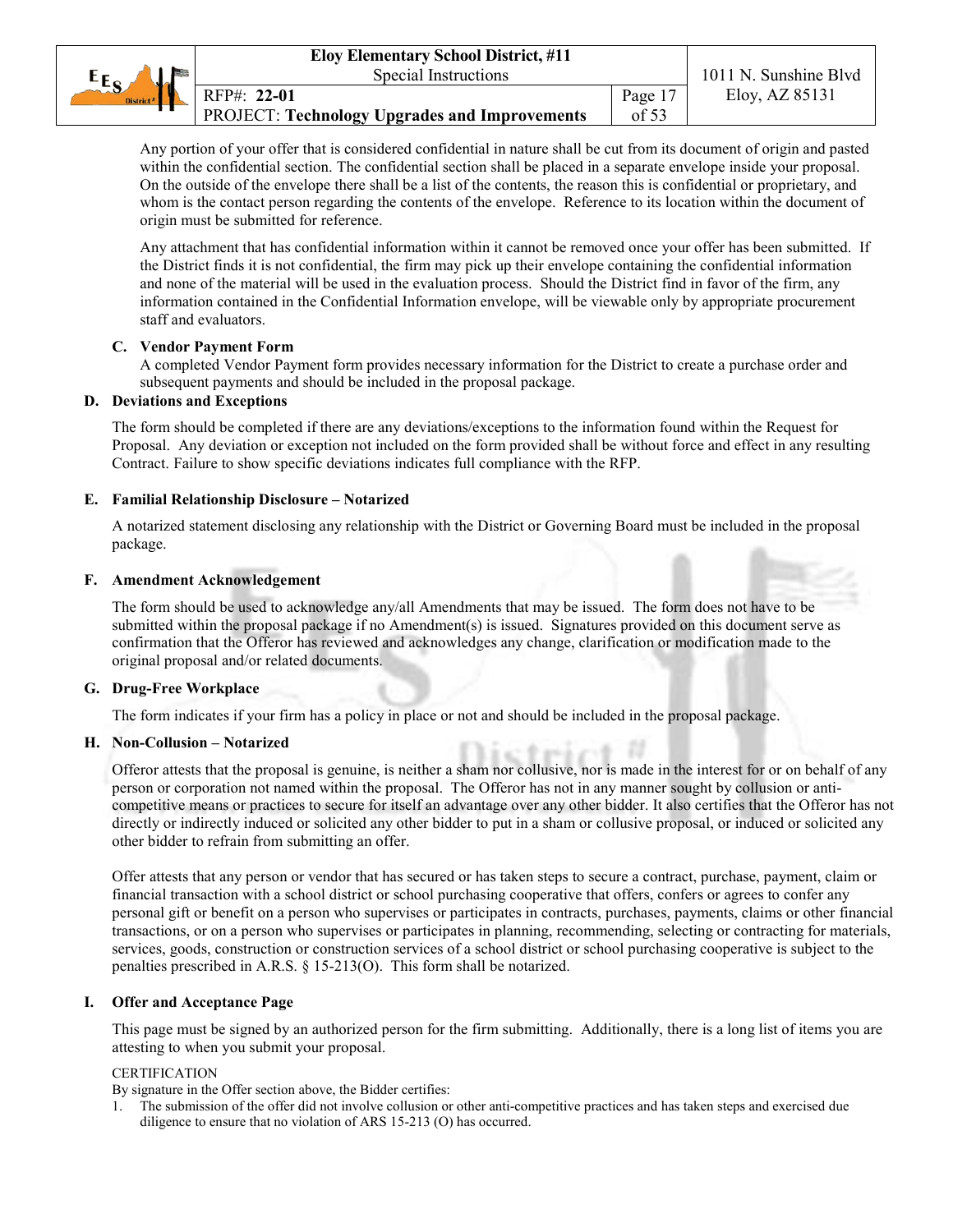Any portion of your offer that is considered confidential in nature shall be cut from its document of origin and pasted within the confidential section. The confidential section shall be placed in a separate envelope inside your proposal. On the outside of the envelope there shall be a list of the contents, the reason this is confidential or proprietary, and whom is the contact person regarding the contents of the envelope. Reference to its location within the document of origin must be submitted for reference.

Any attachment that has confidential information within it cannot be removed once your offer has been submitted. If the District finds it is not confidential, the firm may pick up their envelope containing the confidential information and none of the material will be used in the evaluation process. Should the District find in favor of the firm, any information contained in the Confidential Information envelope, will be viewable only by appropriate procurement staff and evaluators.

**C. Vendor Payment Form**

A completed Vendor Payment form provides necessary information for the District to create a purchase order and subsequent payments and should be included in the proposal package.

**D. Deviations and Exceptions**

The form should be completed if there are any deviations/exceptions to the information found within the Request for Proposal. Any deviation or exception not included on the form provided shall be without force and effect in any resulting Contract. Failure to show specific deviations indicates full compliance with the RFP.

**E. Familial Relationship Disclosure – Notarized**

A notarized statement disclosing any relationship with the District or Governing Board must be included in the proposal package.

**F. Amendment Acknowledgement**

The form should be used to acknowledge any/all Amendments that may be issued. The form does not have to be submitted within the proposal package if no Amendment(s) is issued. Signatures provided on this document serve as confirmation that the Offeror has reviewed and acknowledges any change, clarification or modification made to the original proposal and/or related documents.

**G. Drug-Free Workplace**

The form indicates if your firm has a policy in place or not and should be included in the proposal package.

**H. Non-Collusion – Notarized**

Offeror attests that the proposal is genuine, is neither a sham nor collusive, nor is made in the interest for or on behalf of any person or corporation not named within the proposal. The Offeror has not in any manner sought by collusion or anti-competitive means or practices to secure for itself an advantage over any other bidder. It also certifies that the Offeror has not directly or indirectly induced or solicited any other bidder to put in a sham or collusive proposal, or induced or solicited any other bidder to refrain from submitting an offer.

Offer attests that any person or vendor that has secured or has taken steps to secure a contract, purchase, payment, claim or financial transaction with a school district or school purchasing cooperative that offers, confers or agrees to confer any personal gift or benefit on a person who supervises or participates in contracts, purchases, payments, claims or other financial transactions, or on a person who supervises or participates in planning, recommending, selecting or contracting for materials, services, goods, construction or construction services of a school district or school purchasing cooperative is subject to the penalties prescribed in A.R.S. § 15-213(O). This form shall be notarized.

**I. Offer and Acceptance Page**

This page must be signed by an authorized person for the firm submitting. Additionally, there is a long list of items you are attesting to when you submit your proposal.

CERTIFICATION

By signature in the Offer section above, the Bidder certifies:

1. The submission of the offer did not involve collusion or other anti-competitive practices and has taken steps and exercised due diligence to ensure that no violation of ARS 15-213 (O) has occurred.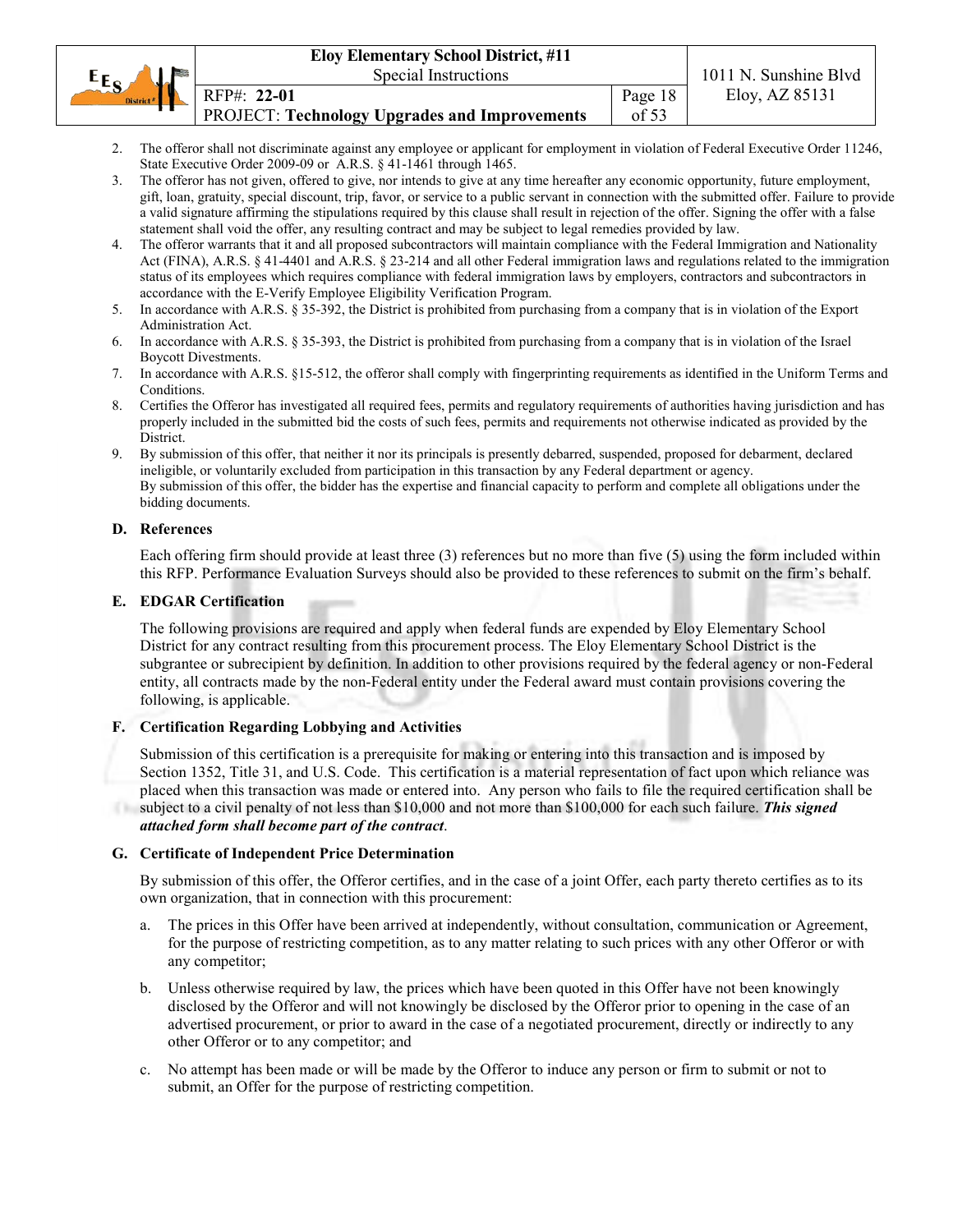2. The offeror shall not discriminate against any employee or applicant for employment in violation of Federal Executive Order 11246, State Executive Order 2009-09 or A.R.S. § 41-1461 through 1465.
3. The offeror has not given, offered to give, nor intends to give at any time hereafter any economic opportunity, future employment, gift, loan, gratuity, special discount, trip, favor, or service to a public servant in connection with the submitted offer. Failure to provide a valid signature affirming the stipulations required by this clause shall result in rejection of the offer. Signing the offer with a false statement shall void the offer, any resulting contract and may be subject to legal remedies provided by law.
4. The offeror warrants that it and all proposed subcontractors will maintain compliance with the Federal Immigration and Nationality Act (FINA), A.R.S. § 41-4401 and A.R.S. § 23-214 and all other Federal immigration laws and regulations related to the immigration status of its employees which requires compliance with federal immigration laws by employers, contractors and subcontractors in accordance with the E-Verify Employee Eligibility Verification Program.
5. In accordance with A.R.S. § 35-392, the District is prohibited from purchasing from a company that is in violation of the Export Administration Act.
6. In accordance with A.R.S. § 35-393, the District is prohibited from purchasing from a company that is in violation of the Israel Boycott Divestments.
7. In accordance with A.R.S. §15-512, the offeror shall comply with fingerprinting requirements as identified in the Uniform Terms and Conditions.
8. Certifies the Offeror has investigated all required fees, permits and regulatory requirements of authorities having jurisdiction and has properly included in the submitted bid the costs of such fees, permits and requirements not otherwise indicated as provided by the District.
9. By submission of this offer, that neither it nor its principals is presently debarred, suspended, proposed for debarment, declared ineligible, or voluntarily excluded from participation in this transaction by any Federal department or agency.
   By submission of this offer, the bidder has the expertise and financial capacity to perform and complete all obligations under the bidding documents.

### D. References

Each offering firm should provide at least three (3) references but no more than five (5) using the form included within this RFP. Performance Evaluation Surveys should also be provided to these references to submit on the firm's behalf.

### E. EDGAR Certification

The following provisions are required and apply when federal funds are expended by Eloy Elementary School District for any contract resulting from this procurement process. The Eloy Elementary School District is the subgrantee or subrecipient by definition. In addition to other provisions required by the federal agency or non-Federal entity, all contracts made by the non-Federal entity under the Federal award must contain provisions covering the following, is applicable.

### F. Certification Regarding Lobbying and Activities

Submission of this certification is a prerequisite for making or entering into this transaction and is imposed by Section 1352, Title 31, and U.S. Code. This certification is a material representation of fact upon which reliance was placed when this transaction was made or entered into. Any person who fails to file the required certification shall be subject to a civil penalty of not less than $10,000 and not more than $100,000 for each such failure. ***This signed attached form shall become part of the contract***.

### G. Certificate of Independent Price Determination

By submission of this offer, the Offeror certifies, and in the case of a joint Offer, each party thereto certifies as to its own organization, that in connection with this procurement:

a. The prices in this Offer have been arrived at independently, without consultation, communication or Agreement, for the purpose of restricting competition, as to any matter relating to such prices with any other Offeror or with any competitor;

b. Unless otherwise required by law, the prices which have been quoted in this Offer have not been knowingly disclosed by the Offeror and will not knowingly be disclosed by the Offeror prior to opening in the case of an advertised procurement, or prior to award in the case of a negotiated procurement, directly or indirectly to any other Offeror or to any competitor; and

c. No attempt has been made or will be made by the Offeror to induce any person or firm to submit or not to submit, an Offer for the purpose of restricting competition.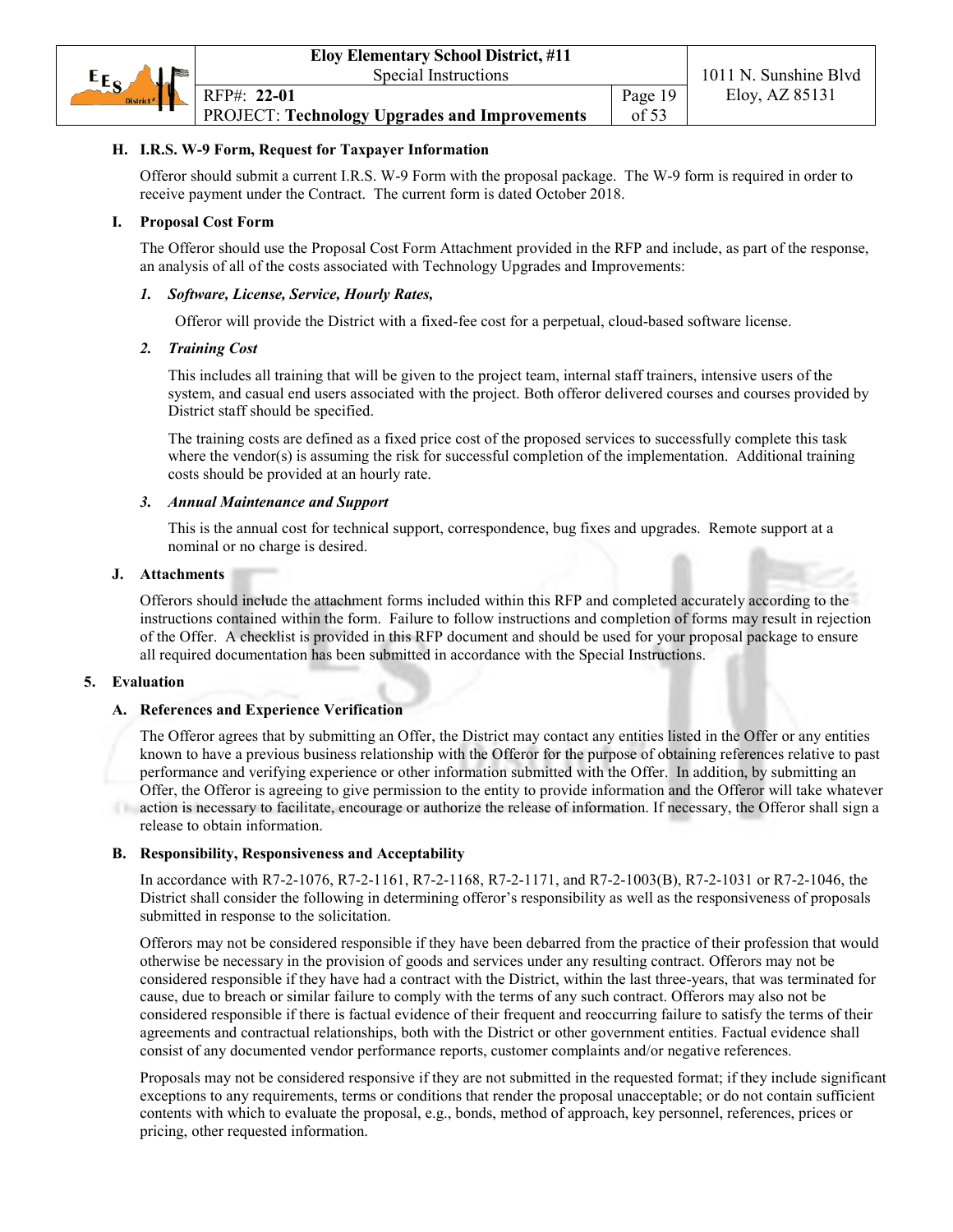### H. I.R.S. W-9 Form, Request for Taxpayer Information

Offeror should submit a current I.R.S. W-9 Form with the proposal package. The W-9 form is required in order to receive payment under the Contract. The current form is dated October 2018.

### I. Proposal Cost Form

The Offeror should use the Proposal Cost Form Attachment provided in the RFP and include, as part of the response, an analysis of all of the costs associated with Technology Upgrades and Improvements:

***1. Software, License, Service, Hourly Rates,***

Offeror will provide the District with a fixed-fee cost for a perpetual, cloud-based software license.

***2. Training Cost***

This includes all training that will be given to the project team, internal staff trainers, intensive users of the system, and casual end users associated with the project. Both offeror delivered courses and courses provided by District staff should be specified.

The training costs are defined as a fixed price cost of the proposed services to successfully complete this task where the vendor(s) is assuming the risk for successful completion of the implementation. Additional training costs should be provided at an hourly rate.

***3. Annual Maintenance and Support***

This is the annual cost for technical support, correspondence, bug fixes and upgrades. Remote support at a nominal or no charge is desired.

### J. Attachments

Offerors should include the attachment forms included within this RFP and completed accurately according to the instructions contained within the form. Failure to follow instructions and completion of forms may result in rejection of the Offer. A checklist is provided in this RFP document and should be used for your proposal package to ensure all required documentation has been submitted in accordance with the Special Instructions.

## 5. Evaluation

### A. References and Experience Verification

The Offeror agrees that by submitting an Offer, the District may contact any entities listed in the Offer or any entities known to have a previous business relationship with the Offeror for the purpose of obtaining references relative to past performance and verifying experience or other information submitted with the Offer. In addition, by submitting an Offer, the Offeror is agreeing to give permission to the entity to provide information and the Offeror will take whatever action is necessary to facilitate, encourage or authorize the release of information. If necessary, the Offeror shall sign a release to obtain information.

### B. Responsibility, Responsiveness and Acceptability

In accordance with R7-2-1076, R7-2-1161, R7-2-1168, R7-2-1171, and R7-2-1003(B), R7-2-1031 or R7-2-1046, the District shall consider the following in determining offeror's responsibility as well as the responsiveness of proposals submitted in response to the solicitation.

Offerors may not be considered responsible if they have been debarred from the practice of their profession that would otherwise be necessary in the provision of goods and services under any resulting contract. Offerors may not be considered responsible if they have had a contract with the District, within the last three-years, that was terminated for cause, due to breach or similar failure to comply with the terms of any such contract. Offerors may also not be considered responsible if there is factual evidence of their frequent and reoccurring failure to satisfy the terms of their agreements and contractual relationships, both with the District or other government entities. Factual evidence shall consist of any documented vendor performance reports, customer complaints and/or negative references.

Proposals may not be considered responsive if they are not submitted in the requested format; if they include significant exceptions to any requirements, terms or conditions that render the proposal unacceptable; or do not contain sufficient contents with which to evaluate the proposal, e.g., bonds, method of approach, key personnel, references, prices or pricing, other requested information.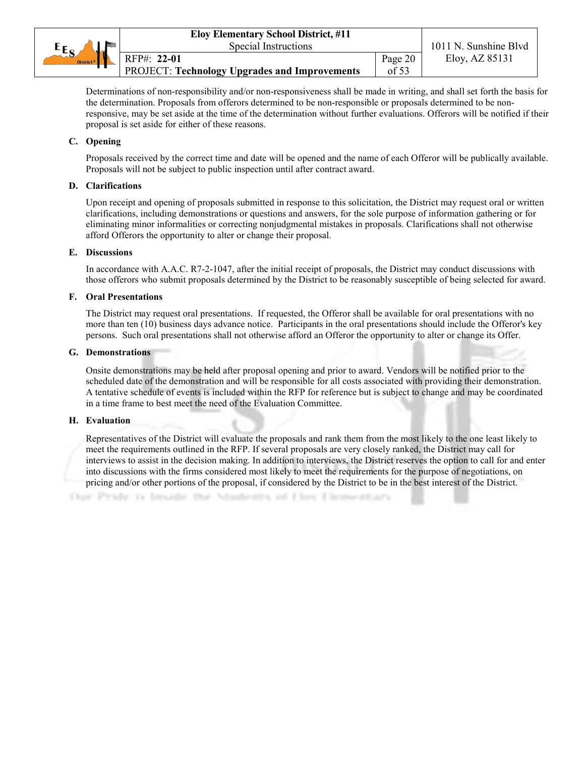Determinations of non-responsibility and/or non-responsiveness shall be made in writing, and shall set forth the basis for the determination. Proposals from offerors determined to be non-responsible or proposals determined to be non-responsive, may be set aside at the time of the determination without further evaluations. Offerors will be notified if their proposal is set aside for either of these reasons.

**C. Opening**

Proposals received by the correct time and date will be opened and the name of each Offeror will be publically available. Proposals will not be subject to public inspection until after contract award.

**D. Clarifications**

Upon receipt and opening of proposals submitted in response to this solicitation, the District may request oral or written clarifications, including demonstrations or questions and answers, for the sole purpose of information gathering or for eliminating minor informalities or correcting nonjudgmental mistakes in proposals. Clarifications shall not otherwise afford Offerors the opportunity to alter or change their proposal.

**E. Discussions**

In accordance with A.A.C. R7-2-1047, after the initial receipt of proposals, the District may conduct discussions with those offerors who submit proposals determined by the District to be reasonably susceptible of being selected for award.

**F. Oral Presentations**

The District may request oral presentations. If requested, the Offeror shall be available for oral presentations with no more than ten (10) business days advance notice. Participants in the oral presentations should include the Offeror's key persons. Such oral presentations shall not otherwise afford an Offeror the opportunity to alter or change its Offer.

**G. Demonstrations**

Onsite demonstrations may be held after proposal opening and prior to award. Vendors will be notified prior to the scheduled date of the demonstration and will be responsible for all costs associated with providing their demonstration. A tentative schedule of events is included within the RFP for reference but is subject to change and may be coordinated in a time frame to best meet the need of the Evaluation Committee.

**H. Evaluation**

Representatives of the District will evaluate the proposals and rank them from the most likely to the one least likely to meet the requirements outlined in the RFP. If several proposals are very closely ranked, the District may call for interviews to assist in the decision making. In addition to interviews, the District reserves the option to call for and enter into discussions with the firms considered most likely to meet the requirements for the purpose of negotiations, on pricing and/or other portions of the proposal, if considered by the District to be in the best interest of the District.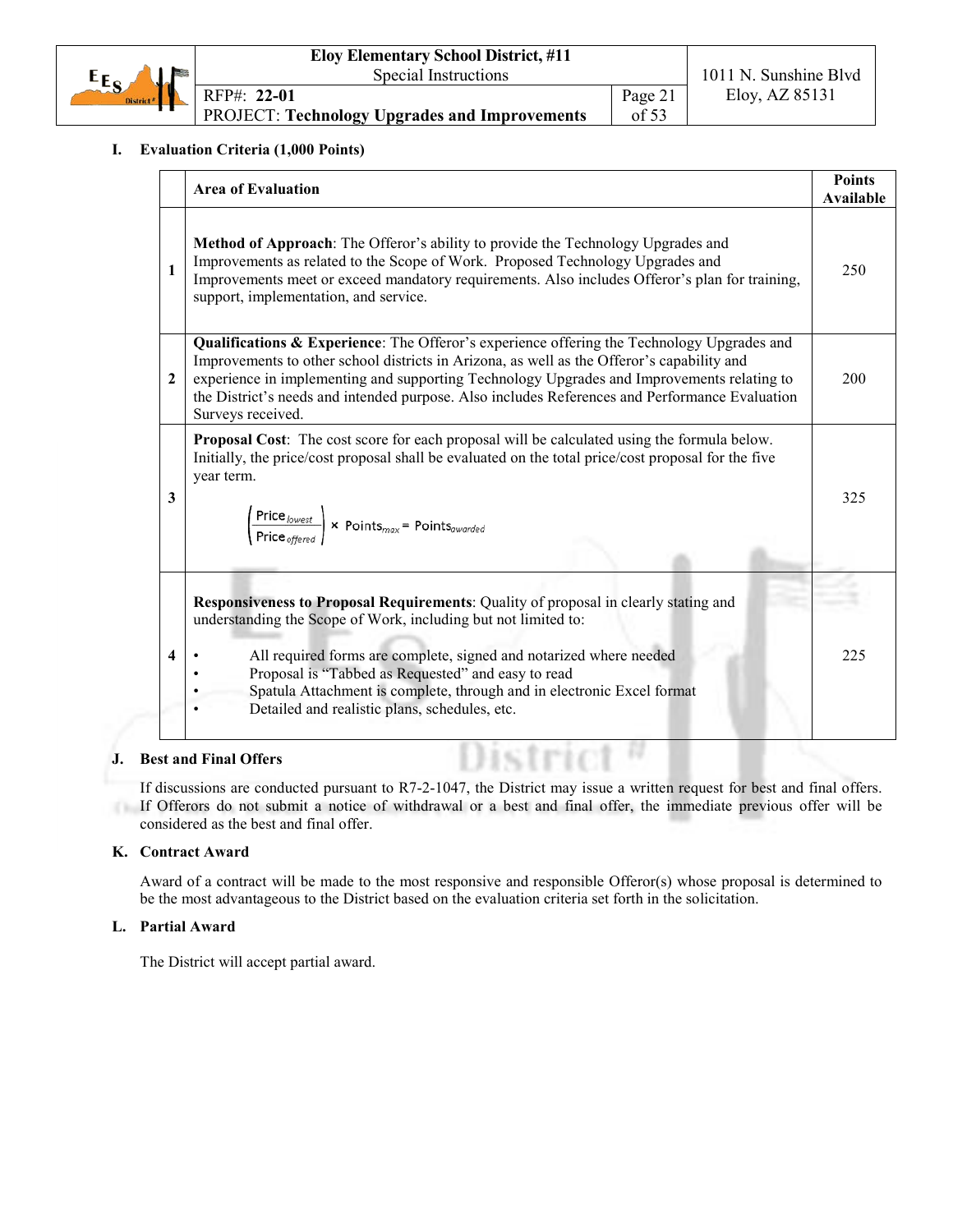## I. Evaluation Criteria (1,000 Points)

| | Area of Evaluation | Points Available |
|---|---|---|
| 1 | **Method of Approach**: The Offeror's ability to provide the Technology Upgrades and Improvements as related to the Scope of Work. Proposed Technology Upgrades and Improvements meet or exceed mandatory requirements. Also includes Offeror's plan for training, support, implementation, and service. | 250 |
| 2 | **Qualifications & Experience**: The Offeror's experience offering the Technology Upgrades and Improvements to other school districts in Arizona, as well as the Offeror's capability and experience in implementing and supporting Technology Upgrades and Improvements relating to the District's needs and intended purpose. Also includes References and Performance Evaluation Surveys received. | 200 |
| 3 | **Proposal Cost**: The cost score for each proposal will be calculated using the formula below. Initially, the price/cost proposal shall be evaluated on the total price/cost proposal for the five year term. $\left(\frac{Price_{lowest}}{Price_{offered}}\right) \times Points_{max} = Points_{awarded}$ | 325 |
| 4 | **Responsiveness to Proposal Requirements**: Quality of proposal in clearly stating and understanding the Scope of Work, including but not limited to: <br>• All required forms are complete, signed and notarized where needed <br>• Proposal is "Tabbed as Requested" and easy to read <br>• Spatula Attachment is complete, through and in electronic Excel format <br>• Detailed and realistic plans, schedules, etc. | 225 |

## J. Best and Final Offers

If discussions are conducted pursuant to R7-2-1047, the District may issue a written request for best and final offers. If Offerors do not submit a notice of withdrawal or a best and final offer, the immediate previous offer will be considered as the best and final offer.

## K. Contract Award

Award of a contract will be made to the most responsive and responsible Offeror(s) whose proposal is determined to be the most advantageous to the District based on the evaluation criteria set forth in the solicitation.

## L. Partial Award

The District will accept partial award.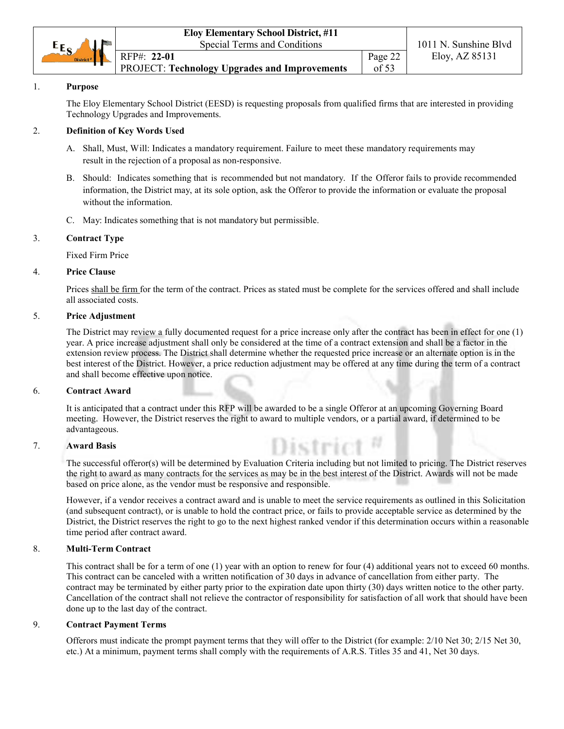1. **Purpose**

   The Eloy Elementary School District (EESD) is requesting proposals from qualified firms that are interested in providing Technology Upgrades and Improvements.

2. **Definition of Key Words Used**

   A. Shall, Must, Will: Indicates a mandatory requirement. Failure to meet these mandatory requirements may result in the rejection of a proposal as non-responsive.

   B. Should: Indicates something that is recommended but not mandatory. If the Offeror fails to provide recommended information, the District may, at its sole option, ask the Offeror to provide the information or evaluate the proposal without the information.

   C. May: Indicates something that is not mandatory but permissible.

3. **Contract Type**

   Fixed Firm Price

4. **Price Clause**

   Prices shall be firm for the term of the contract. Prices as stated must be complete for the services offered and shall include all associated costs.

5. **Price Adjustment**

   The District may review a fully documented request for a price increase only after the contract has been in effect for one (1) year. A price increase adjustment shall only be considered at the time of a contract extension and shall be a factor in the extension review process. The District shall determine whether the requested price increase or an alternate option is in the best interest of the District. However, a price reduction adjustment may be offered at any time during the term of a contract and shall become effective upon notice.

6. **Contract Award**

   It is anticipated that a contract under this RFP will be awarded to be a single Offeror at an upcoming Governing Board meeting. However, the District reserves the right to award to multiple vendors, or a partial award, if determined to be advantageous.

7. **Award Basis**

   The successful offeror(s) will be determined by Evaluation Criteria including but not limited to pricing. The District reserves the right to award as many contracts for the services as may be in the best interest of the District. Awards will not be made based on price alone, as the vendor must be responsive and responsible.

   However, if a vendor receives a contract award and is unable to meet the service requirements as outlined in this Solicitation (and subsequent contract), or is unable to hold the contract price, or fails to provide acceptable service as determined by the District, the District reserves the right to go to the next highest ranked vendor if this determination occurs within a reasonable time period after contract award.

8. **Multi-Term Contract**

   This contract shall be for a term of one (1) year with an option to renew for four (4) additional years not to exceed 60 months. This contract can be canceled with a written notification of 30 days in advance of cancellation from either party. The contract may be terminated by either party prior to the expiration date upon thirty (30) days written notice to the other party. Cancellation of the contract shall not relieve the contractor of responsibility for satisfaction of all work that should have been done up to the last day of the contract.

9. **Contract Payment Terms**

   Offerors must indicate the prompt payment terms that they will offer to the District (for example: 2/10 Net 30; 2/15 Net 30, etc.) At a minimum, payment terms shall comply with the requirements of A.R.S. Titles 35 and 41, Net 30 days.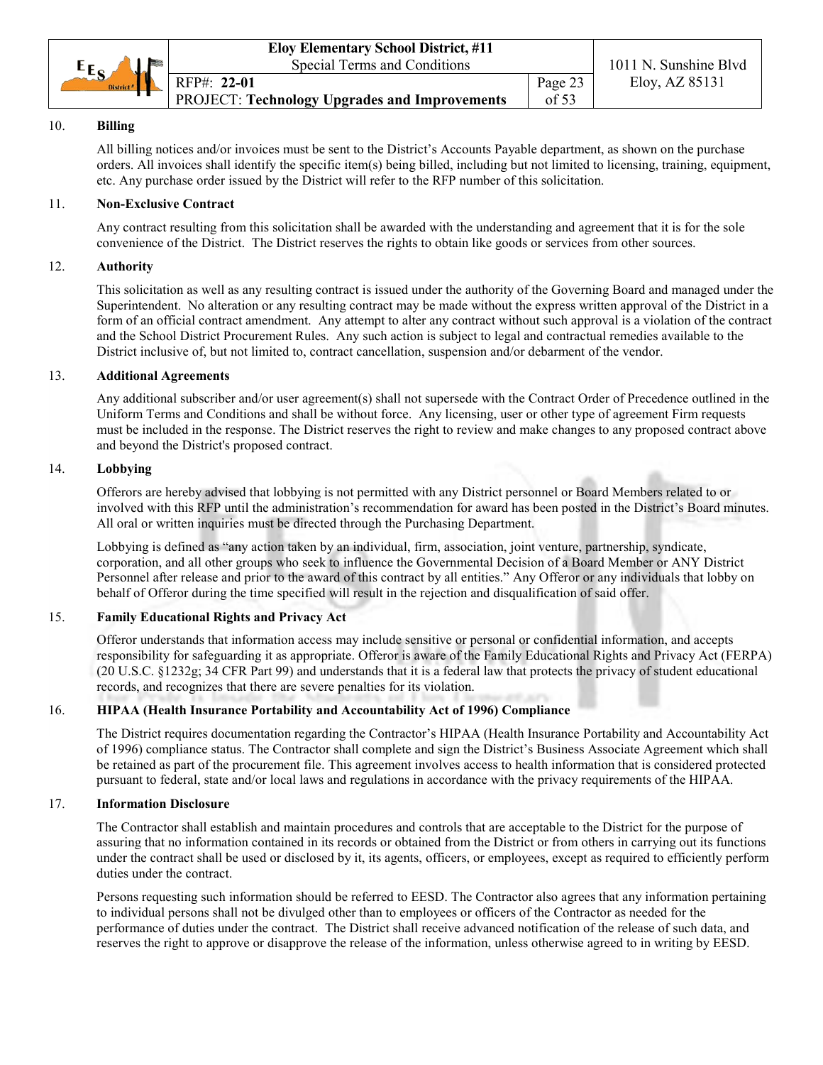## 10. Billing

All billing notices and/or invoices must be sent to the District's Accounts Payable department, as shown on the purchase orders. All invoices shall identify the specific item(s) being billed, including but not limited to licensing, training, equipment, etc. Any purchase order issued by the District will refer to the RFP number of this solicitation.

## 11. Non-Exclusive Contract

Any contract resulting from this solicitation shall be awarded with the understanding and agreement that it is for the sole convenience of the District. The District reserves the rights to obtain like goods or services from other sources.

## 12. Authority

This solicitation as well as any resulting contract is issued under the authority of the Governing Board and managed under the Superintendent. No alteration or any resulting contract may be made without the express written approval of the District in a form of an official contract amendment. Any attempt to alter any contract without such approval is a violation of the contract and the School District Procurement Rules. Any such action is subject to legal and contractual remedies available to the District inclusive of, but not limited to, contract cancellation, suspension and/or debarment of the vendor.

## 13. Additional Agreements

Any additional subscriber and/or user agreement(s) shall not supersede with the Contract Order of Precedence outlined in the Uniform Terms and Conditions and shall be without force. Any licensing, user or other type of agreement Firm requests must be included in the response. The District reserves the right to review and make changes to any proposed contract above and beyond the District's proposed contract.

## 14. Lobbying

Offerors are hereby advised that lobbying is not permitted with any District personnel or Board Members related to or involved with this RFP until the administration's recommendation for award has been posted in the District's Board minutes. All oral or written inquiries must be directed through the Purchasing Department.

Lobbying is defined as "any action taken by an individual, firm, association, joint venture, partnership, syndicate, corporation, and all other groups who seek to influence the Governmental Decision of a Board Member or ANY District Personnel after release and prior to the award of this contract by all entities." Any Offeror or any individuals that lobby on behalf of Offeror during the time specified will result in the rejection and disqualification of said offer.

## 15. Family Educational Rights and Privacy Act

Offeror understands that information access may include sensitive or personal or confidential information, and accepts responsibility for safeguarding it as appropriate. Offeror is aware of the Family Educational Rights and Privacy Act (FERPA) (20 U.S.C. §1232g; 34 CFR Part 99) and understands that it is a federal law that protects the privacy of student educational records, and recognizes that there are severe penalties for its violation.

## 16. HIPAA (Health Insurance Portability and Accountability Act of 1996) Compliance

The District requires documentation regarding the Contractor's HIPAA (Health Insurance Portability and Accountability Act of 1996) compliance status. The Contractor shall complete and sign the District's Business Associate Agreement which shall be retained as part of the procurement file. This agreement involves access to health information that is considered protected pursuant to federal, state and/or local laws and regulations in accordance with the privacy requirements of the HIPAA.

## 17. Information Disclosure

The Contractor shall establish and maintain procedures and controls that are acceptable to the District for the purpose of assuring that no information contained in its records or obtained from the District or from others in carrying out its functions under the contract shall be used or disclosed by it, its agents, officers, or employees, except as required to efficiently perform duties under the contract.

Persons requesting such information should be referred to EESD. The Contractor also agrees that any information pertaining to individual persons shall not be divulged other than to employees or officers of the Contractor as needed for the performance of duties under the contract. The District shall receive advanced notification of the release of such data, and reserves the right to approve or disapprove the release of the information, unless otherwise agreed to in writing by EESD.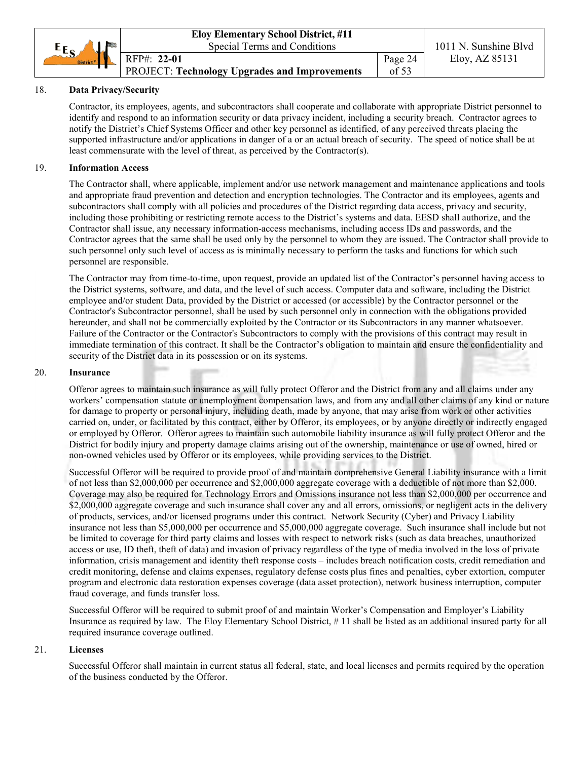18. **Data Privacy/Security**

Contractor, its employees, agents, and subcontractors shall cooperate and collaborate with appropriate District personnel to identify and respond to an information security or data privacy incident, including a security breach. Contractor agrees to notify the District's Chief Systems Officer and other key personnel as identified, of any perceived threats placing the supported infrastructure and/or applications in danger of a or an actual breach of security. The speed of notice shall be at least commensurate with the level of threat, as perceived by the Contractor(s).

19. **Information Access**

The Contractor shall, where applicable, implement and/or use network management and maintenance applications and tools and appropriate fraud prevention and detection and encryption technologies. The Contractor and its employees, agents and subcontractors shall comply with all policies and procedures of the District regarding data access, privacy and security, including those prohibiting or restricting remote access to the District's systems and data. EESD shall authorize, and the Contractor shall issue, any necessary information-access mechanisms, including access IDs and passwords, and the Contractor agrees that the same shall be used only by the personnel to whom they are issued. The Contractor shall provide to such personnel only such level of access as is minimally necessary to perform the tasks and functions for which such personnel are responsible.

The Contractor may from time-to-time, upon request, provide an updated list of the Contractor's personnel having access to the District systems, software, and data, and the level of such access. Computer data and software, including the District employee and/or student Data, provided by the District or accessed (or accessible) by the Contractor personnel or the Contractor's Subcontractor personnel, shall be used by such personnel only in connection with the obligations provided hereunder, and shall not be commercially exploited by the Contractor or its Subcontractors in any manner whatsoever. Failure of the Contractor or the Contractor's Subcontractors to comply with the provisions of this contract may result in immediate termination of this contract. It shall be the Contractor's obligation to maintain and ensure the confidentiality and security of the District data in its possession or on its systems.

20. **Insurance**

Offeror agrees to maintain such insurance as will fully protect Offeror and the District from any and all claims under any workers' compensation statute or unemployment compensation laws, and from any and all other claims of any kind or nature for damage to property or personal injury, including death, made by anyone, that may arise from work or other activities carried on, under, or facilitated by this contract, either by Offeror, its employees, or by anyone directly or indirectly engaged or employed by Offeror. Offeror agrees to maintain such automobile liability insurance as will fully protect Offeror and the District for bodily injury and property damage claims arising out of the ownership, maintenance or use of owned, hired or non-owned vehicles used by Offeror or its employees, while providing services to the District.

Successful Offeror will be required to provide proof of and maintain comprehensive General Liability insurance with a limit of not less than $2,000,000 per occurrence and $2,000,000 aggregate coverage with a deductible of not more than $2,000. Coverage may also be required for Technology Errors and Omissions insurance not less than $2,000,000 per occurrence and $2,000,000 aggregate coverage and such insurance shall cover any and all errors, omissions, or negligent acts in the delivery of products, services, and/or licensed programs under this contract. Network Security (Cyber) and Privacy Liability insurance not less than $5,000,000 per occurrence and $5,000,000 aggregate coverage. Such insurance shall include but not be limited to coverage for third party claims and losses with respect to network risks (such as data breaches, unauthorized access or use, ID theft, theft of data) and invasion of privacy regardless of the type of media involved in the loss of private information, crisis management and identity theft response costs – includes breach notification costs, credit remediation and credit monitoring, defense and claims expenses, regulatory defense costs plus fines and penalties, cyber extortion, computer program and electronic data restoration expenses coverage (data asset protection), network business interruption, computer fraud coverage, and funds transfer loss.

Successful Offeror will be required to submit proof of and maintain Worker's Compensation and Employer's Liability Insurance as required by law. The Eloy Elementary School District, # 11 shall be listed as an additional insured party for all required insurance coverage outlined.

21. **Licenses**

Successful Offeror shall maintain in current status all federal, state, and local licenses and permits required by the operation of the business conducted by the Offeror.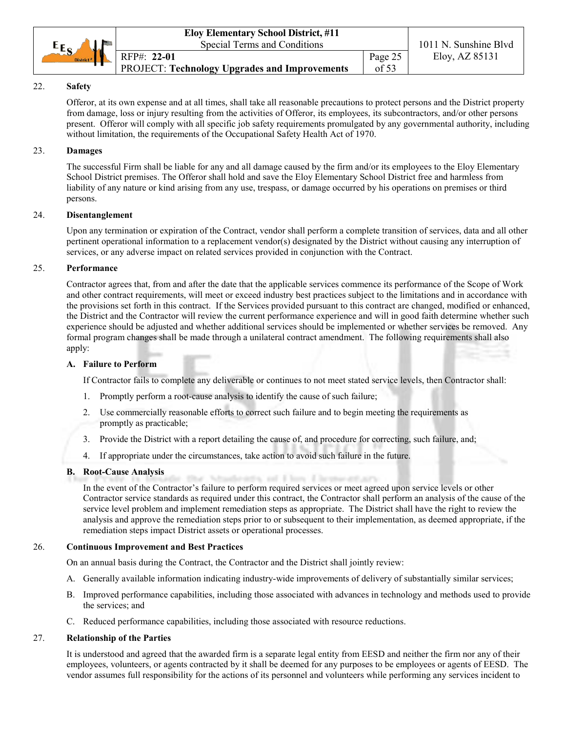22. **Safety**

Offeror, at its own expense and at all times, shall take all reasonable precautions to protect persons and the District property from damage, loss or injury resulting from the activities of Offeror, its employees, its subcontractors, and/or other persons present. Offeror will comply with all specific job safety requirements promulgated by any governmental authority, including without limitation, the requirements of the Occupational Safety Health Act of 1970.

23. **Damages**

The successful Firm shall be liable for any and all damage caused by the firm and/or its employees to the Eloy Elementary School District premises. The Offeror shall hold and save the Eloy Elementary School District free and harmless from liability of any nature or kind arising from any use, trespass, or damage occurred by his operations on premises or third persons.

24. **Disentanglement**

Upon any termination or expiration of the Contract, vendor shall perform a complete transition of services, data and all other pertinent operational information to a replacement vendor(s) designated by the District without causing any interruption of services, or any adverse impact on related services provided in conjunction with the Contract.

25. **Performance**

Contractor agrees that, from and after the date that the applicable services commence its performance of the Scope of Work and other contract requirements, will meet or exceed industry best practices subject to the limitations and in accordance with the provisions set forth in this contract. If the Services provided pursuant to this contract are changed, modified or enhanced, the District and the Contractor will review the current performance experience and will in good faith determine whether such experience should be adjusted and whether additional services should be implemented or whether services be removed. Any formal program changes shall be made through a unilateral contract amendment. The following requirements shall also apply:

**A. Failure to Perform**

If Contractor fails to complete any deliverable or continues to not meet stated service levels, then Contractor shall:

1. Promptly perform a root-cause analysis to identify the cause of such failure;
2. Use commercially reasonable efforts to correct such failure and to begin meeting the requirements as promptly as practicable;
3. Provide the District with a report detailing the cause of, and procedure for correcting, such failure, and;
4. If appropriate under the circumstances, take action to avoid such failure in the future.

**B. Root-Cause Analysis**

In the event of the Contractor's failure to perform required services or meet agreed upon service levels or other Contractor service standards as required under this contract, the Contractor shall perform an analysis of the cause of the service level problem and implement remediation steps as appropriate. The District shall have the right to review the analysis and approve the remediation steps prior to or subsequent to their implementation, as deemed appropriate, if the remediation steps impact District assets or operational processes.

26. **Continuous Improvement and Best Practices**

On an annual basis during the Contract, the Contractor and the District shall jointly review:

A. Generally available information indicating industry-wide improvements of delivery of substantially similar services;

B. Improved performance capabilities, including those associated with advances in technology and methods used to provide the services; and

C. Reduced performance capabilities, including those associated with resource reductions.

27. **Relationship of the Parties**

It is understood and agreed that the awarded firm is a separate legal entity from EESD and neither the firm nor any of their employees, volunteers, or agents contracted by it shall be deemed for any purposes to be employees or agents of EESD. The vendor assumes full responsibility for the actions of its personnel and volunteers while performing any services incident to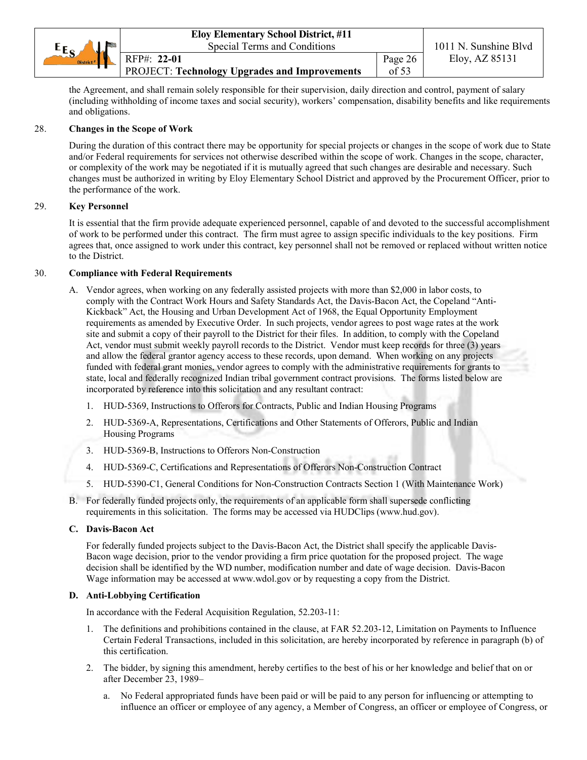the Agreement, and shall remain solely responsible for their supervision, daily direction and control, payment of salary (including withholding of income taxes and social security), workers' compensation, disability benefits and like requirements and obligations.

28. **Changes in the Scope of Work**

During the duration of this contract there may be opportunity for special projects or changes in the scope of work due to State and/or Federal requirements for services not otherwise described within the scope of work. Changes in the scope, character, or complexity of the work may be negotiated if it is mutually agreed that such changes are desirable and necessary. Such changes must be authorized in writing by Eloy Elementary School District and approved by the Procurement Officer, prior to the performance of the work.

29. **Key Personnel**

It is essential that the firm provide adequate experienced personnel, capable of and devoted to the successful accomplishment of work to be performed under this contract. The firm must agree to assign specific individuals to the key positions. Firm agrees that, once assigned to work under this contract, key personnel shall not be removed or replaced without written notice to the District.

30. **Compliance with Federal Requirements**

A. Vendor agrees, when working on any federally assisted projects with more than $2,000 in labor costs, to comply with the Contract Work Hours and Safety Standards Act, the Davis-Bacon Act, the Copeland "Anti-Kickback" Act, the Housing and Urban Development Act of 1968, the Equal Opportunity Employment requirements as amended by Executive Order. In such projects, vendor agrees to post wage rates at the work site and submit a copy of their payroll to the District for their files. In addition, to comply with the Copeland Act, vendor must submit weekly payroll records to the District. Vendor must keep records for three (3) years and allow the federal grantor agency access to these records, upon demand. When working on any projects funded with federal grant monies, vendor agrees to comply with the administrative requirements for grants to state, local and federally recognized Indian tribal government contract provisions. The forms listed below are incorporated by reference into this solicitation and any resultant contract:

1. HUD-5369, Instructions to Offerors for Contracts, Public and Indian Housing Programs
2. HUD-5369-A, Representations, Certifications and Other Statements of Offerors, Public and Indian Housing Programs
3. HUD-5369-B, Instructions to Offerors Non-Construction
4. HUD-5369-C, Certifications and Representations of Offerors Non-Construction Contract
5. HUD-5390-C1, General Conditions for Non-Construction Contracts Section 1 (With Maintenance Work)

B. For federally funded projects only, the requirements of an applicable form shall supersede conflicting requirements in this solicitation. The forms may be accessed via HUDClips (www.hud.gov).

**C. Davis-Bacon Act**

For federally funded projects subject to the Davis-Bacon Act, the District shall specify the applicable Davis-Bacon wage decision, prior to the vendor providing a firm price quotation for the proposed project. The wage decision shall be identified by the WD number, modification number and date of wage decision. Davis-Bacon Wage information may be accessed at www.wdol.gov or by requesting a copy from the District.

**D. Anti-Lobbying Certification**

In accordance with the Federal Acquisition Regulation, 52.203-11:

1. The definitions and prohibitions contained in the clause, at FAR 52.203-12, Limitation on Payments to Influence Certain Federal Transactions, included in this solicitation, are hereby incorporated by reference in paragraph (b) of this certification.
2. The bidder, by signing this amendment, hereby certifies to the best of his or her knowledge and belief that on or after December 23, 1989–
   a. No Federal appropriated funds have been paid or will be paid to any person for influencing or attempting to influence an officer or employee of any agency, a Member of Congress, an officer or employee of Congress, or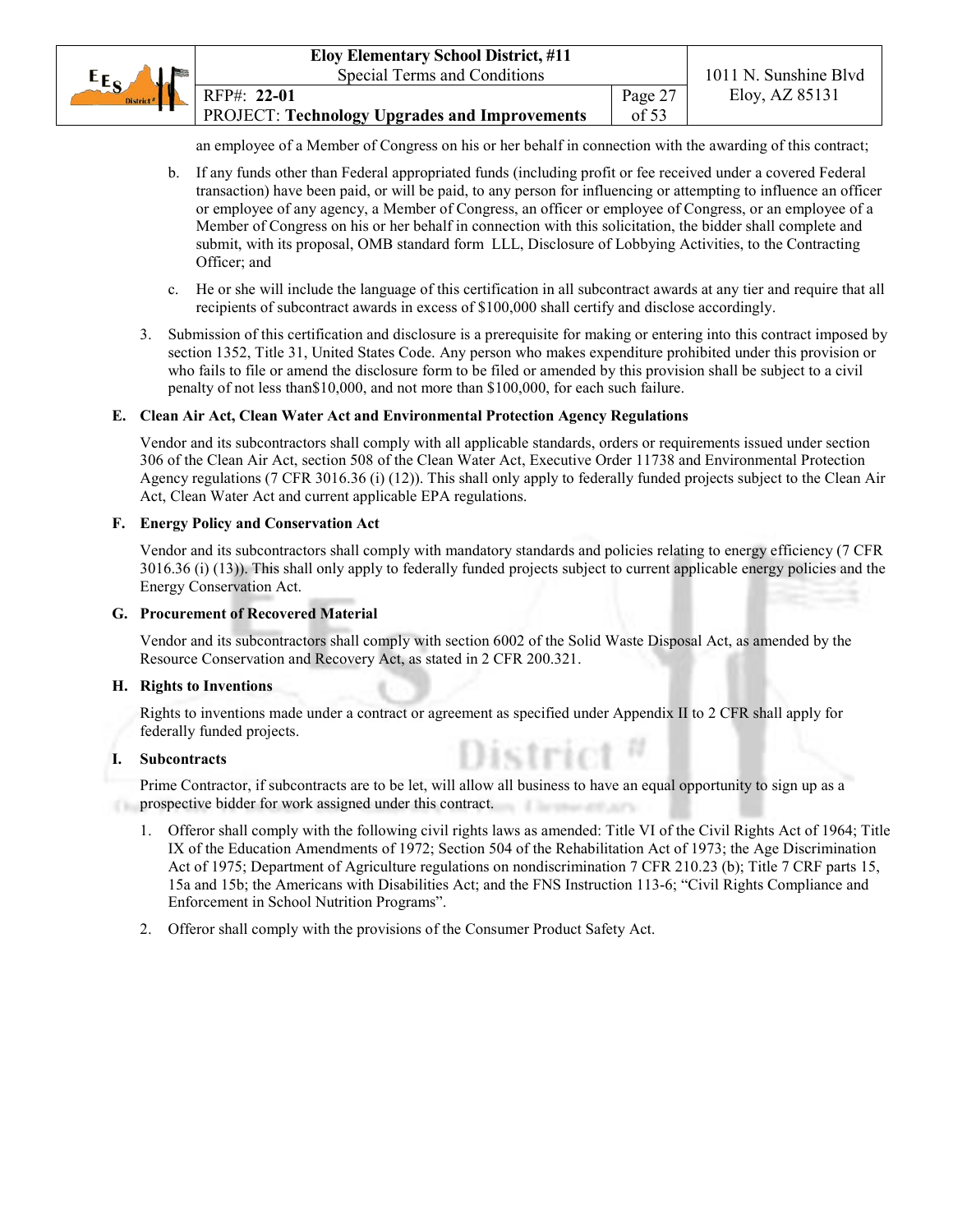an employee of a Member of Congress on his or her behalf in connection with the awarding of this contract;

b. If any funds other than Federal appropriated funds (including profit or fee received under a covered Federal transaction) have been paid, or will be paid, to any person for influencing or attempting to influence an officer or employee of any agency, a Member of Congress, an officer or employee of Congress, or an employee of a Member of Congress on his or her behalf in connection with this solicitation, the bidder shall complete and submit, with its proposal, OMB standard form LLL, Disclosure of Lobbying Activities, to the Contracting Officer; and

c. He or she will include the language of this certification in all subcontract awards at any tier and require that all recipients of subcontract awards in excess of $100,000 shall certify and disclose accordingly.

3. Submission of this certification and disclosure is a prerequisite for making or entering into this contract imposed by section 1352, Title 31, United States Code. Any person who makes expenditure prohibited under this provision or who fails to file or amend the disclosure form to be filed or amended by this provision shall be subject to a civil penalty of not less than$10,000, and not more than $100,000, for each such failure.

**E. Clean Air Act, Clean Water Act and Environmental Protection Agency Regulations**

Vendor and its subcontractors shall comply with all applicable standards, orders or requirements issued under section 306 of the Clean Air Act, section 508 of the Clean Water Act, Executive Order 11738 and Environmental Protection Agency regulations (7 CFR 3016.36 (i) (12)). This shall only apply to federally funded projects subject to the Clean Air Act, Clean Water Act and current applicable EPA regulations.

**F. Energy Policy and Conservation Act**

Vendor and its subcontractors shall comply with mandatory standards and policies relating to energy efficiency (7 CFR 3016.36 (i) (13)). This shall only apply to federally funded projects subject to current applicable energy policies and the Energy Conservation Act.

**G. Procurement of Recovered Material**

Vendor and its subcontractors shall comply with section 6002 of the Solid Waste Disposal Act, as amended by the Resource Conservation and Recovery Act, as stated in 2 CFR 200.321.

**H. Rights to Inventions**

Rights to inventions made under a contract or agreement as specified under Appendix II to 2 CFR shall apply for federally funded projects.

**I. Subcontracts**

Prime Contractor, if subcontracts are to be let, will allow all business to have an equal opportunity to sign up as a prospective bidder for work assigned under this contract.

1. Offeror shall comply with the following civil rights laws as amended: Title VI of the Civil Rights Act of 1964; Title IX of the Education Amendments of 1972; Section 504 of the Rehabilitation Act of 1973; the Age Discrimination Act of 1975; Department of Agriculture regulations on nondiscrimination 7 CFR 210.23 (b); Title 7 CRF parts 15, 15a and 15b; the Americans with Disabilities Act; and the FNS Instruction 113-6; "Civil Rights Compliance and Enforcement in School Nutrition Programs".

2. Offeror shall comply with the provisions of the Consumer Product Safety Act.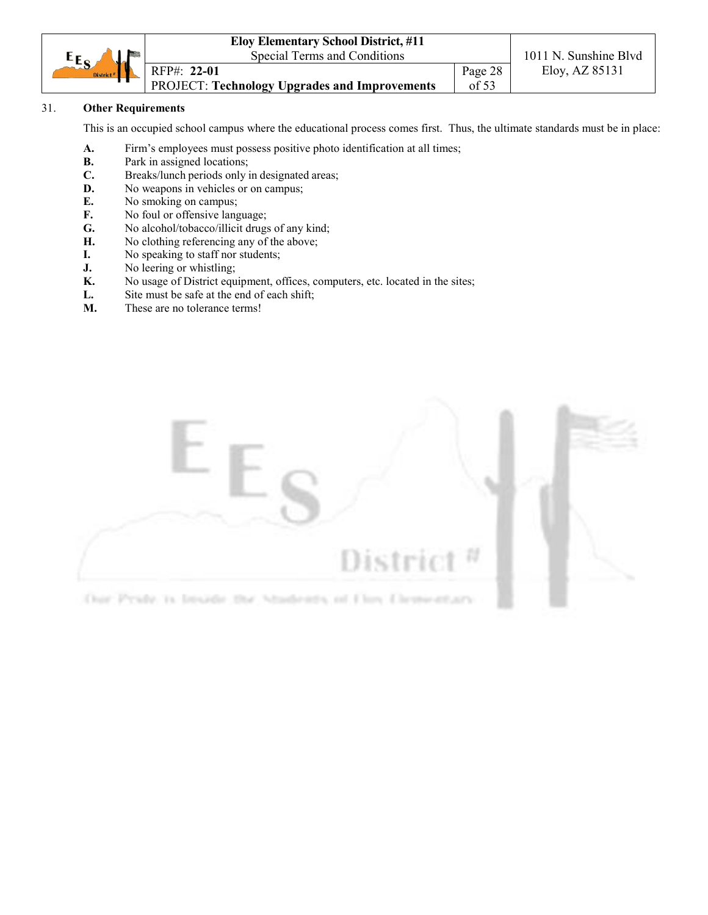## 31. Other Requirements

This is an occupied school campus where the educational process comes first. Thus, the ultimate standards must be in place:

**A.** Firm's employees must possess positive photo identification at all times;
**B.** Park in assigned locations;
**C.** Breaks/lunch periods only in designated areas;
**D.** No weapons in vehicles or on campus;
**E.** No smoking on campus;
**F.** No foul or offensive language;
**G.** No alcohol/tobacco/illicit drugs of any kind;
**H.** No clothing referencing any of the above;
**I.** No speaking to staff nor students;
**J.** No leering or whistling;
**K.** No usage of District equipment, offices, computers, etc. located in the sites;
**L.** Site must be safe at the end of each shift;
**M.** These are no tolerance terms!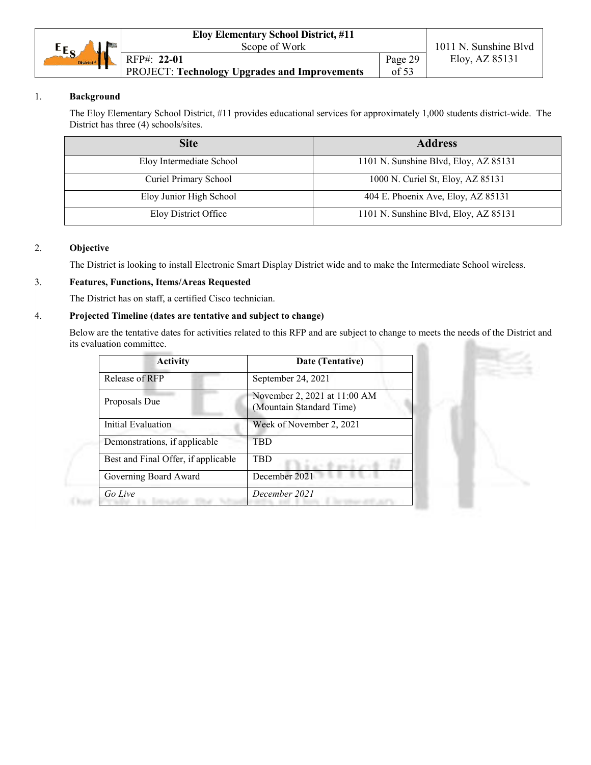1. **Background**

The Eloy Elementary School District, #11 provides educational services for approximately 1,000 students district-wide. The District has three (4) schools/sites.

| Site | Address |
|---|---|
| Eloy Intermediate School | 1101 N. Sunshine Blvd, Eloy, AZ 85131 |
| Curiel Primary School | 1000 N. Curiel St, Eloy, AZ 85131 |
| Eloy Junior High School | 404 E. Phoenix Ave, Eloy, AZ 85131 |
| Eloy District Office | 1101 N. Sunshine Blvd, Eloy, AZ 85131 |

2. **Objective**

The District is looking to install Electronic Smart Display District wide and to make the Intermediate School wireless.

3. **Features, Functions, Items/Areas Requested**

The District has on staff, a certified Cisco technician.

4. **Projected Timeline (dates are tentative and subject to change)**

Below are the tentative dates for activities related to this RFP and are subject to change to meets the needs of the District and its evaluation committee.

| Activity | Date (Tentative) |
|---|---|
| Release of RFP | September 24, 2021 |
| Proposals Due | November 2, 2021 at 11:00 AM (Mountain Standard Time) |
| Initial Evaluation | Week of November 2, 2021 |
| Demonstrations, if applicable | TBD |
| Best and Final Offer, if applicable | TBD |
| Governing Board Award | December 2021 |
| *Go Live* | *December 2021* |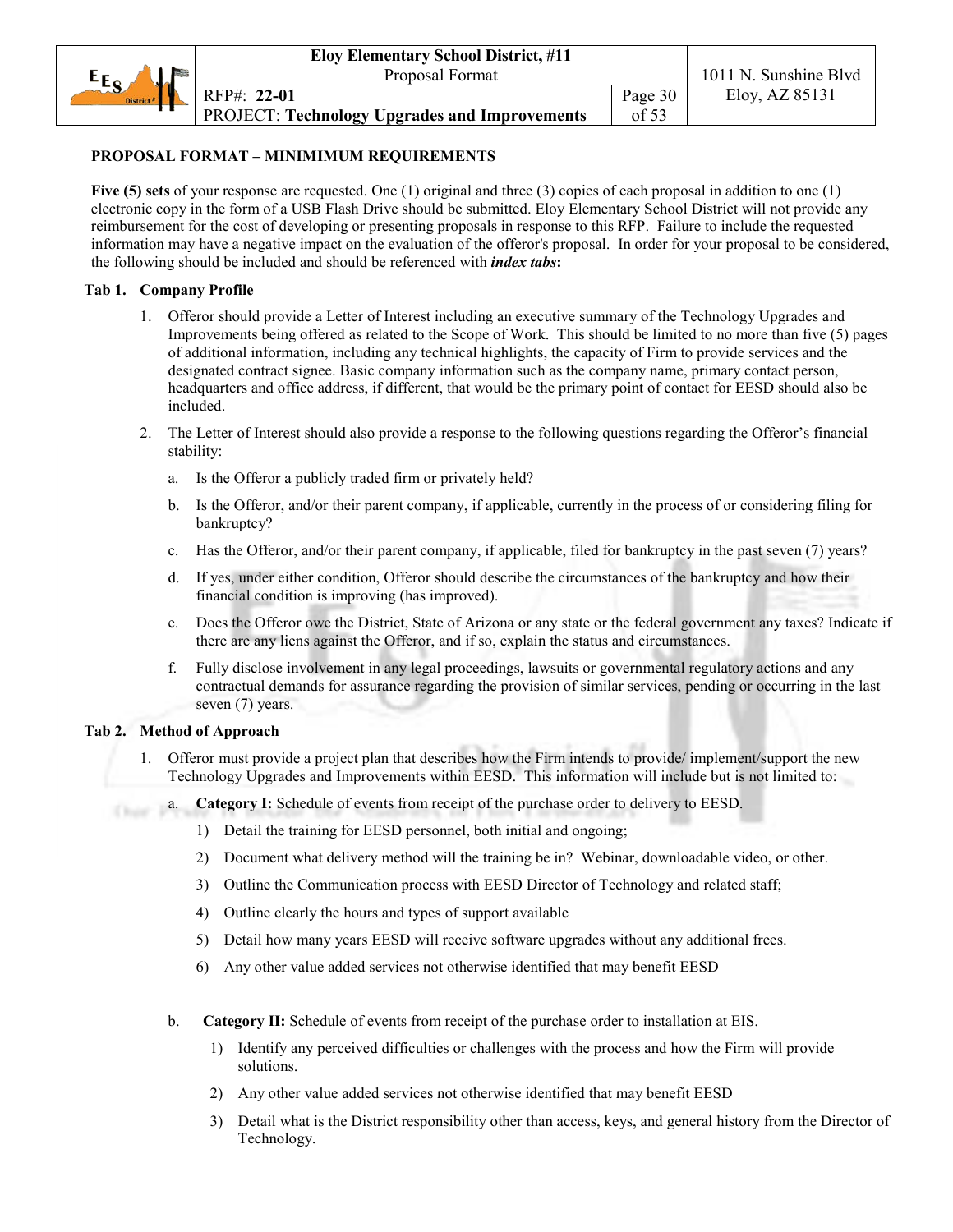## PROPOSAL FORMAT – MINIMIMUM REQUIREMENTS

**Five (5) sets** of your response are requested. One (1) original and three (3) copies of each proposal in addition to one (1) electronic copy in the form of a USB Flash Drive should be submitted. Eloy Elementary School District will not provide any reimbursement for the cost of developing or presenting proposals in response to this RFP. Failure to include the requested information may have a negative impact on the evaluation of the offeror's proposal. In order for your proposal to be considered, the following should be included and should be referenced with ***index tabs***:

### Tab 1. Company Profile

1. Offeror should provide a Letter of Interest including an executive summary of the Technology Upgrades and Improvements being offered as related to the Scope of Work. This should be limited to no more than five (5) pages of additional information, including any technical highlights, the capacity of Firm to provide services and the designated contract signee. Basic company information such as the company name, primary contact person, headquarters and office address, if different, that would be the primary point of contact for EESD should also be included.

2. The Letter of Interest should also provide a response to the following questions regarding the Offeror's financial stability:

   a. Is the Offeror a publicly traded firm or privately held?

   b. Is the Offeror, and/or their parent company, if applicable, currently in the process of or considering filing for bankruptcy?

   c. Has the Offeror, and/or their parent company, if applicable, filed for bankruptcy in the past seven (7) years?

   d. If yes, under either condition, Offeror should describe the circumstances of the bankruptcy and how their financial condition is improving (has improved).

   e. Does the Offeror owe the District, State of Arizona or any state or the federal government any taxes? Indicate if there are any liens against the Offeror, and if so, explain the status and circumstances.

   f. Fully disclose involvement in any legal proceedings, lawsuits or governmental regulatory actions and any contractual demands for assurance regarding the provision of similar services, pending or occurring in the last seven (7) years.

### Tab 2. Method of Approach

1. Offeror must provide a project plan that describes how the Firm intends to provide/ implement/support the new Technology Upgrades and Improvements within EESD. This information will include but is not limited to:

   a. **Category I:** Schedule of events from receipt of the purchase order to delivery to EESD.

      1) Detail the training for EESD personnel, both initial and ongoing;

      2) Document what delivery method will the training be in? Webinar, downloadable video, or other.

      3) Outline the Communication process with EESD Director of Technology and related staff;

      4) Outline clearly the hours and types of support available

      5) Detail how many years EESD will receive software upgrades without any additional frees.

      6) Any other value added services not otherwise identified that may benefit EESD

   b. **Category II:** Schedule of events from receipt of the purchase order to installation at EIS.

      1) Identify any perceived difficulties or challenges with the process and how the Firm will provide solutions.

      2) Any other value added services not otherwise identified that may benefit EESD

      3) Detail what is the District responsibility other than access, keys, and general history from the Director of Technology.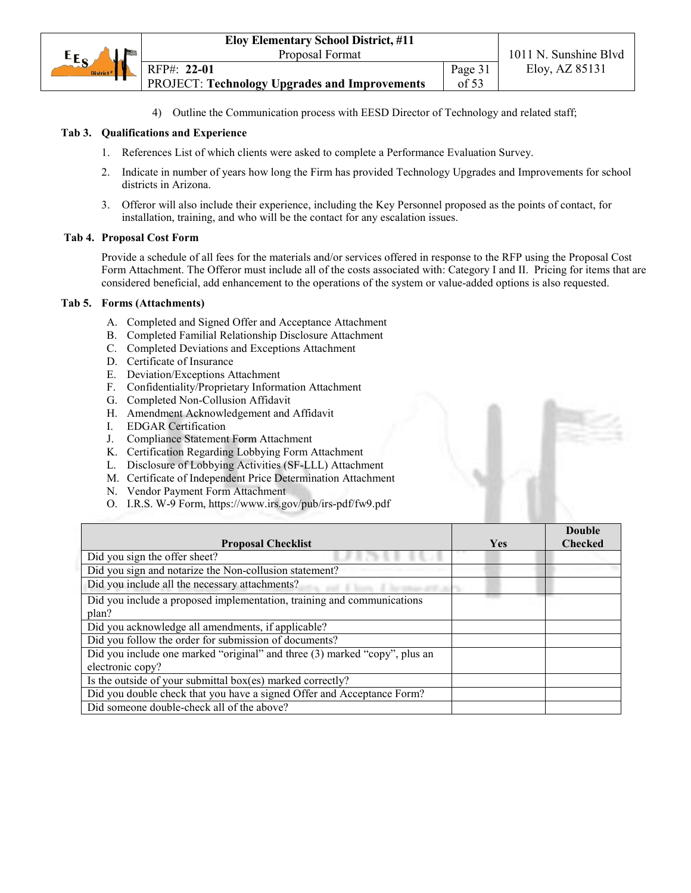4) Outline the Communication process with EESD Director of Technology and related staff;

**Tab 3. Qualifications and Experience**

1. References List of which clients were asked to complete a Performance Evaluation Survey.
2. Indicate in number of years how long the Firm has provided Technology Upgrades and Improvements for school districts in Arizona.
3. Offeror will also include their experience, including the Key Personnel proposed as the points of contact, for installation, training, and who will be the contact for any escalation issues.

**Tab 4. Proposal Cost Form**

Provide a schedule of all fees for the materials and/or services offered in response to the RFP using the Proposal Cost Form Attachment. The Offeror must include all of the costs associated with: Category I and II. Pricing for items that are considered beneficial, add enhancement to the operations of the system or value-added options is also requested.

**Tab 5. Forms (Attachments)**

A. Completed and Signed Offer and Acceptance Attachment
B. Completed Familial Relationship Disclosure Attachment
C. Completed Deviations and Exceptions Attachment
D. Certificate of Insurance
E. Deviation/Exceptions Attachment
F. Confidentiality/Proprietary Information Attachment
G. Completed Non-Collusion Affidavit
H. Amendment Acknowledgement and Affidavit
I. EDGAR Certification
J. Compliance Statement Form Attachment
K. Certification Regarding Lobbying Form Attachment
L. Disclosure of Lobbying Activities (SF-LLL) Attachment
M. Certificate of Independent Price Determination Attachment
N. Vendor Payment Form Attachment
O. I.R.S. W-9 Form, https://www.irs.gov/pub/irs-pdf/fw9.pdf

| Proposal Checklist | Yes | Double Checked |
|---|---|---|
| Did you sign the offer sheet? | | |
| Did you sign and notarize the Non-collusion statement? | | |
| Did you include all the necessary attachments? | | |
| Did you include a proposed implementation, training and communications plan? | | |
| Did you acknowledge all amendments, if applicable? | | |
| Did you follow the order for submission of documents? | | |
| Did you include one marked "original" and three (3) marked "copy", plus an electronic copy? | | |
| Is the outside of your submittal box(es) marked correctly? | | |
| Did you double check that you have a signed Offer and Acceptance Form? | | |
| Did someone double-check all of the above? | | |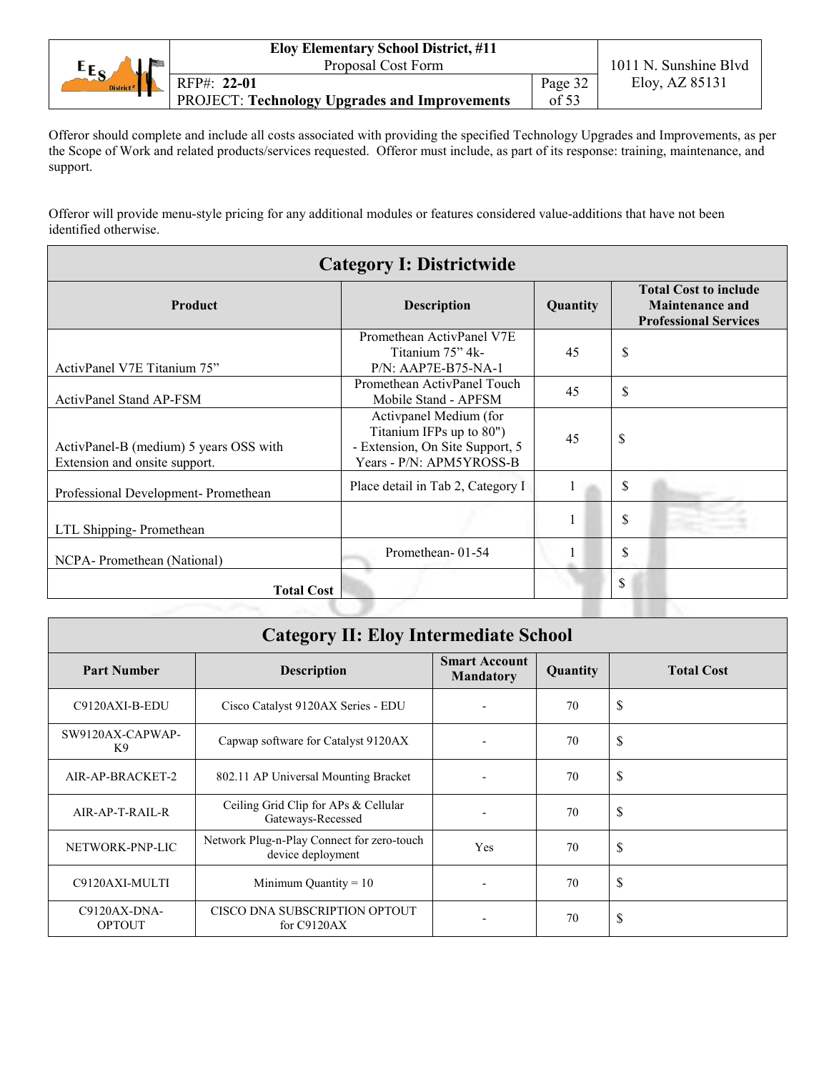Offeror should complete and include all costs associated with providing the specified Technology Upgrades and Improvements, as per the Scope of Work and related products/services requested. Offeror must include, as part of its response: training, maintenance, and support.

Offeror will provide menu-style pricing for any additional modules or features considered value-additions that have not been identified otherwise.

| Category I: Districtwide | | | |
|---|---|---|---|
| **Product** | **Description** | **Quantity** | **Total Cost to include Maintenance and Professional Services** |
| ActivPanel V7E Titanium 75" | Promethean ActivPanel V7E Titanium 75" 4k- P/N: AAP7E-B75-NA-1 | 45 | $ |
| ActivPanel Stand AP-FSM | Promethean ActivPanel Touch Mobile Stand - APFSM | 45 | $ |
| ActivPanel-B (medium) 5 years OSS with Extension and onsite support. | Activpanel Medium (for Titanium IFPs up to 80") - Extension, On Site Support, 5 Years - P/N: APM5YROSS-B | 45 | $ |
| Professional Development- Promethean | Place detail in Tab 2, Category I | 1 | $ |
| LTL Shipping- Promethean | | 1 | $ |
| NCPA- Promethean (National) | Promethean- 01-54 | 1 | $ |
| **Total Cost** | | | $ |

| Category II: Eloy Intermediate School | | | | |
|---|---|---|---|---|
| **Part Number** | **Description** | **Smart Account Mandatory** | **Quantity** | **Total Cost** |
| C9120AXI-B-EDU | Cisco Catalyst 9120AX Series - EDU | - | 70 | $ |
| SW9120AX-CAPWAP-K9 | Capwap software for Catalyst 9120AX | - | 70 | $ |
| AIR-AP-BRACKET-2 | 802.11 AP Universal Mounting Bracket | - | 70 | $ |
| AIR-AP-T-RAIL-R | Ceiling Grid Clip for APs & Cellular Gateways-Recessed | - | 70 | $ |
| NETWORK-PNP-LIC | Network Plug-n-Play Connect for zero-touch device deployment | Yes | 70 | $ |
| C9120AXI-MULTI | Minimum Quantity = 10 | - | 70 | $ |
| C9120AX-DNA-OPTOUT | CISCO DNA SUBSCRIPTION OPTOUT for C9120AX | - | 70 | $ |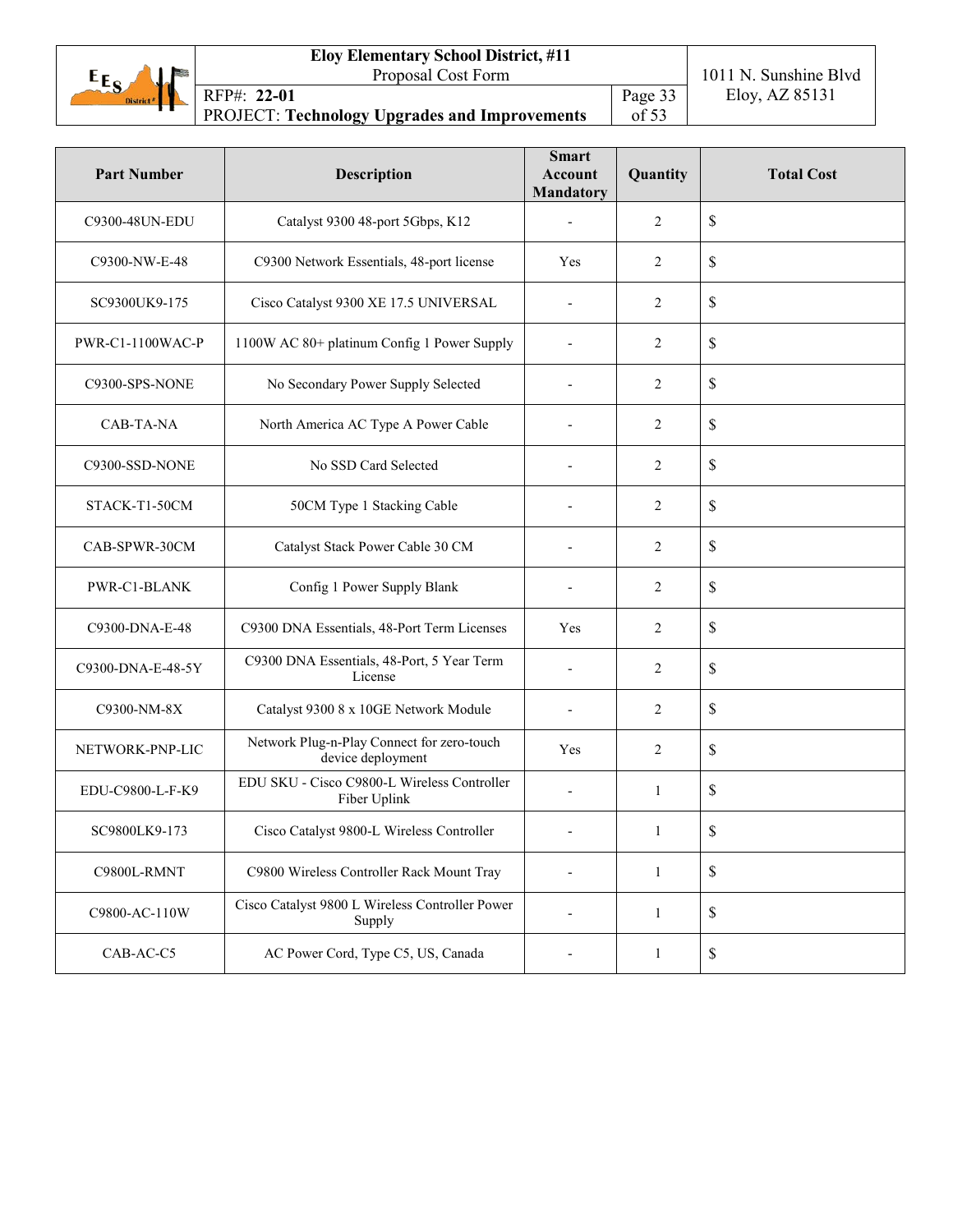| Part Number | Description | Smart Account Mandatory | Quantity | Total Cost |
|---|---|---|---|---|
| C9300-48UN-EDU | Catalyst 9300 48-port 5Gbps, K12 | - | 2 | $ |
| C9300-NW-E-48 | C9300 Network Essentials, 48-port license | Yes | 2 | $ |
| SC9300UK9-175 | Cisco Catalyst 9300 XE 17.5 UNIVERSAL | - | 2 | $ |
| PWR-C1-1100WAC-P | 1100W AC 80+ platinum Config 1 Power Supply | - | 2 | $ |
| C9300-SPS-NONE | No Secondary Power Supply Selected | - | 2 | $ |
| CAB-TA-NA | North America AC Type A Power Cable | - | 2 | $ |
| C9300-SSD-NONE | No SSD Card Selected | - | 2 | $ |
| STACK-T1-50CM | 50CM Type 1 Stacking Cable | - | 2 | $ |
| CAB-SPWR-30CM | Catalyst Stack Power Cable 30 CM | - | 2 | $ |
| PWR-C1-BLANK | Config 1 Power Supply Blank | - | 2 | $ |
| C9300-DNA-E-48 | C9300 DNA Essentials, 48-Port Term Licenses | Yes | 2 | $ |
| C9300-DNA-E-48-5Y | C9300 DNA Essentials, 48-Port, 5 Year Term License | - | 2 | $ |
| C9300-NM-8X | Catalyst 9300 8 x 10GE Network Module | - | 2 | $ |
| NETWORK-PNP-LIC | Network Plug-n-Play Connect for zero-touch device deployment | Yes | 2 | $ |
| EDU-C9800-L-F-K9 | EDU SKU - Cisco C9800-L Wireless Controller Fiber Uplink | - | 1 | $ |
| SC9800LK9-173 | Cisco Catalyst 9800-L Wireless Controller | - | 1 | $ |
| C9800L-RMNT | C9800 Wireless Controller Rack Mount Tray | - | 1 | $ |
| C9800-AC-110W | Cisco Catalyst 9800 L Wireless Controller Power Supply | - | 1 | $ |
| CAB-AC-C5 | AC Power Cord, Type C5, US, Canada | - | 1 | $ |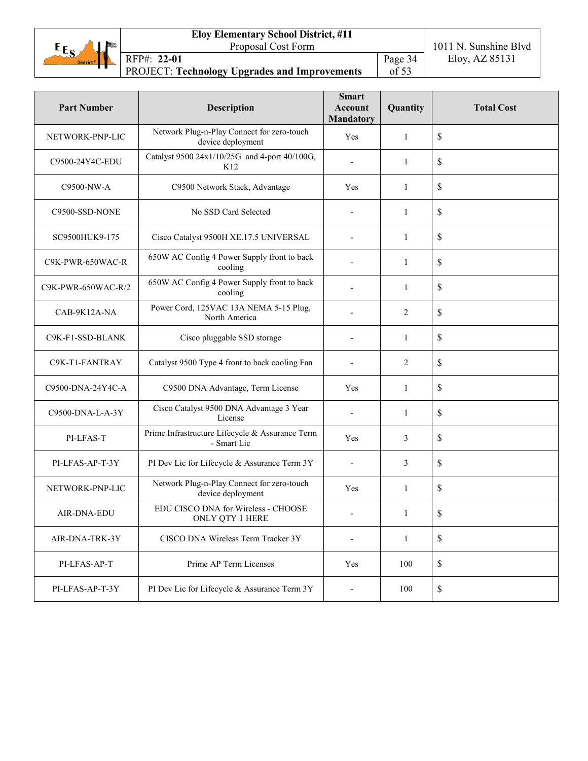| Part Number | Description | Smart Account Mandatory | Quantity | Total Cost |
|---|---|---|---|---|
| NETWORK-PNP-LIC | Network Plug-n-Play Connect for zero-touch device deployment | Yes | 1 | $ |
| C9500-24Y4C-EDU | Catalyst 9500 24x1/10/25G and 4-port 40/100G, K12 | - | 1 | $ |
| C9500-NW-A | C9500 Network Stack, Advantage | Yes | 1 | $ |
| C9500-SSD-NONE | No SSD Card Selected | - | 1 | $ |
| SC9500HUK9-175 | Cisco Catalyst 9500H XE.17.5 UNIVERSAL | - | 1 | $ |
| C9K-PWR-650WAC-R | 650W AC Config 4 Power Supply front to back cooling | - | 1 | $ |
| C9K-PWR-650WAC-R/2 | 650W AC Config 4 Power Supply front to back cooling | - | 1 | $ |
| CAB-9K12A-NA | Power Cord, 125VAC 13A NEMA 5-15 Plug, North America | - | 2 | $ |
| C9K-F1-SSD-BLANK | Cisco pluggable SSD storage | - | 1 | $ |
| C9K-T1-FANTRAY | Catalyst 9500 Type 4 front to back cooling Fan | - | 2 | $ |
| C9500-DNA-24Y4C-A | C9500 DNA Advantage, Term License | Yes | 1 | $ |
| C9500-DNA-L-A-3Y | Cisco Catalyst 9500 DNA Advantage 3 Year License | - | 1 | $ |
| PI-LFAS-T | Prime Infrastructure Lifecycle & Assurance Term - Smart Lic | Yes | 3 | $ |
| PI-LFAS-AP-T-3Y | PI Dev Lic for Lifecycle & Assurance Term 3Y | - | 3 | $ |
| NETWORK-PNP-LIC | Network Plug-n-Play Connect for zero-touch device deployment | Yes | 1 | $ |
| AIR-DNA-EDU | EDU CISCO DNA for Wireless - CHOOSE ONLY QTY 1 HERE | - | 1 | $ |
| AIR-DNA-TRK-3Y | CISCO DNA Wireless Term Tracker 3Y | - | 1 | $ |
| PI-LFAS-AP-T | Prime AP Term Licenses | Yes | 100 | $ |
| PI-LFAS-AP-T-3Y | PI Dev Lic for Lifecycle & Assurance Term 3Y | - | 100 | $ |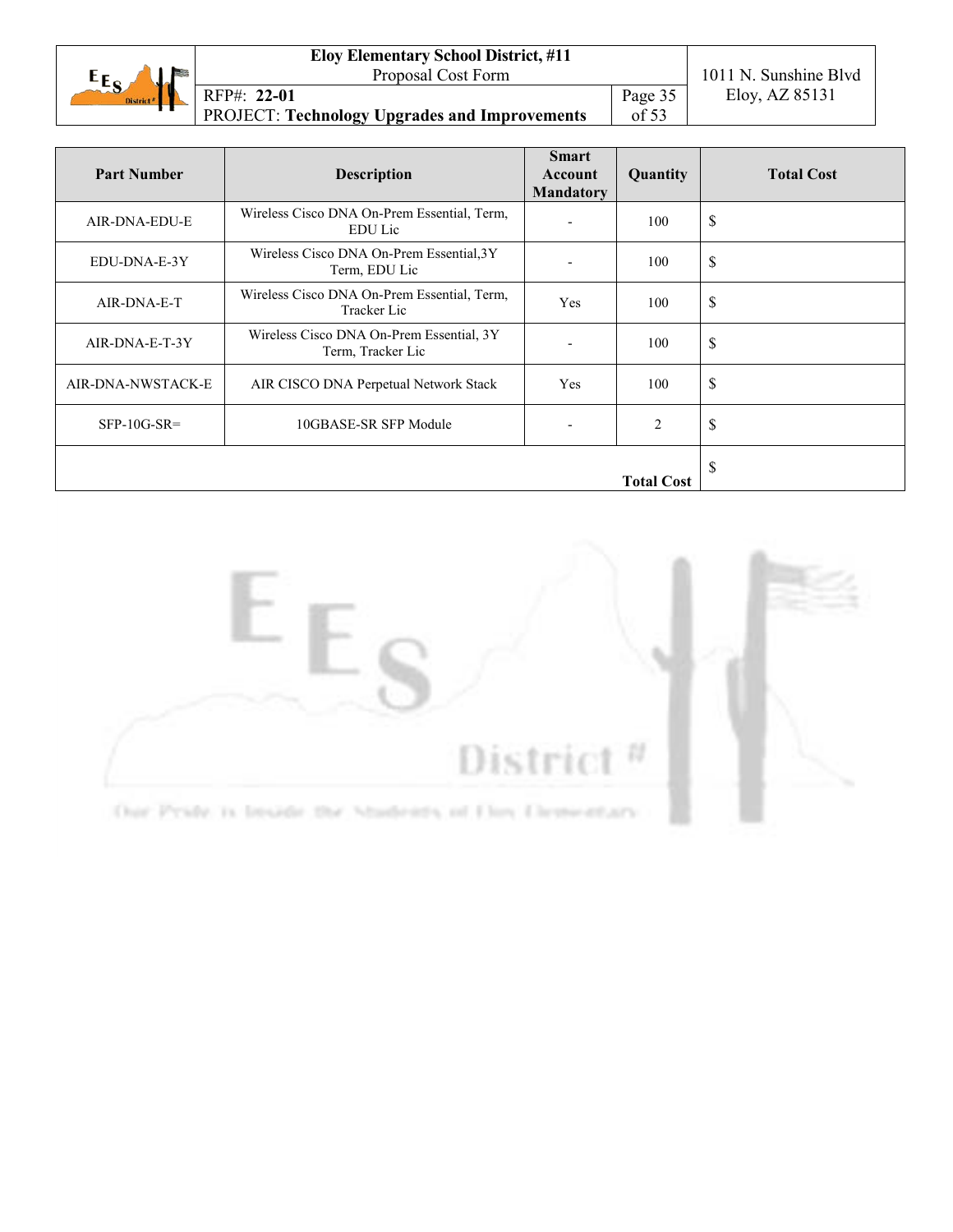| Part Number | Description | Smart Account Mandatory | Quantity | Total Cost |
| --- | --- | --- | --- | --- |
| AIR-DNA-EDU-E | Wireless Cisco DNA On-Prem Essential, Term, EDU Lic | - | 100 | $ |
| EDU-DNA-E-3Y | Wireless Cisco DNA On-Prem Essential,3Y Term, EDU Lic | - | 100 | $ |
| AIR-DNA-E-T | Wireless Cisco DNA On-Prem Essential, Term, Tracker Lic | Yes | 100 | $ |
| AIR-DNA-E-T-3Y | Wireless Cisco DNA On-Prem Essential, 3Y Term, Tracker Lic | - | 100 | $ |
| AIR-DNA-NWSTACK-E | AIR CISCO DNA Perpetual Network Stack | Yes | 100 | $ |
| SFP-10G-SR= | 10GBASE-SR SFP Module | - | 2 | $ |
| | | | **Total Cost** | $ |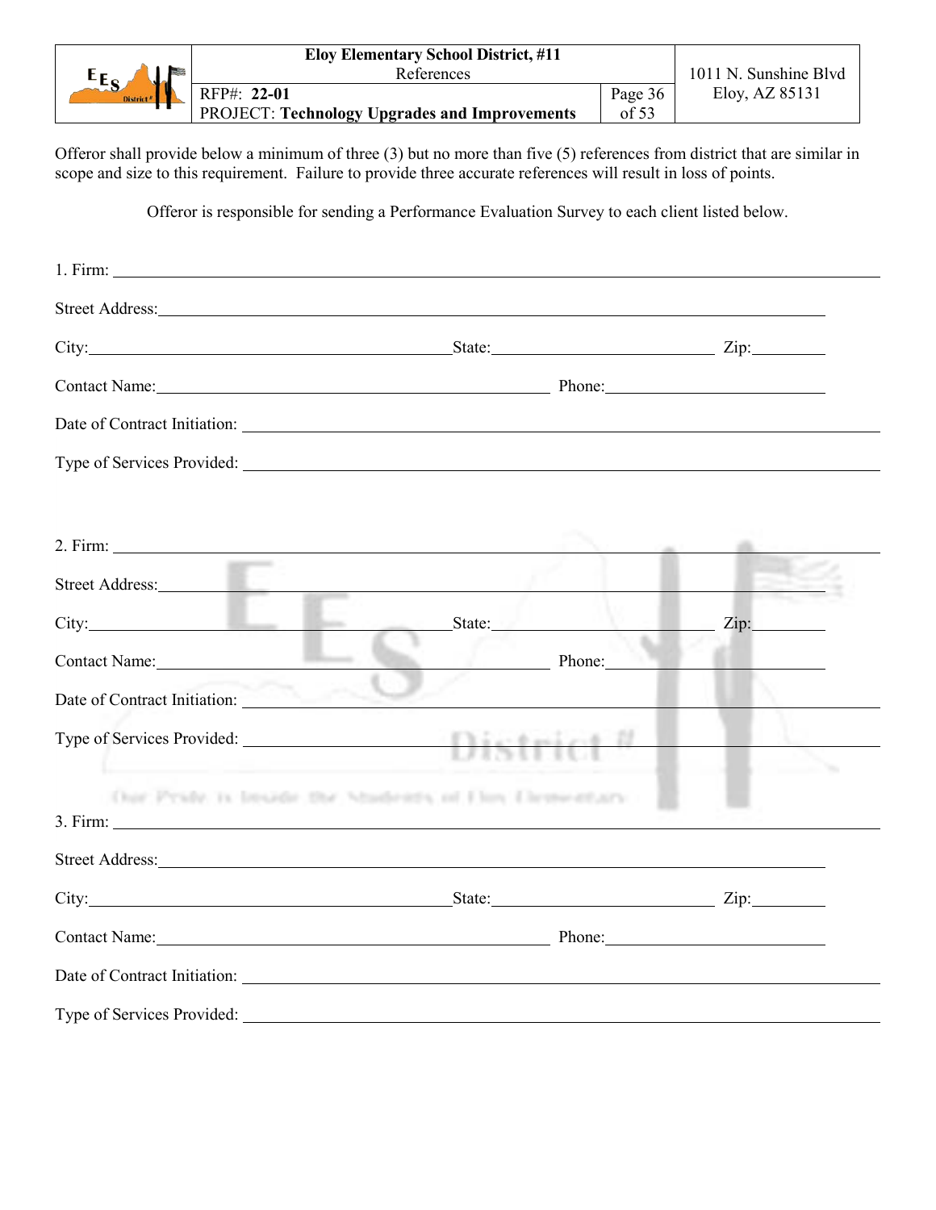Offeror shall provide below a minimum of three (3) but no more than five (5) references from district that are similar in scope and size to this requirement. Failure to provide three accurate references will result in loss of points.

Offeror is responsible for sending a Performance Evaluation Survey to each client listed below.

1. Firm: ______________________________

Street Address: ______________________________

City: ______________ State: ______________ Zip: ________

Contact Name: ______________________ Phone: ______________

Date of Contract Initiation: ______________________________

Type of Services Provided: ______________________________

2. Firm: ______________________________

Street Address: ______________________________

City: ______________ State: ______________ Zip: ________

Contact Name: ______________________ Phone: ______________

Date of Contract Initiation: ______________________________

Type of Services Provided: ______________________________

3. Firm: ______________________________

Street Address: ______________________________

City: ______________ State: ______________ Zip: ________

Contact Name: ______________________ Phone: ______________

Date of Contract Initiation: ______________________________

Type of Services Provided: ______________________________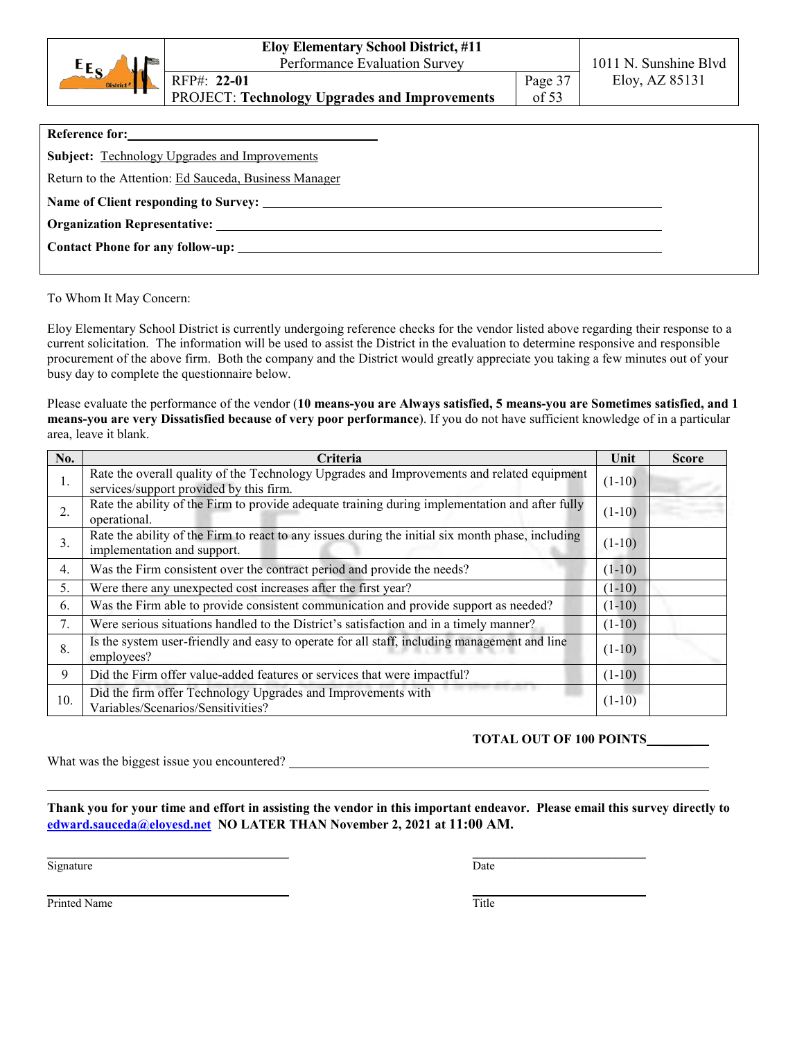**Reference for:** ____________________________________

**Subject:** Technology Upgrades and Improvements

Return to the Attention: Ed Sauceda, Business Manager

**Name of Client responding to Survey:** ____________________________________

**Organization Representative:** ____________________________________

**Contact Phone for any follow-up:** ____________________________________

To Whom It May Concern:

Eloy Elementary School District is currently undergoing reference checks for the vendor listed above regarding their response to a current solicitation. The information will be used to assist the District in the evaluation to determine responsive and responsible procurement of the above firm. Both the company and the District would greatly appreciate you taking a few minutes out of your busy day to complete the questionnaire below.

Please evaluate the performance of the vendor (**10 means-you are Always satisfied, 5 means-you are Sometimes satisfied, and 1 means-you are very Dissatisfied because of very poor performance**). If you do not have sufficient knowledge of in a particular area, leave it blank.

| No. | Criteria | Unit | Score |
|---|---|---|---|
| 1. | Rate the overall quality of the Technology Upgrades and Improvements and related equipment services/support provided by this firm. | (1-10) | |
| 2. | Rate the ability of the Firm to provide adequate training during implementation and after fully operational. | (1-10) | |
| 3. | Rate the ability of the Firm to react to any issues during the initial six month phase, including implementation and support. | (1-10) | |
| 4. | Was the Firm consistent over the contract period and provide the needs? | (1-10) | |
| 5. | Were there any unexpected cost increases after the first year? | (1-10) | |
| 6. | Was the Firm able to provide consistent communication and provide support as needed? | (1-10) | |
| 7. | Were serious situations handled to the District's satisfaction and in a timely manner? | (1-10) | |
| 8. | Is the system user-friendly and easy to operate for all staff, including management and line employees? | (1-10) | |
| 9 | Did the Firm offer value-added features or services that were impactful? | (1-10) | |
| 10. | Did the firm offer Technology Upgrades and Improvements with Variables/Scenarios/Sensitivities? | (1-10) | |

**TOTAL OUT OF 100 POINTS** __________

What was the biggest issue you encountered? ____________________________________

____________________________________________________________________________

**Thank you for your time and effort in assisting the vendor in this important endeavor. Please email this survey directly to edward.sauceda@eloyesd.net NO LATER THAN November 2, 2021 at 11:00 AM.**

____________________________ Signature

____________________________ Date

____________________________ Printed Name

____________________________ Title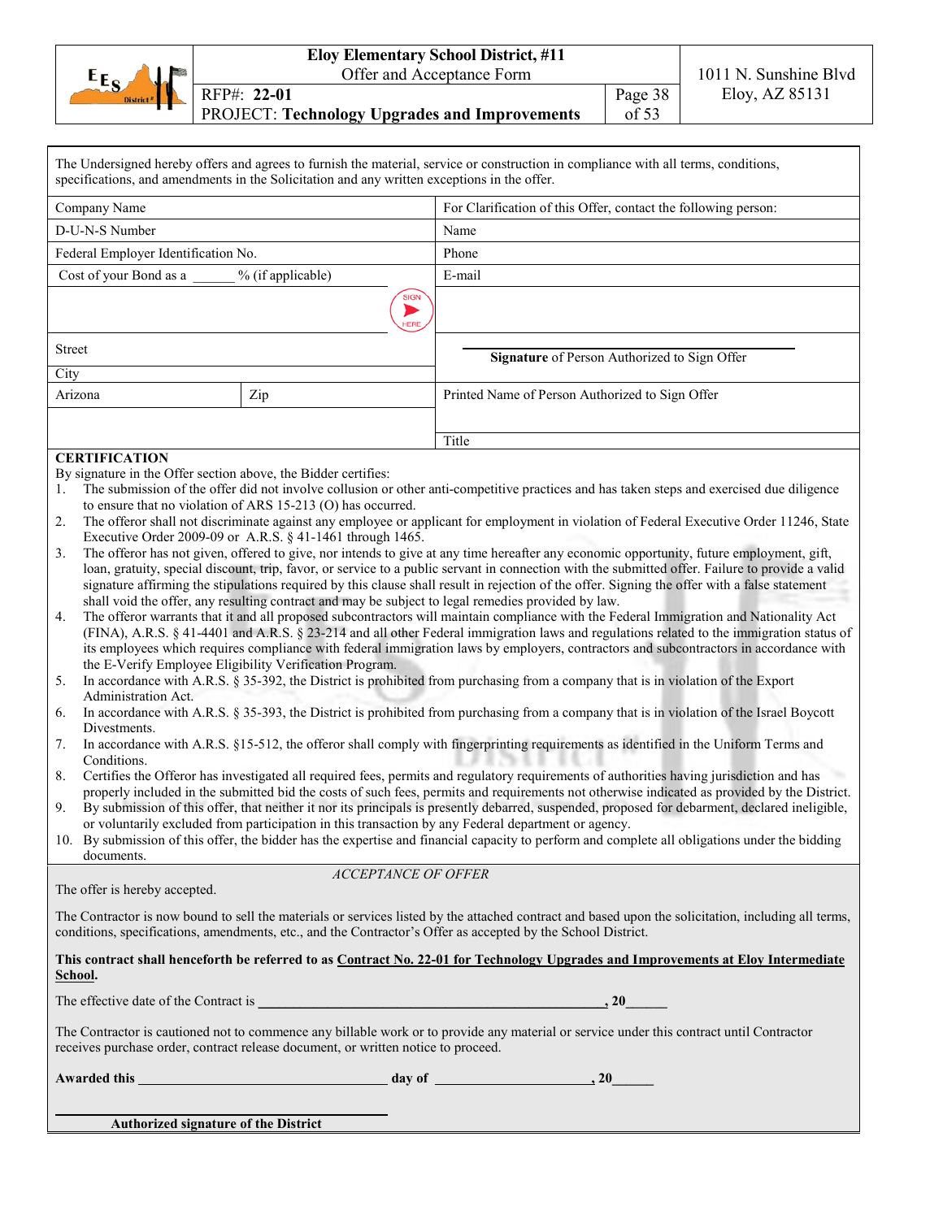The Undersigned hereby offers and agrees to furnish the material, service or construction in compliance with all terms, conditions, specifications, and amendments in the Solicitation and any written exceptions in the offer.

| | | |
|---|---|---|
| Company Name | | For Clarification of this Offer, contact the following person: |
| D-U-N-S Number | | Name |
| Federal Employer Identification No. | | Phone |
| Cost of your Bond as a ______ % (if applicable) | | E-mail |
| | | |
| Street | | **Signature** of Person Authorized to Sign Offer |
| City | | |
| Arizona | Zip | Printed Name of Person Authorized to Sign Offer |
| | | Title |

**CERTIFICATION**

By signature in the Offer section above, the Bidder certifies:

1. The submission of the offer did not involve collusion or other anti-competitive practices and has taken steps and exercised due diligence to ensure that no violation of ARS 15-213 (O) has occurred.
2. The offeror shall not discriminate against any employee or applicant for employment in violation of Federal Executive Order 11246, State Executive Order 2009-09 or A.R.S. § 41-1461 through 1465.
3. The offeror has not given, offered to give, nor intends to give at any time hereafter any economic opportunity, future employment, gift, loan, gratuity, special discount, trip, favor, or service to a public servant in connection with the submitted offer. Failure to provide a valid signature affirming the stipulations required by this clause shall result in rejection of the offer. Signing the offer with a false statement shall void the offer, any resulting contract and may be subject to legal remedies provided by law.
4. The offeror warrants that it and all proposed subcontractors will maintain compliance with the Federal Immigration and Nationality Act (FINA), A.R.S. § 41-4401 and A.R.S. § 23-214 and all other Federal immigration laws and regulations related to the immigration status of its employees which requires compliance with federal immigration laws by employers, contractors and subcontractors in accordance with the E-Verify Employee Eligibility Verification Program.
5. In accordance with A.R.S. § 35-392, the District is prohibited from purchasing from a company that is in violation of the Export Administration Act.
6. In accordance with A.R.S. § 35-393, the District is prohibited from purchasing from a company that is in violation of the Israel Boycott Divestments.
7. In accordance with A.R.S. §15-512, the offeror shall comply with fingerprinting requirements as identified in the Uniform Terms and Conditions.
8. Certifies the Offeror has investigated all required fees, permits and regulatory requirements of authorities having jurisdiction and has properly included in the submitted bid the costs of such fees, permits and requirements not otherwise indicated as provided by the District.
9. By submission of this offer, that neither it nor its principals is presently debarred, suspended, proposed for debarment, declared ineligible, or voluntarily excluded from participation in this transaction by any Federal department or agency.
10. By submission of this offer, the bidder has the expertise and financial capacity to perform and complete all obligations under the bidding documents.

*ACCEPTANCE OF OFFER*

The offer is hereby accepted.

The Contractor is now bound to sell the materials or services listed by the attached contract and based upon the solicitation, including all terms, conditions, specifications, amendments, etc., and the Contractor's Offer as accepted by the School District.

**This contract shall henceforth be referred to as Contract No. 22-01 for Technology Upgrades and Improvements at Eloy Intermediate School.**

The effective date of the Contract is ______________________________________________, 20______

The Contractor is cautioned not to commence any billable work or to provide any material or service under this contract until Contractor receives purchase order, contract release document, or written notice to proceed.

**Awarded this** ___________________________ **day of** ____________________, **20**______

______________________________________

**Authorized signature of the District**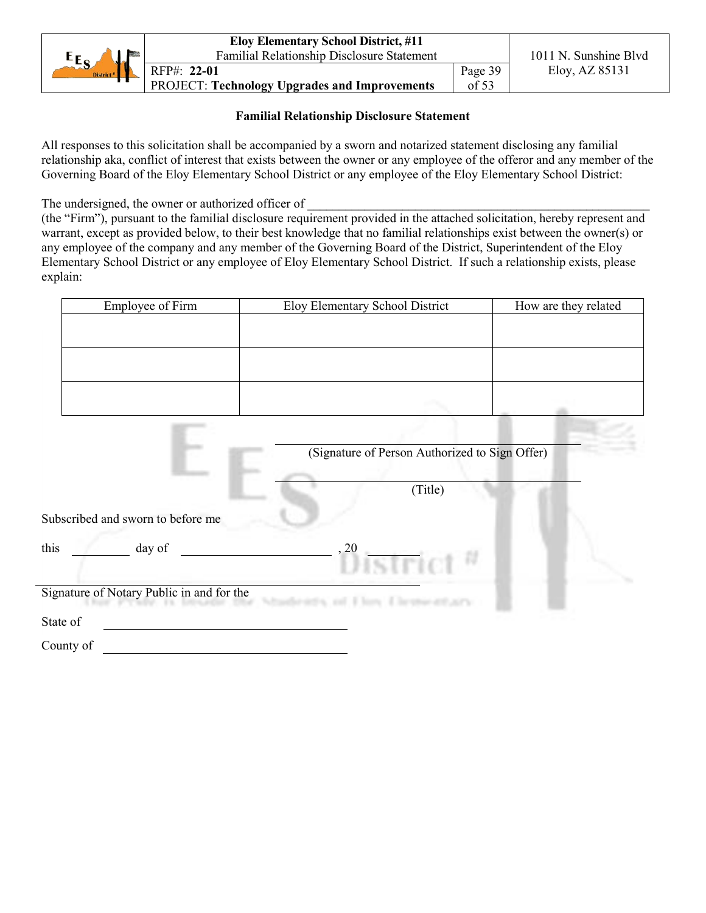## Familial Relationship Disclosure Statement

All responses to this solicitation shall be accompanied by a sworn and notarized statement disclosing any familial relationship aka, conflict of interest that exists between the owner or any employee of the offeror and any member of the Governing Board of the Eloy Elementary School District or any employee of the Eloy Elementary School District:

The undersigned, the owner or authorized officer of ________________________________________________ (the "Firm"), pursuant to the familial disclosure requirement provided in the attached solicitation, hereby represent and warrant, except as provided below, to their best knowledge that no familial relationships exist between the owner(s) or any employee of the company and any member of the Governing Board of the District, Superintendent of the Eloy Elementary School District or any employee of Eloy Elementary School District. If such a relationship exists, please explain:

| Employee of Firm | Eloy Elementary School District | How are they related |
|---|---|---|
| | | |
| | | |
| | | |

______________________________________
(Signature of Person Authorized to Sign Offer)

______________________________________
(Title)

Subscribed and sworn to before me

this ________ day of ____________________, 20 ______

______________________________________
Signature of Notary Public in and for the

State of ______________________________

County of ______________________________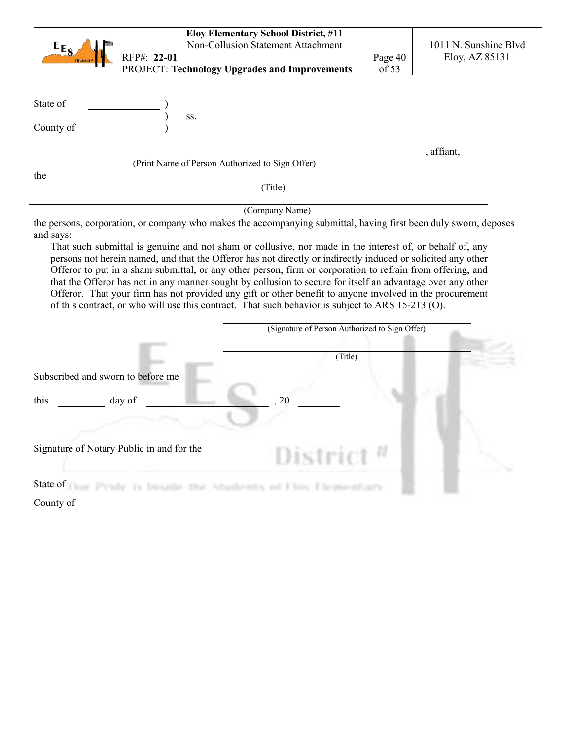State of ______________ )
) ss.
County of ______________ )

______________________________________________________________________, affiant,
(Print Name of Person Authorized to Sign Offer)

the ______________________________________________________________________
(Title)

______________________________________________________________________
(Company Name)

the persons, corporation, or company who makes the accompanying submittal, having first been duly sworn, deposes and says:

That such submittal is genuine and not sham or collusive, nor made in the interest of, or behalf of, any persons not herein named, and that the Offeror has not directly or indirectly induced or solicited any other Offeror to put in a sham submittal, or any other person, firm or corporation to refrain from offering, and that the Offeror has not in any manner sought by collusion to secure for itself an advantage over any other Offeror. That your firm has not provided any gift or other benefit to anyone involved in the procurement of this contract, or who will use this contract. That such behavior is subject to ARS 15-213 (O).

______________________________________________
(Signature of Person Authorized to Sign Offer)

______________________________________________
(Title)

Subscribed and sworn to before me

this __________ day of __________________________, 20 __________

______________________________________________
Signature of Notary Public in and for the

State of ______________________________________

County of ______________________________________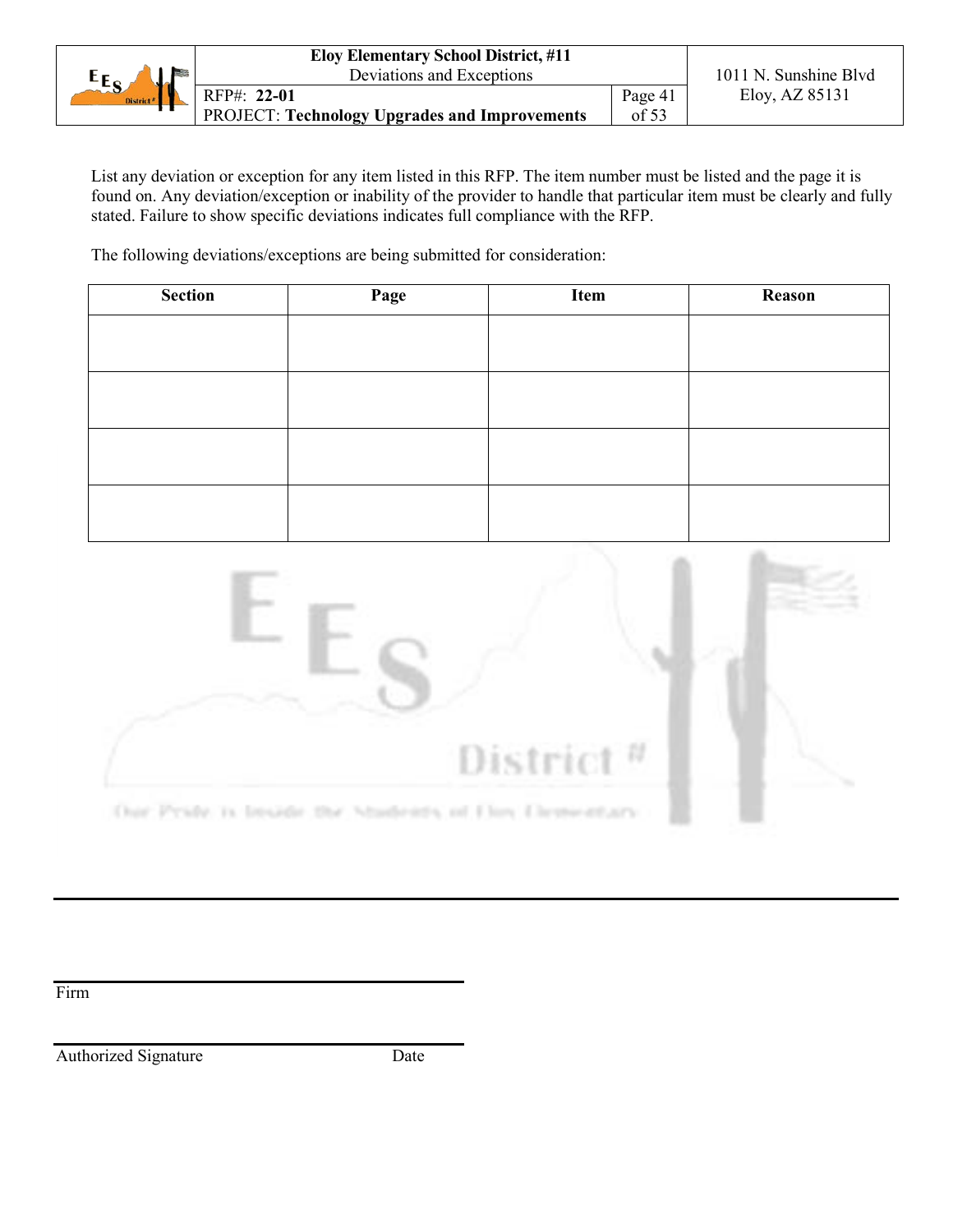List any deviation or exception for any item listed in this RFP. The item number must be listed and the page it is found on. Any deviation/exception or inability of the provider to handle that particular item must be clearly and fully stated. Failure to show specific deviations indicates full compliance with the RFP.

The following deviations/exceptions are being submitted for consideration:

| Section | Page | Item | Reason |
|---|---|---|---|
| | | | |
| | | | |
| | | | |
| | | | |

Firm

Authorized Signature Date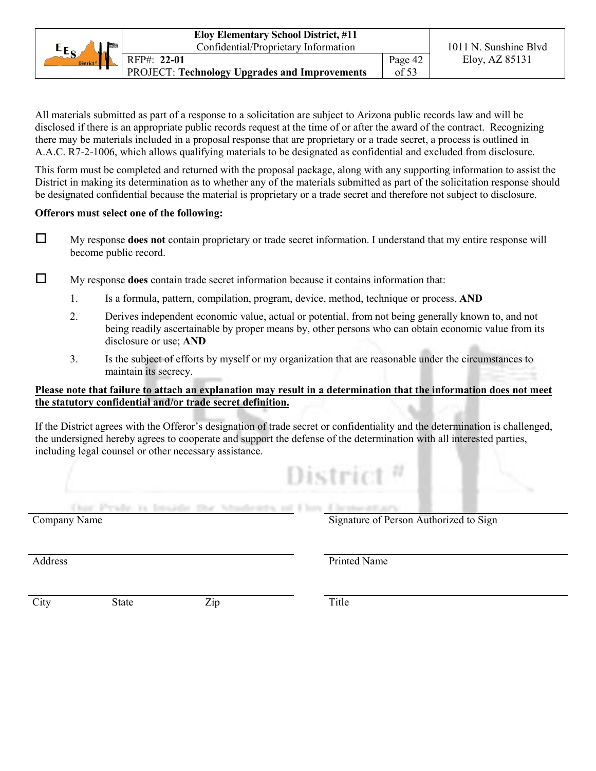All materials submitted as part of a response to a solicitation are subject to Arizona public records law and will be disclosed if there is an appropriate public records request at the time of or after the award of the contract. Recognizing there may be materials included in a proposal response that are proprietary or a trade secret, a process is outlined in A.A.C. R7-2-1006, which allows qualifying materials to be designated as confidential and excluded from disclosure.

This form must be completed and returned with the proposal package, along with any supporting information to assist the District in making its determination as to whether any of the materials submitted as part of the solicitation response should be designated confidential because the material is proprietary or a trade secret and therefore not subject to disclosure.

**Offerors must select one of the following:**

☐ My response **does not** contain proprietary or trade secret information. I understand that my entire response will become public record.

☐ My response **does** contain trade secret information because it contains information that:

1. Is a formula, pattern, compilation, program, device, method, technique or process, **AND**
2. Derives independent economic value, actual or potential, from not being generally known to, and not being readily ascertainable by proper means by, other persons who can obtain economic value from its disclosure or use; **AND**
3. Is the subject of efforts by myself or my organization that are reasonable under the circumstances to maintain its secrecy.

**<u>Please note that failure to attach an explanation may result in a determination that the information does not meet the statutory confidential and/or trade secret definition.</u>**

If the District agrees with the Offeror's designation of trade secret or confidentiality and the determination is challenged, the undersigned hereby agrees to cooperate and support the defense of the determination with all interested parties, including legal counsel or other necessary assistance.

| | |
|---|---|
| Company Name | Signature of Person Authorized to Sign |
| Address | Printed Name |
| City State Zip | Title |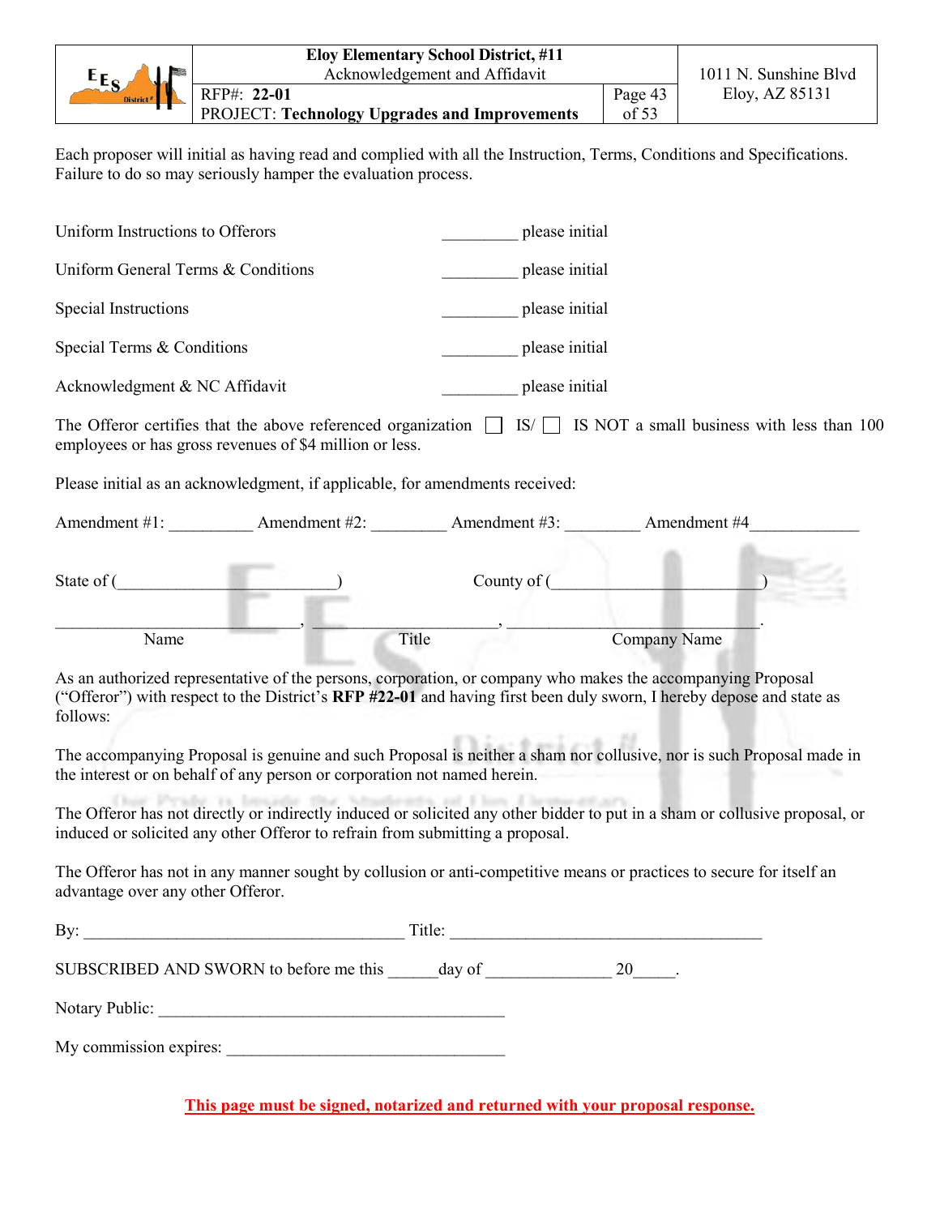Each proposer will initial as having read and complied with all the Instruction, Terms, Conditions and Specifications. Failure to do so may seriously hamper the evaluation process.

Uniform Instructions to Offerors _________ please initial

Uniform General Terms & Conditions _________ please initial

Special Instructions _________ please initial

Special Terms & Conditions _________ please initial

Acknowledgment & NC Affidavit _________ please initial

The Offeror certifies that the above referenced organization ☐ IS/ ☐ IS NOT a small business with less than 100 employees or has gross revenues of $4 million or less.

Please initial as an acknowledgment, if applicable, for amendments received:

Amendment #1: __________ Amendment #2: _________ Amendment #3: _________ Amendment #4_____________

State of (___________________________) County of (__________________________)

______________________________, ______________________, _______________________________.
Name Title Company Name

As an authorized representative of the persons, corporation, or company who makes the accompanying Proposal ("Offeror") with respect to the District's **RFP #22-01** and having first been duly sworn, I hereby depose and state as follows:

The accompanying Proposal is genuine and such Proposal is neither a sham nor collusive, nor is such Proposal made in the interest or on behalf of any person or corporation not named herein.

The Offeror has not directly or indirectly induced or solicited any other bidder to put in a sham or collusive proposal, or induced or solicited any other Offeror to refrain from submitting a proposal.

The Offeror has not in any manner sought by collusion or anti-competitive means or practices to secure for itself an advantage over any other Offeror.

By: _______________________________________ Title: _____________________________________

SUBSCRIBED AND SWORN to before me this ______day of _______________ 20_____.

Notary Public: ___________________________________________

My commission expires: __________________________________

**This page must be signed, notarized and returned with your proposal response.**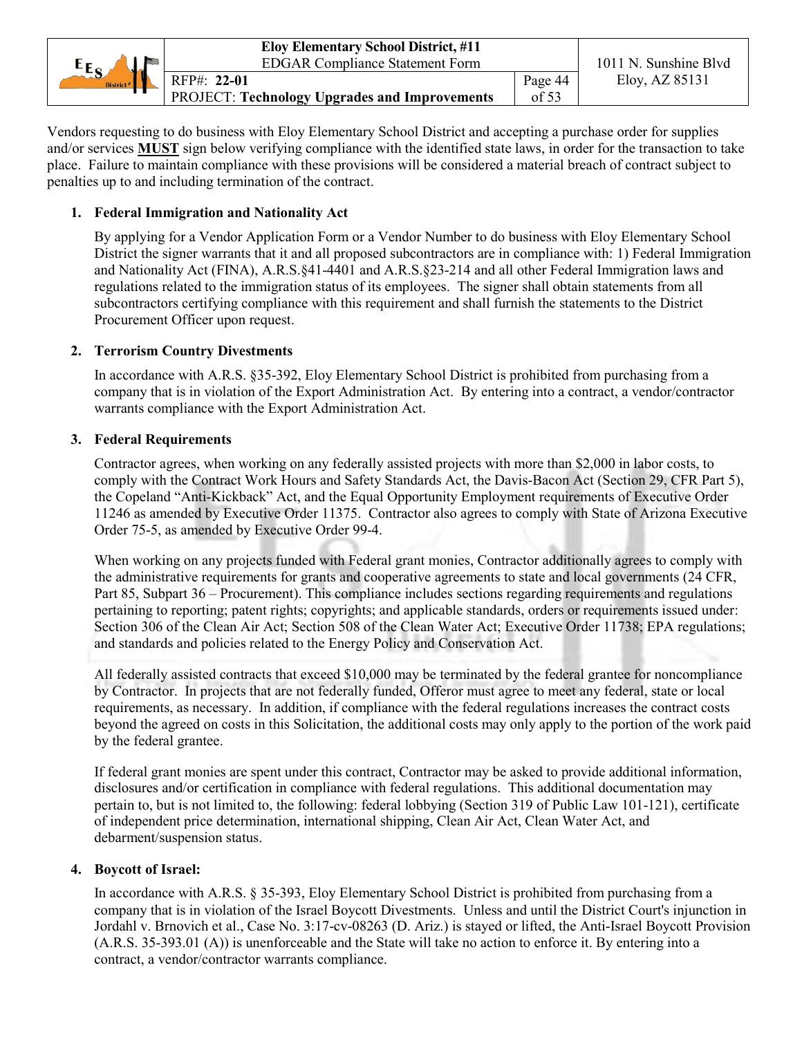Vendors requesting to do business with Eloy Elementary School District and accepting a purchase order for supplies and/or services **MUST** sign below verifying compliance with the identified state laws, in order for the transaction to take place. Failure to maintain compliance with these provisions will be considered a material breach of contract subject to penalties up to and including termination of the contract.

1. **Federal Immigration and Nationality Act**

   By applying for a Vendor Application Form or a Vendor Number to do business with Eloy Elementary School District the signer warrants that it and all proposed subcontractors are in compliance with: 1) Federal Immigration and Nationality Act (FINA), A.R.S.§41-4401 and A.R.S.§23-214 and all other Federal Immigration laws and regulations related to the immigration status of its employees. The signer shall obtain statements from all subcontractors certifying compliance with this requirement and shall furnish the statements to the District Procurement Officer upon request.

2. **Terrorism Country Divestments**

   In accordance with A.R.S. §35-392, Eloy Elementary School District is prohibited from purchasing from a company that is in violation of the Export Administration Act. By entering into a contract, a vendor/contractor warrants compliance with the Export Administration Act.

3. **Federal Requirements**

   Contractor agrees, when working on any federally assisted projects with more than $2,000 in labor costs, to comply with the Contract Work Hours and Safety Standards Act, the Davis-Bacon Act (Section 29, CFR Part 5), the Copeland "Anti-Kickback" Act, and the Equal Opportunity Employment requirements of Executive Order 11246 as amended by Executive Order 11375. Contractor also agrees to comply with State of Arizona Executive Order 75-5, as amended by Executive Order 99-4.

   When working on any projects funded with Federal grant monies, Contractor additionally agrees to comply with the administrative requirements for grants and cooperative agreements to state and local governments (24 CFR, Part 85, Subpart 36 – Procurement). This compliance includes sections regarding requirements and regulations pertaining to reporting; patent rights; copyrights; and applicable standards, orders or requirements issued under: Section 306 of the Clean Air Act; Section 508 of the Clean Water Act; Executive Order 11738; EPA regulations; and standards and policies related to the Energy Policy and Conservation Act.

   All federally assisted contracts that exceed $10,000 may be terminated by the federal grantee for noncompliance by Contractor. In projects that are not federally funded, Offeror must agree to meet any federal, state or local requirements, as necessary. In addition, if compliance with the federal regulations increases the contract costs beyond the agreed on costs in this Solicitation, the additional costs may only apply to the portion of the work paid by the federal grantee.

   If federal grant monies are spent under this contract, Contractor may be asked to provide additional information, disclosures and/or certification in compliance with federal regulations. This additional documentation may pertain to, but is not limited to, the following: federal lobbying (Section 319 of Public Law 101-121), certificate of independent price determination, international shipping, Clean Air Act, Clean Water Act, and debarment/suspension status.

4. **Boycott of Israel:**

   In accordance with A.R.S. § 35-393, Eloy Elementary School District is prohibited from purchasing from a company that is in violation of the Israel Boycott Divestments. Unless and until the District Court's injunction in Jordahl v. Brnovich et al., Case No. 3:17-cv-08263 (D. Ariz.) is stayed or lifted, the Anti-Israel Boycott Provision (A.R.S. 35-393.01 (A)) is unenforceable and the State will take no action to enforce it. By entering into a contract, a vendor/contractor warrants compliance.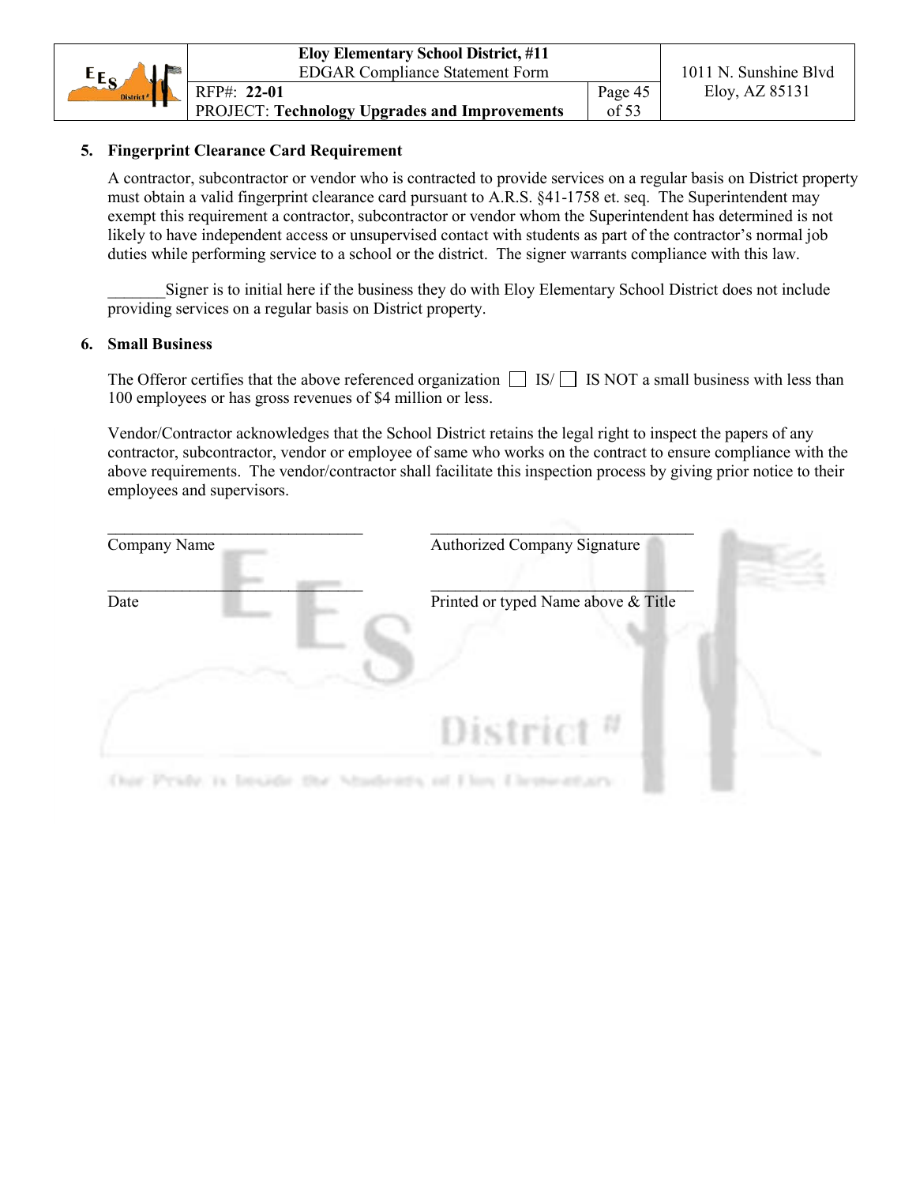### 5. Fingerprint Clearance Card Requirement

A contractor, subcontractor or vendor who is contracted to provide services on a regular basis on District property must obtain a valid fingerprint clearance card pursuant to A.R.S. §41-1758 et. seq. The Superintendent may exempt this requirement a contractor, subcontractor or vendor whom the Superintendent has determined is not likely to have independent access or unsupervised contact with students as part of the contractor's normal job duties while performing service to a school or the district. The signer warrants compliance with this law.

_______Signer is to initial here if the business they do with Eloy Elementary School District does not include providing services on a regular basis on District property.

### 6. Small Business

The Offeror certifies that the above referenced organization ☐ IS/ ☐ IS NOT a small business with less than 100 employees or has gross revenues of $4 million or less.

Vendor/Contractor acknowledges that the School District retains the legal right to inspect the papers of any contractor, subcontractor, vendor or employee of same who works on the contract to ensure compliance with the above requirements. The vendor/contractor shall facilitate this inspection process by giving prior notice to their employees and supervisors.

_________________________________ _________________________________
Company Name Authorized Company Signature

_________________________________ _________________________________
Date Printed or typed Name above & Title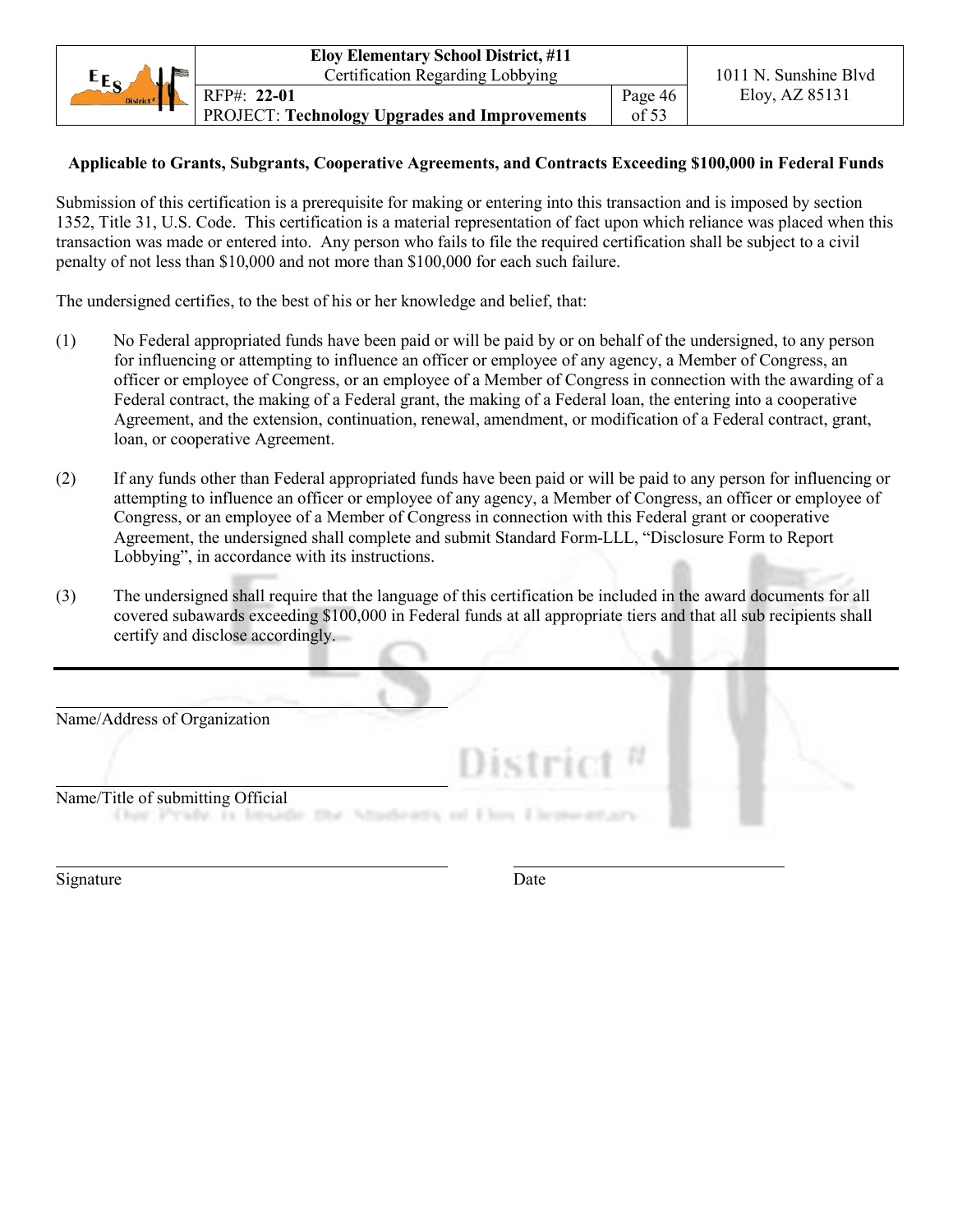**Applicable to Grants, Subgrants, Cooperative Agreements, and Contracts Exceeding $100,000 in Federal Funds**

Submission of this certification is a prerequisite for making or entering into this transaction and is imposed by section 1352, Title 31, U.S. Code. This certification is a material representation of fact upon which reliance was placed when this transaction was made or entered into. Any person who fails to file the required certification shall be subject to a civil penalty of not less than $10,000 and not more than $100,000 for each such failure.

The undersigned certifies, to the best of his or her knowledge and belief, that:

(1) No Federal appropriated funds have been paid or will be paid by or on behalf of the undersigned, to any person for influencing or attempting to influence an officer or employee of any agency, a Member of Congress, an officer or employee of Congress, or an employee of a Member of Congress in connection with the awarding of a Federal contract, the making of a Federal grant, the making of a Federal loan, the entering into a cooperative Agreement, and the extension, continuation, renewal, amendment, or modification of a Federal contract, grant, loan, or cooperative Agreement.

(2) If any funds other than Federal appropriated funds have been paid or will be paid to any person for influencing or attempting to influence an officer or employee of any agency, a Member of Congress, an officer or employee of Congress, or an employee of a Member of Congress in connection with this Federal grant or cooperative Agreement, the undersigned shall complete and submit Standard Form-LLL, "Disclosure Form to Report Lobbying", in accordance with its instructions.

(3) The undersigned shall require that the language of this certification be included in the award documents for all covered subawards exceeding $100,000 in Federal funds at all appropriate tiers and that all sub recipients shall certify and disclose accordingly.

---

______________________________
Name/Address of Organization

______________________________
Name/Title of submitting Official

______________________________ ______________________________
Signature Date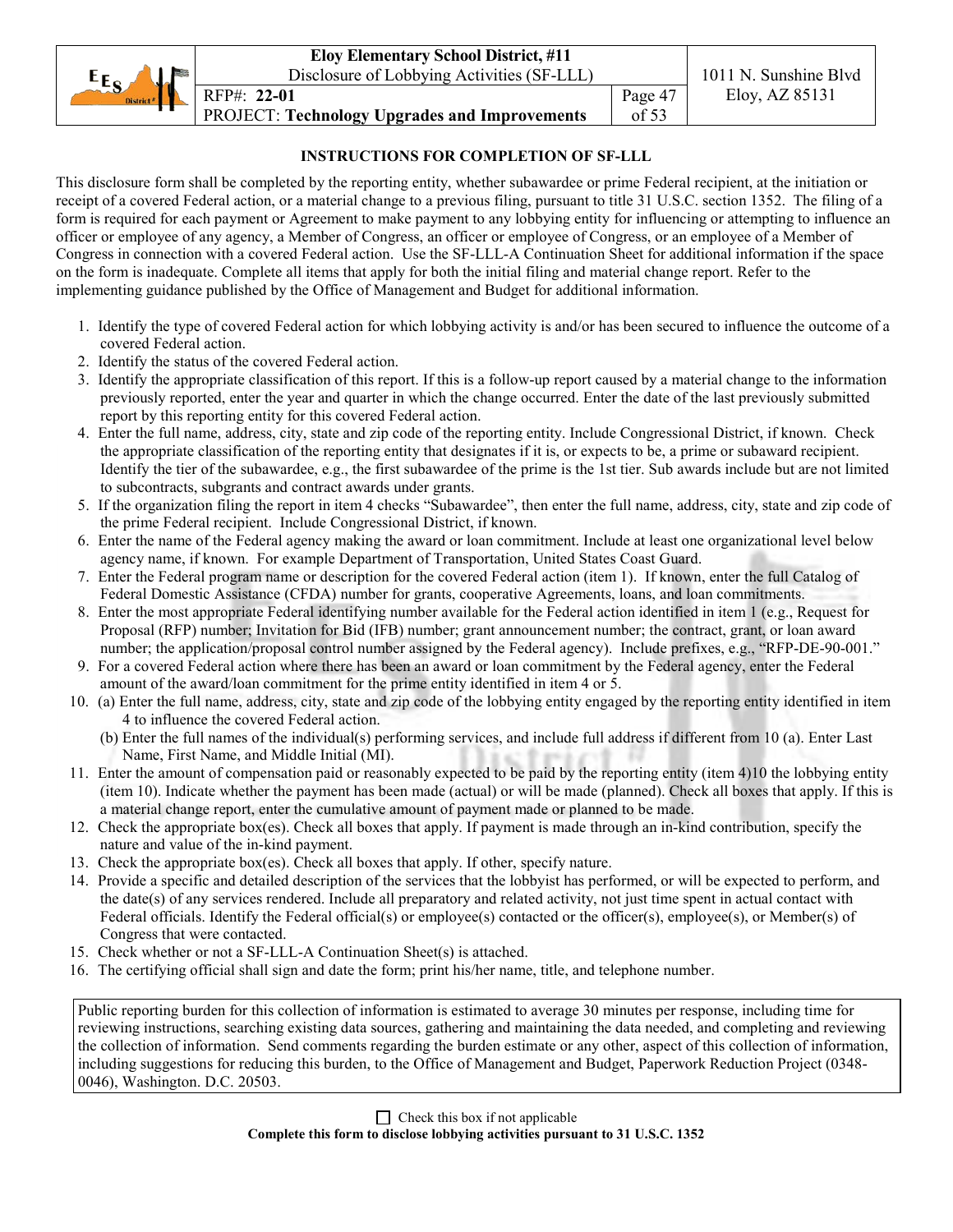### INSTRUCTIONS FOR COMPLETION OF SF-LLL

This disclosure form shall be completed by the reporting entity, whether subawardee or prime Federal recipient, at the initiation or receipt of a covered Federal action, or a material change to a previous filing, pursuant to title 31 U.S.C. section 1352. The filing of a form is required for each payment or Agreement to make payment to any lobbying entity for influencing or attempting to influence an officer or employee of any agency, a Member of Congress, an officer or employee of Congress, or an employee of a Member of Congress in connection with a covered Federal action. Use the SF-LLL-A Continuation Sheet for additional information if the space on the form is inadequate. Complete all items that apply for both the initial filing and material change report. Refer to the implementing guidance published by the Office of Management and Budget for additional information.

1. Identify the type of covered Federal action for which lobbying activity is and/or has been secured to influence the outcome of a covered Federal action.
2. Identify the status of the covered Federal action.
3. Identify the appropriate classification of this report. If this is a follow-up report caused by a material change to the information previously reported, enter the year and quarter in which the change occurred. Enter the date of the last previously submitted report by this reporting entity for this covered Federal action.
4. Enter the full name, address, city, state and zip code of the reporting entity. Include Congressional District, if known. Check the appropriate classification of the reporting entity that designates if it is, or expects to be, a prime or subaward recipient. Identify the tier of the subawardee, e.g., the first subawardee of the prime is the 1st tier. Sub awards include but are not limited to subcontracts, subgrants and contract awards under grants.
5. If the organization filing the report in item 4 checks "Subawardee", then enter the full name, address, city, state and zip code of the prime Federal recipient. Include Congressional District, if known.
6. Enter the name of the Federal agency making the award or loan commitment. Include at least one organizational level below agency name, if known. For example Department of Transportation, United States Coast Guard.
7. Enter the Federal program name or description for the covered Federal action (item 1). If known, enter the full Catalog of Federal Domestic Assistance (CFDA) number for grants, cooperative Agreements, loans, and loan commitments.
8. Enter the most appropriate Federal identifying number available for the Federal action identified in item 1 (e.g., Request for Proposal (RFP) number; Invitation for Bid (IFB) number; grant announcement number; the contract, grant, or loan award number; the application/proposal control number assigned by the Federal agency). Include prefixes, e.g., "RFP-DE-90-001."
9. For a covered Federal action where there has been an award or loan commitment by the Federal agency, enter the Federal amount of the award/loan commitment for the prime entity identified in item 4 or 5.
10. (a) Enter the full name, address, city, state and zip code of the lobbying entity engaged by the reporting entity identified in item 4 to influence the covered Federal action.
    (b) Enter the full names of the individual(s) performing services, and include full address if different from 10 (a). Enter Last Name, First Name, and Middle Initial (MI).
11. Enter the amount of compensation paid or reasonably expected to be paid by the reporting entity (item 4)10 the lobbying entity (item 10). Indicate whether the payment has been made (actual) or will be made (planned). Check all boxes that apply. If this is a material change report, enter the cumulative amount of payment made or planned to be made.
12. Check the appropriate box(es). Check all boxes that apply. If payment is made through an in-kind contribution, specify the nature and value of the in-kind payment.
13. Check the appropriate box(es). Check all boxes that apply. If other, specify nature.
14. Provide a specific and detailed description of the services that the lobbyist has performed, or will be expected to perform, and the date(s) of any services rendered. Include all preparatory and related activity, not just time spent in actual contact with Federal officials. Identify the Federal official(s) or employee(s) contacted or the officer(s), employee(s), or Member(s) of Congress that were contacted.
15. Check whether or not a SF-LLL-A Continuation Sheet(s) is attached.
16. The certifying official shall sign and date the form; print his/her name, title, and telephone number.

Public reporting burden for this collection of information is estimated to average 30 minutes per response, including time for reviewing instructions, searching existing data sources, gathering and maintaining the data needed, and completing and reviewing the collection of information. Send comments regarding the burden estimate or any other, aspect of this collection of information, including suggestions for reducing this burden, to the Office of Management and Budget, Paperwork Reduction Project (0348-0046), Washington. D.C. 20503.

☐ Check this box if not applicable

**Complete this form to disclose lobbying activities pursuant to 31 U.S.C. 1352**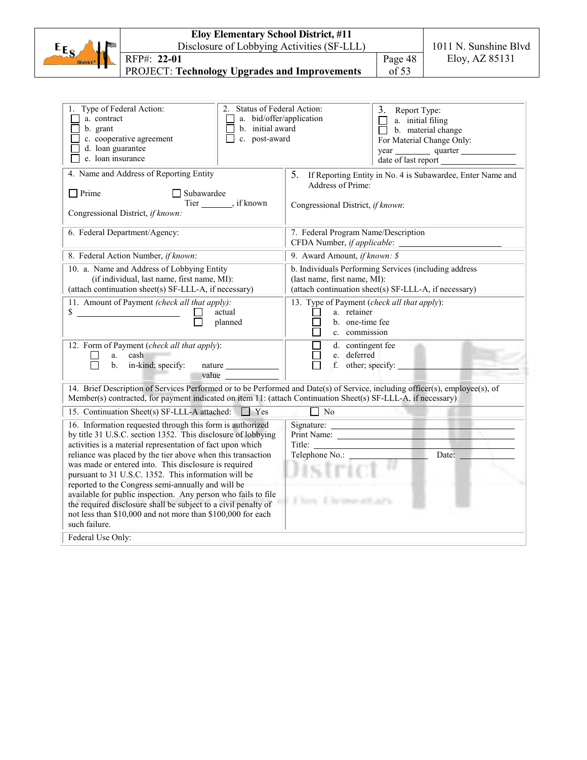# Eloy Elementary School District, #11

Disclosure of Lobbying Activities (SF-LLL)

RFP#: **22-01**

PROJECT: **Technology Upgrades and Improvements**

1011 N. Sunshine Blvd
Eloy, AZ 85131

| 1. Type of Federal Action: | 2. Status of Federal Action: | 3. Report Type: |
|---|---|---|
| ☐ a. contract<br>☐ b. grant<br>☐ c. cooperative agreement<br>☐ d. loan guarantee<br>☐ e. loan insurance | ☐ a. bid/offer/application<br>☐ b. initial award<br>☐ c. post-award | ☐ a. initial filing<br>☐ b. material change<br>For Material Change Only:<br>year ________ quarter ____________<br>date of last report ________________ |

| | |
|---|---|
| 4. Name and Address of Reporting Entity<br><br>☐ Prime ☐ Subawardee<br>Tier _______, if known<br><br>Congressional District, *if known:* | 5. If Reporting Entity in No. 4 is Subawardee, Enter Name and Address of Prime:<br><br>Congressional District, *if known*: |
| 6. Federal Department/Agency: | 7. Federal Program Name/Description<br>CFDA Number, *if applicable*: ____________________ |
| 8. Federal Action Number, *if known*: | 9. Award Amount, *if known: $* |
| 10. a. Name and Address of Lobbying Entity<br>(if individual, last name, first name, MI):<br>(attach continuation sheet(s) SF-LLL-A, if necessary) | b. Individuals Performing Services (including address (last name, first name, MI):<br>(attach continuation sheet(s) SF-LLL-A, if necessary) |
| 11. Amount of Payment *(check all that apply):*<br>$ ____________________ ☐ actual<br>☐ planned | 13. Type of Payment (*check all that apply*):<br>☐ a. retainer<br>☐ b. one-time fee<br>☐ c. commission<br>☐ d. contingent fee<br>☐ e. deferred<br>☐ f. other; specify: ____________________ |
| 12. Form of Payment (*check all that apply*):<br>☐ a. cash<br>☐ b. in-kind; specify: nature ____________<br>value ____________ | |

14. Brief Description of Services Performed or to be Performed and Date(s) of Service, including officer(s), employee(s), of Member(s) contracted, for payment indicated on item 11: (attach Continuation Sheet(s) SF-LLL-A, if necessary)

15. Continuation Sheet(s) SF-LLL-A attached: ☐ Yes ☐ No

| | |
|---|---|
| 16. Information requested through this form is authorized by title 31 U.S.C. section 1352. This disclosure of lobbying activities is a material representation of fact upon which reliance was placed by the tier above when this transaction was made or entered into. This disclosure is required pursuant to 31 U.S.C. 1352. This information will be reported to the Congress semi-annually and will be available for public inspection. Any person who fails to file the required disclosure shall be subject to a civil penalty of not less than $10,000 and not more than $100,000 for each such failure. | Signature: ______________________________<br>Print Name: ______________________________<br>Title: ______________________________<br>Telephone No.: ________________ Date: ____________ |

Federal Use Only: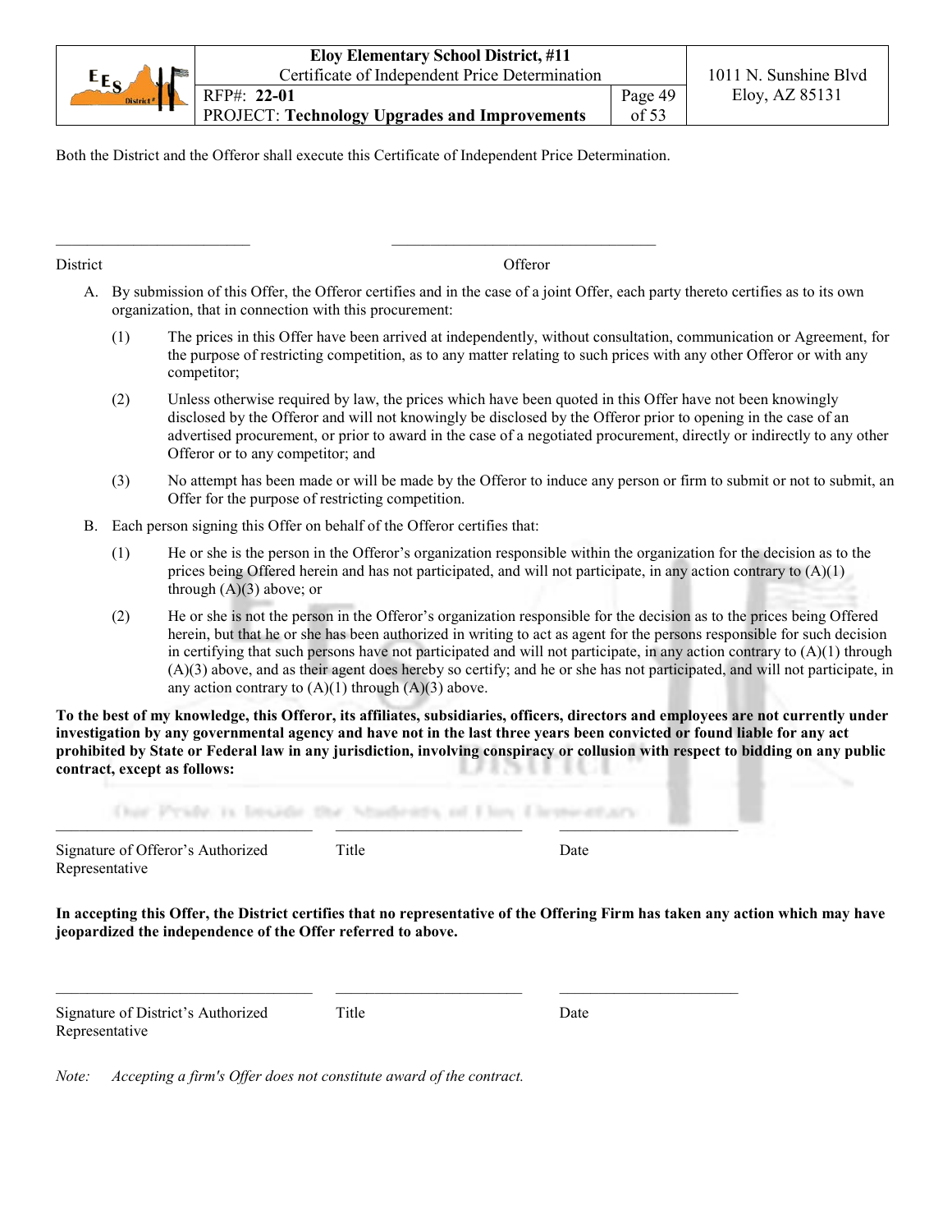Both the District and the Offeror shall execute this Certificate of Independent Price Determination.

\_\_\_\_\_\_\_\_\_\_\_\_\_\_\_\_\_\_\_\_\_\_\_\_\_\_\_ \_\_\_\_\_\_\_\_\_\_\_\_\_\_\_\_\_\_\_\_\_\_\_\_\_\_\_\_\_\_\_\_\_\_\_\_\_

District Offeror

A. By submission of this Offer, the Offeror certifies and in the case of a joint Offer, each party thereto certifies as to its own organization, that in connection with this procurement:

   (1) The prices in this Offer have been arrived at independently, without consultation, communication or Agreement, for the purpose of restricting competition, as to any matter relating to such prices with any other Offeror or with any competitor;

   (2) Unless otherwise required by law, the prices which have been quoted in this Offer have not been knowingly disclosed by the Offeror and will not knowingly be disclosed by the Offeror prior to opening in the case of an advertised procurement, or prior to award in the case of a negotiated procurement, directly or indirectly to any other Offeror or to any competitor; and

   (3) No attempt has been made or will be made by the Offeror to induce any person or firm to submit or not to submit, an Offer for the purpose of restricting competition.

B. Each person signing this Offer on behalf of the Offeror certifies that:

   (1) He or she is the person in the Offeror's organization responsible within the organization for the decision as to the prices being Offered herein and has not participated, and will not participate, in any action contrary to (A)(1) through (A)(3) above; or

   (2) He or she is not the person in the Offeror's organization responsible for the decision as to the prices being Offered herein, but that he or she has been authorized in writing to act as agent for the persons responsible for such decision in certifying that such persons have not participated and will not participate, in any action contrary to (A)(1) through (A)(3) above, and as their agent does hereby so certify; and he or she has not participated, and will not participate, in any action contrary to (A)(1) through (A)(3) above.

**To the best of my knowledge, this Offeror, its affiliates, subsidiaries, officers, directors and employees are not currently under investigation by any governmental agency and have not in the last three years been convicted or found liable for any act prohibited by State or Federal law in any jurisdiction, involving conspiracy or collusion with respect to bidding on any public contract, except as follows:**

\_\_\_\_\_\_\_\_\_\_\_\_\_\_\_\_\_\_\_\_\_\_\_\_\_\_\_\_\_\_\_\_\_\_ \_\_\_\_\_\_\_\_\_\_\_\_\_\_\_\_\_\_\_\_\_\_\_\_\_ \_\_\_\_\_\_\_\_\_\_\_\_\_\_\_\_\_\_\_\_\_\_\_\_

Signature of Offeror's Authorized Representative Title Date

**In accepting this Offer, the District certifies that no representative of the Offering Firm has taken any action which may have jeopardized the independence of the Offer referred to above.**

\_\_\_\_\_\_\_\_\_\_\_\_\_\_\_\_\_\_\_\_\_\_\_\_\_\_\_\_\_\_\_\_\_\_ \_\_\_\_\_\_\_\_\_\_\_\_\_\_\_\_\_\_\_\_\_\_\_\_\_ \_\_\_\_\_\_\_\_\_\_\_\_\_\_\_\_\_\_\_\_\_\_\_\_

Signature of District's Authorized Representative Title Date

*Note: Accepting a firm's Offer does not constitute award of the contract.*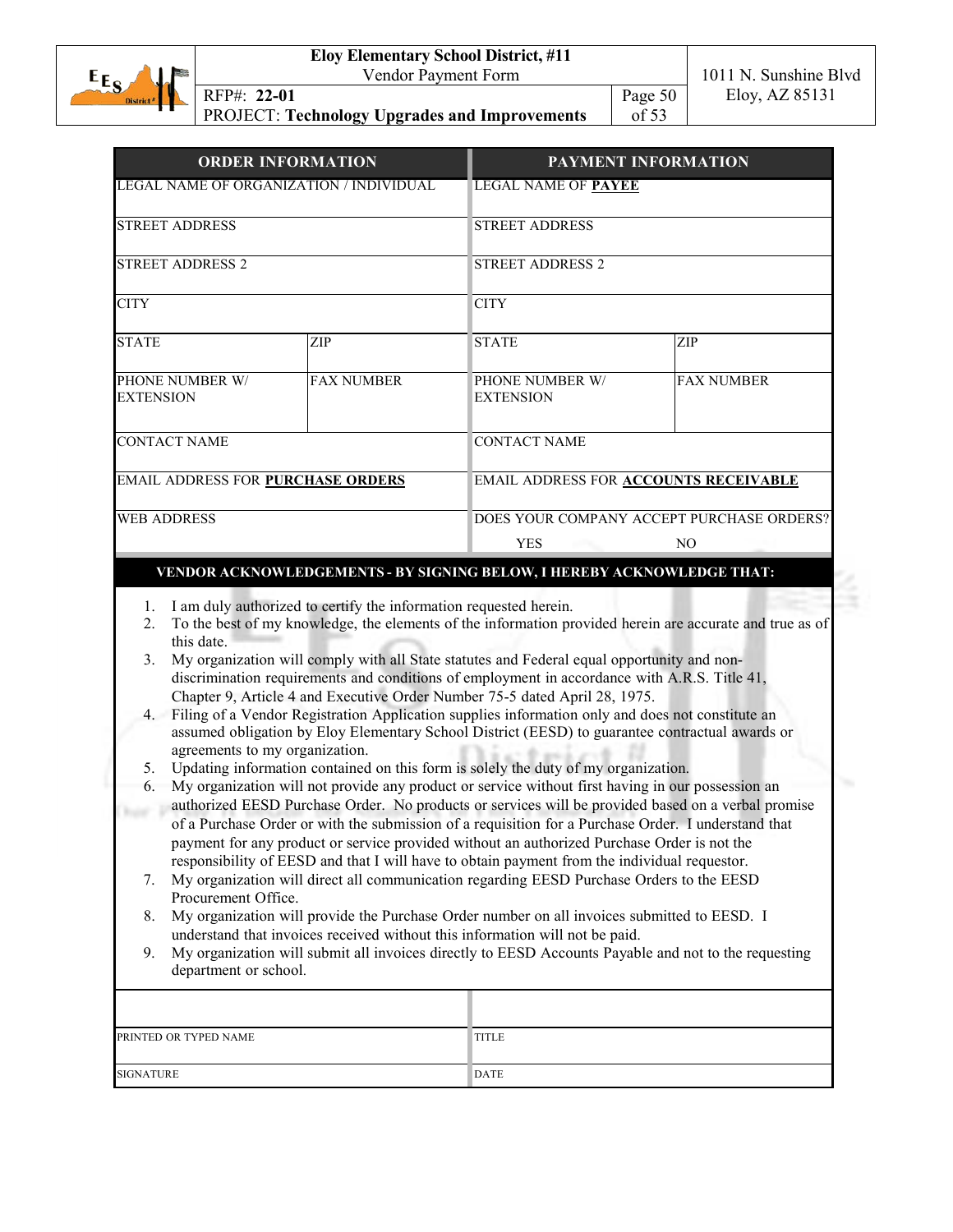# Eloy Elementary School District, #11

Vendor Payment Form

RFP#: **22-01**

PROJECT: **Technology Upgrades and Improvements**

1011 N. Sunshine Blvd
Eloy, AZ 85131

| ORDER INFORMATION | | PAYMENT INFORMATION | |
|---|---|---|---|
| LEGAL NAME OF ORGANIZATION / INDIVIDUAL | | LEGAL NAME OF **PAYEE** | |
| STREET ADDRESS | | STREET ADDRESS | |
| STREET ADDRESS 2 | | STREET ADDRESS 2 | |
| CITY | | CITY | |
| STATE | ZIP | STATE | ZIP |
| PHONE NUMBER W/ EXTENSION | FAX NUMBER | PHONE NUMBER W/ EXTENSION | FAX NUMBER |
| CONTACT NAME | | CONTACT NAME | |
| EMAIL ADDRESS FOR **PURCHASE ORDERS** | | EMAIL ADDRESS FOR **ACCOUNTS RECEIVABLE** | |
| WEB ADDRESS | | DOES YOUR COMPANY ACCEPT PURCHASE ORDERS? YES | NO |

**VENDOR ACKNOWLEDGEMENTS - BY SIGNING BELOW, I HEREBY ACKNOWLEDGE THAT:**

1. I am duly authorized to certify the information requested herein.
2. To the best of my knowledge, the elements of the information provided herein are accurate and true as of this date.
3. My organization will comply with all State statutes and Federal equal opportunity and non-discrimination requirements and conditions of employment in accordance with A.R.S. Title 41, Chapter 9, Article 4 and Executive Order Number 75-5 dated April 28, 1975.
4. Filing of a Vendor Registration Application supplies information only and does not constitute an assumed obligation by Eloy Elementary School District (EESD) to guarantee contractual awards or agreements to my organization.
5. Updating information contained on this form is solely the duty of my organization.
6. My organization will not provide any product or service without first having in our possession an authorized EESD Purchase Order. No products or services will be provided based on a verbal promise of a Purchase Order or with the submission of a requisition for a Purchase Order. I understand that payment for any product or service provided without an authorized Purchase Order is not the responsibility of EESD and that I will have to obtain payment from the individual requestor.
7. My organization will direct all communication regarding EESD Purchase Orders to the EESD Procurement Office.
8. My organization will provide the Purchase Order number on all invoices submitted to EESD. I understand that invoices received without this information will not be paid.
9. My organization will submit all invoices directly to EESD Accounts Payable and not to the requesting department or school.

| | |
|---|---|
| PRINTED OR TYPED NAME | TITLE |
| SIGNATURE | DATE |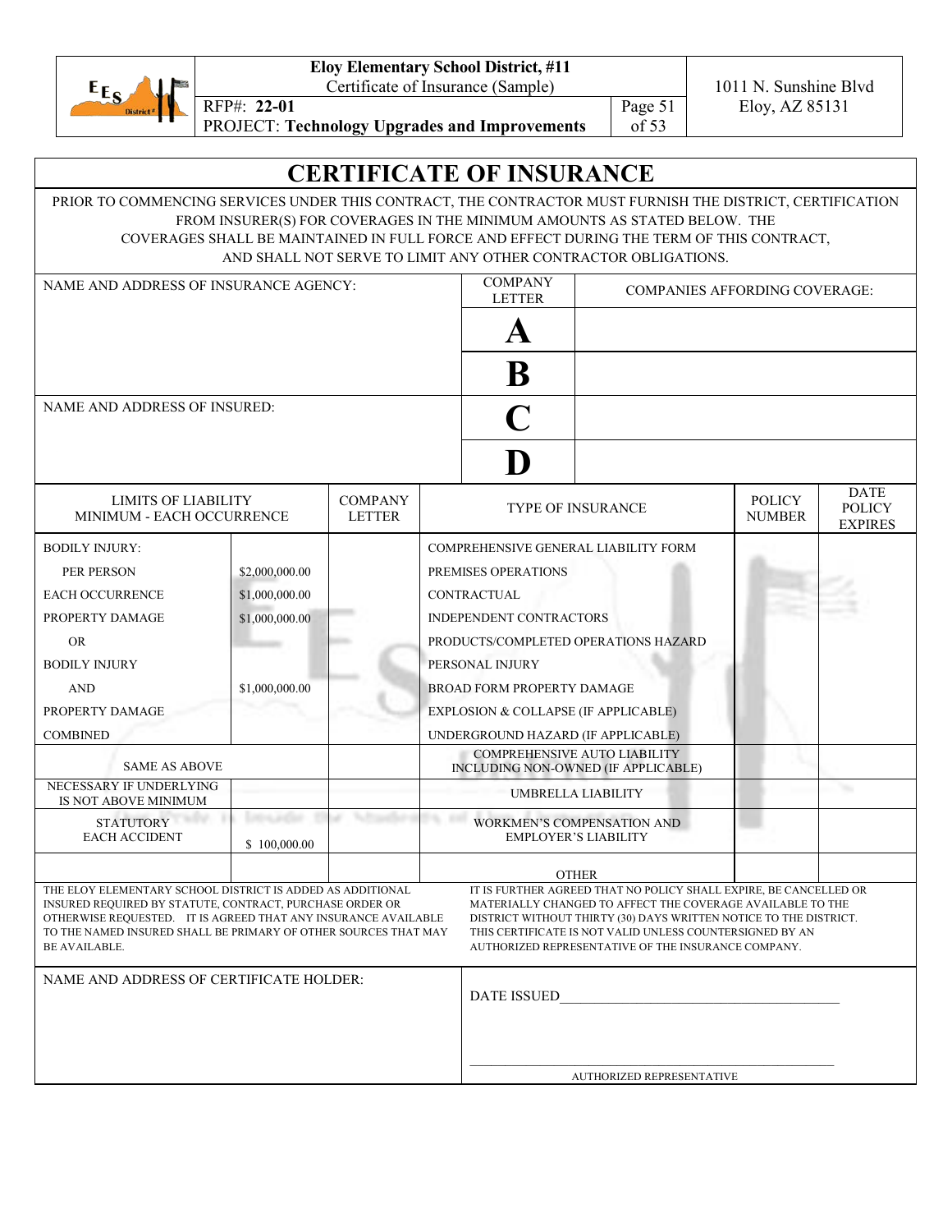# CERTIFICATE OF INSURANCE

PRIOR TO COMMENCING SERVICES UNDER THIS CONTRACT, THE CONTRACTOR MUST FURNISH THE DISTRICT, CERTIFICATION FROM INSURER(S) FOR COVERAGES IN THE MINIMUM AMOUNTS AS STATED BELOW. THE COVERAGES SHALL BE MAINTAINED IN FULL FORCE AND EFFECT DURING THE TERM OF THIS CONTRACT, AND SHALL NOT SERVE TO LIMIT ANY OTHER CONTRACTOR OBLIGATIONS.

| NAME AND ADDRESS OF INSURANCE AGENCY: | COMPANY LETTER | COMPANIES AFFORDING COVERAGE: |
|---|---|---|
| | **A** | |
| | **B** | |
| NAME AND ADDRESS OF INSURED: | **C** | |
| | **D** | |

| LIMITS OF LIABILITY MINIMUM - EACH OCCURRENCE | | COMPANY LETTER | TYPE OF INSURANCE | POLICY NUMBER | DATE POLICY EXPIRES |
|---|---|---|---|---|---|
| BODILY INJURY: | | | COMPREHENSIVE GENERAL LIABILITY FORM | | |
| PER PERSON | $2,000,000.00 | | PREMISES OPERATIONS | | |
| EACH OCCURRENCE | $1,000,000.00 | | CONTRACTUAL | | |
| PROPERTY DAMAGE | $1,000,000.00 | | INDEPENDENT CONTRACTORS | | |
| OR | | | PRODUCTS/COMPLETED OPERATIONS HAZARD | | |
| BODILY INJURY | | | PERSONAL INJURY | | |
| AND | $1,000,000.00 | | BROAD FORM PROPERTY DAMAGE | | |
| PROPERTY DAMAGE | | | EXPLOSION & COLLAPSE (IF APPLICABLE) | | |
| COMBINED | | | UNDERGROUND HAZARD (IF APPLICABLE) | | |
| SAME AS ABOVE | | | COMPREHENSIVE AUTO LIABILITY INCLUDING NON-OWNED (IF APPLICABLE) | | |
| NECESSARY IF UNDERLYING IS NOT ABOVE MINIMUM | | | UMBRELLA LIABILITY | | |
| STATUTORY EACH ACCIDENT | $ 100,000.00 | | WORKMEN'S COMPENSATION AND EMPLOYER'S LIABILITY | | |
| | | | OTHER | | |

THE ELOY ELEMENTARY SCHOOL DISTRICT IS ADDED AS ADDITIONAL INSURED REQUIRED BY STATUTE, CONTRACT, PURCHASE ORDER OR OTHERWISE REQUESTED. IT IS AGREED THAT ANY INSURANCE AVAILABLE TO THE NAMED INSURED SHALL BE PRIMARY OF OTHER SOURCES THAT MAY BE AVAILABLE.

IT IS FURTHER AGREED THAT NO POLICY SHALL EXPIRE, BE CANCELLED OR MATERIALLY CHANGED TO AFFECT THE COVERAGE AVAILABLE TO THE DISTRICT WITHOUT THIRTY (30) DAYS WRITTEN NOTICE TO THE DISTRICT. THIS CERTIFICATE IS NOT VALID UNLESS COUNTERSIGNED BY AN AUTHORIZED REPRESENTATIVE OF THE INSURANCE COMPANY.

NAME AND ADDRESS OF CERTIFICATE HOLDER:

DATE ISSUED_______________________________________

_______________________________________
AUTHORIZED REPRESENTATIVE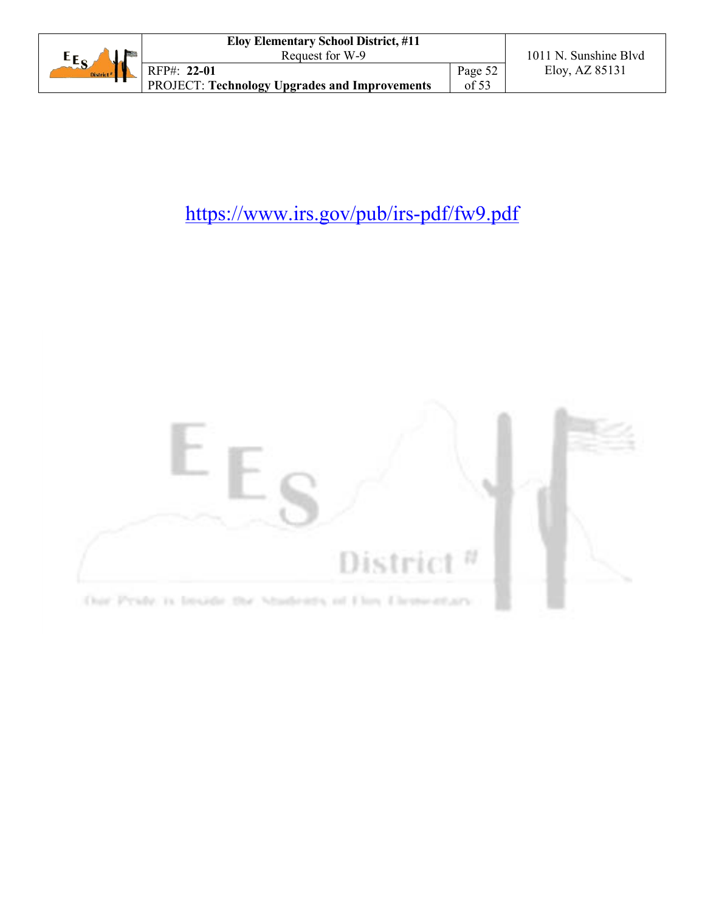https://www.irs.gov/pub/irs-pdf/fw9.pdf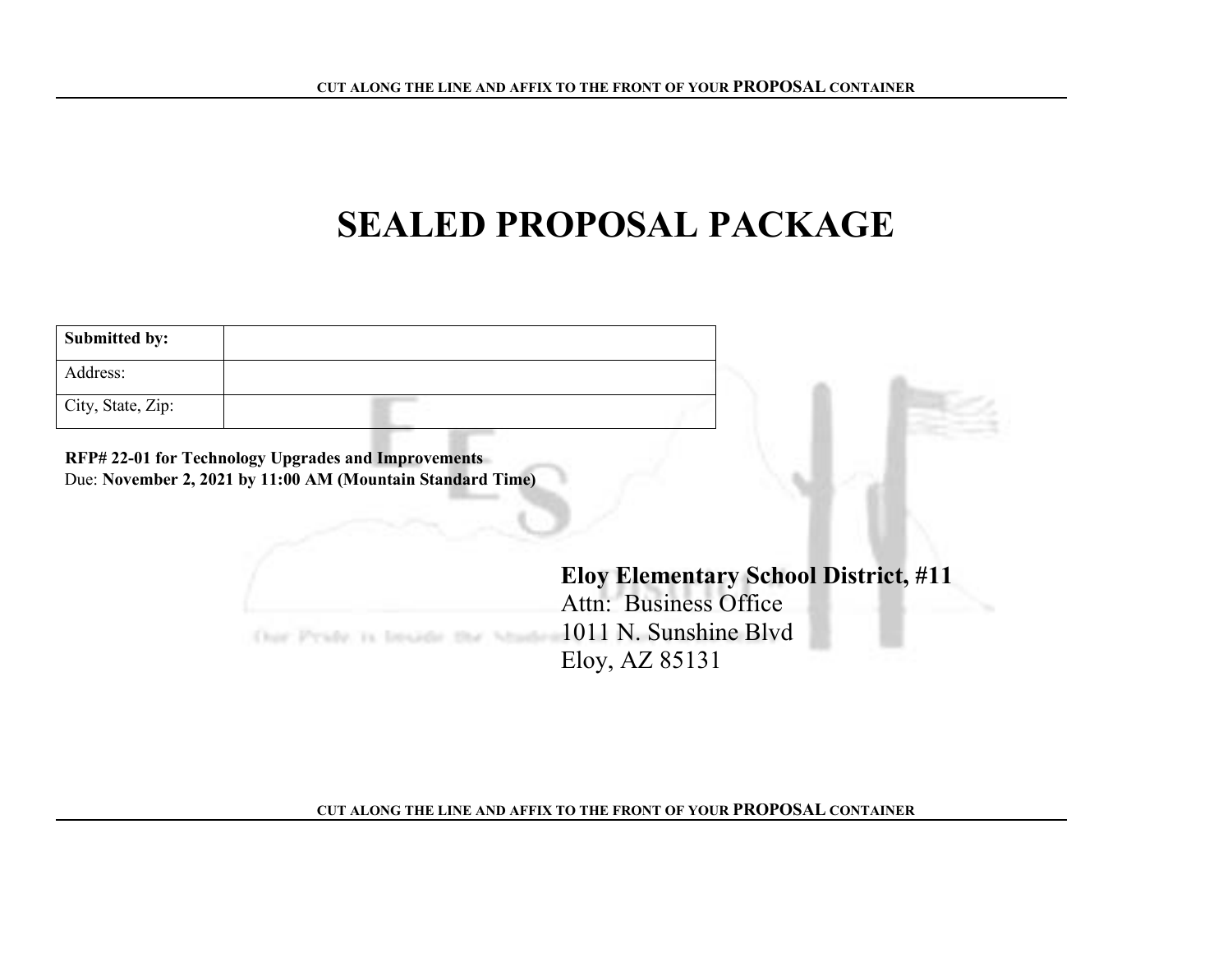CUT ALONG THE LINE AND AFFIX TO THE FRONT OF YOUR **PROPOSAL** CONTAINER

# SEALED PROPOSAL PACKAGE

| | |
|---|---|
| **Submitted by:** | |
| Address: | |
| City, State, Zip: | |

**RFP# 22-01 for Technology Upgrades and Improvements**
Due: **November 2, 2021 by 11:00 AM (Mountain Standard Time)**

**Eloy Elementary School District, #11**
Attn: Business Office
1011 N. Sunshine Blvd
Eloy, AZ 85131

CUT ALONG THE LINE AND AFFIX TO THE FRONT OF YOUR **PROPOSAL** CONTAINER